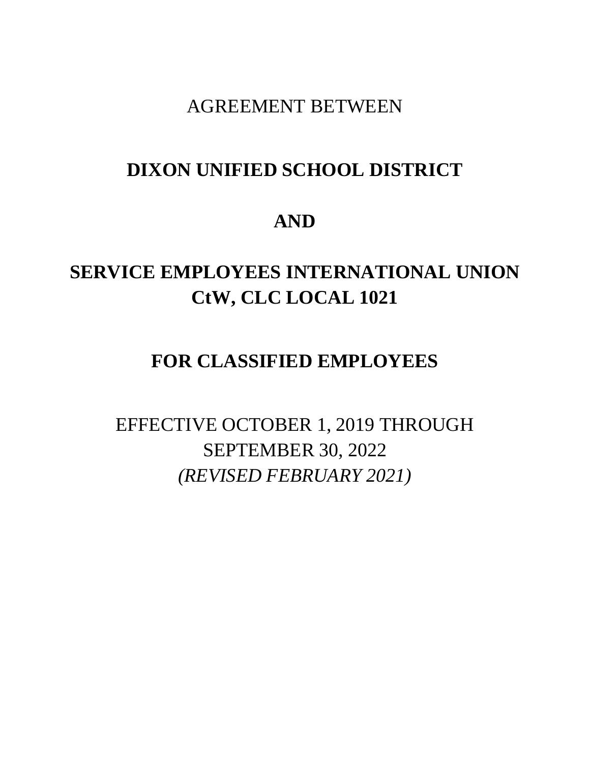AGREEMENT BETWEEN

# DIXON UNIFIED SCHOOL DISTRICT

# AND

# SERVICE EMPLOYEES INTERNATIONAL UNION CtW, CLC LOCAL 1021

# FOR CLASSIFIED EMPLOYEES

EFFECTIVE OCTOBER 1, 2019 THROUGH SEPTEMBER 30, 2022

*(REVISED FEBRUARY 2021)*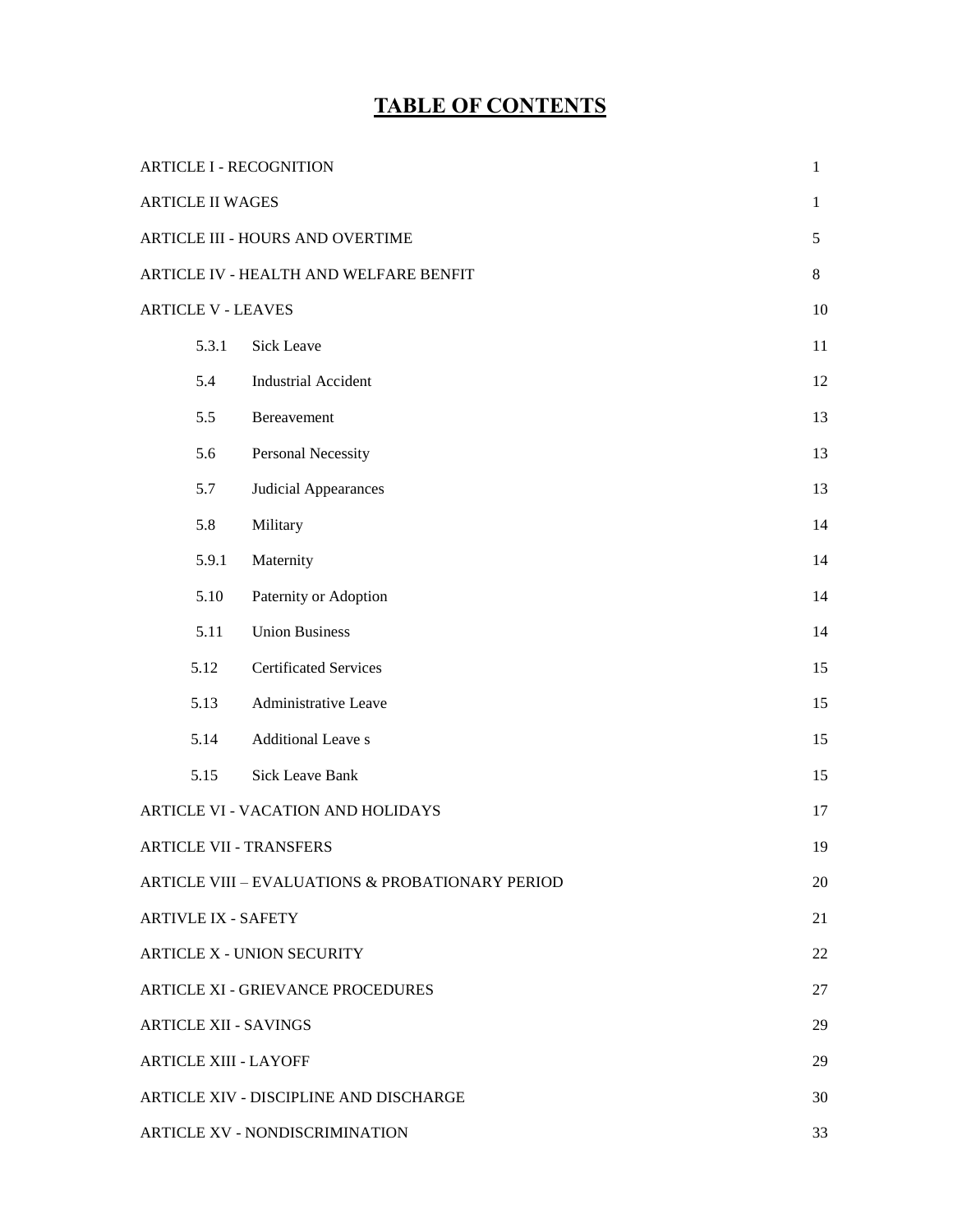# TABLE OF CONTENTS

| | | |
|---|---|---|
| ARTICLE I - RECOGNITION | | 1 |
| ARTICLE II WAGES | | 1 |
| ARTICLE III - HOURS AND OVERTIME | | 5 |
| ARTICLE IV - HEALTH AND WELFARE BENFIT | | 8 |
| ARTICLE V - LEAVES | | 10 |
| 5.3.1 | Sick Leave | 11 |
| 5.4 | Industrial Accident | 12 |
| 5.5 | Bereavement | 13 |
| 5.6 | Personal Necessity | 13 |
| 5.7 | Judicial Appearances | 13 |
| 5.8 | Military | 14 |
| 5.9.1 | Maternity | 14 |
| 5.10 | Paternity or Adoption | 14 |
| 5.11 | Union Business | 14 |
| 5.12 | Certificated Services | 15 |
| 5.13 | Administrative Leave | 15 |
| 5.14 | Additional Leave s | 15 |
| 5.15 | Sick Leave Bank | 15 |
| ARTICLE VI - VACATION AND HOLIDAYS | | 17 |
| ARTICLE VII - TRANSFERS | | 19 |
| ARTICLE VIII – EVALUATIONS & PROBATIONARY PERIOD | | 20 |
| ARTIVLE IX - SAFETY | | 21 |
| ARTICLE X - UNION SECURITY | | 22 |
| ARTICLE XI - GRIEVANCE PROCEDURES | | 27 |
| ARTICLE XII - SAVINGS | | 29 |
| ARTICLE XIII - LAYOFF | | 29 |
| ARTICLE XIV - DISCIPLINE AND DISCHARGE | | 30 |
| ARTICLE XV - NONDISCRIMINATION | | 33 |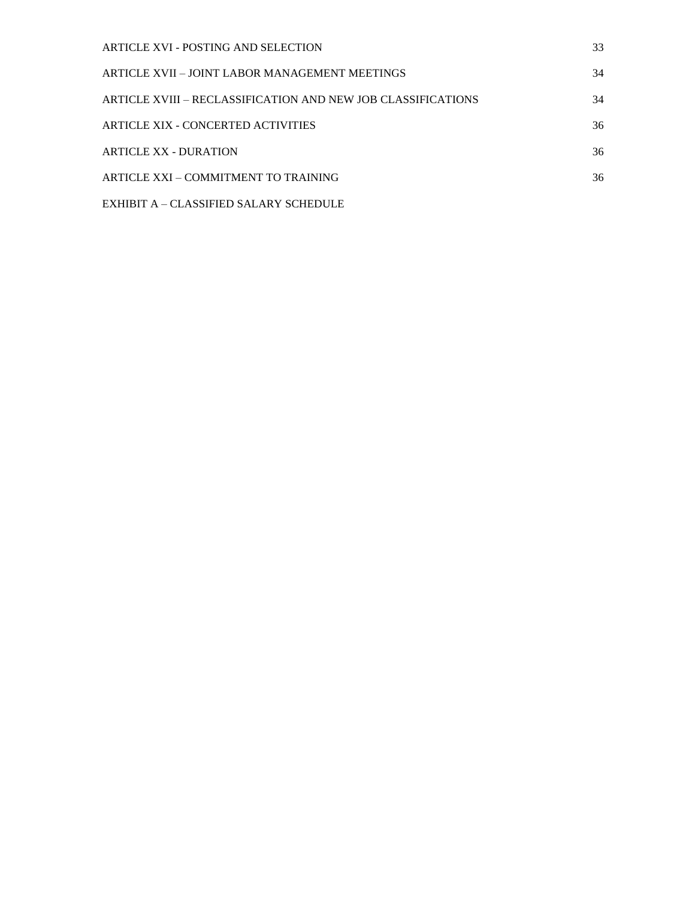| | |
|---|---|
| ARTICLE XVI - POSTING AND SELECTION | 33 |
| ARTICLE XVII – JOINT LABOR MANAGEMENT MEETINGS | 34 |
| ARTICLE XVIII – RECLASSIFICATION AND NEW JOB CLASSIFICATIONS | 34 |
| ARTICLE XIX - CONCERTED ACTIVITIES | 36 |
| ARTICLE XX - DURATION | 36 |
| ARTICLE XXI – COMMITMENT TO TRAINING | 36 |
| EXHIBIT A – CLASSIFIED SALARY SCHEDULE | |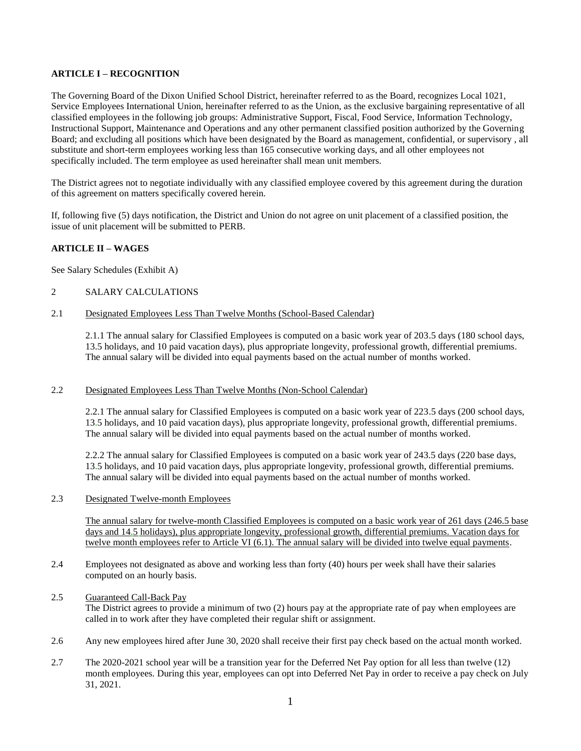**ARTICLE I – RECOGNITION**

The Governing Board of the Dixon Unified School District, hereinafter referred to as the Board, recognizes Local 1021, Service Employees International Union, hereinafter referred to as the Union, as the exclusive bargaining representative of all classified employees in the following job groups: Administrative Support, Fiscal, Food Service, Information Technology, Instructional Support, Maintenance and Operations and any other permanent classified position authorized by the Governing Board; and excluding all positions which have been designated by the Board as management, confidential, or supervisory , all substitute and short-term employees working less than 165 consecutive working days, and all other employees not specifically included. The term employee as used hereinafter shall mean unit members.

The District agrees not to negotiate individually with any classified employee covered by this agreement during the duration of this agreement on matters specifically covered herein.

If, following five (5) days notification, the District and Union do not agree on unit placement of a classified position, the issue of unit placement will be submitted to PERB.

**ARTICLE II – WAGES**

See Salary Schedules (Exhibit A)

2 SALARY CALCULATIONS

2.1 Designated Employees Less Than Twelve Months (School-Based Calendar)

2.1.1 The annual salary for Classified Employees is computed on a basic work year of 203.5 days (180 school days, 13.5 holidays, and 10 paid vacation days), plus appropriate longevity, professional growth, differential premiums. The annual salary will be divided into equal payments based on the actual number of months worked.

2.2 Designated Employees Less Than Twelve Months (Non-School Calendar)

2.2.1 The annual salary for Classified Employees is computed on a basic work year of 223.5 days (200 school days, 13.5 holidays, and 10 paid vacation days), plus appropriate longevity, professional growth, differential premiums. The annual salary will be divided into equal payments based on the actual number of months worked.

2.2.2 The annual salary for Classified Employees is computed on a basic work year of 243.5 days (220 base days, 13.5 holidays, and 10 paid vacation days, plus appropriate longevity, professional growth, differential premiums. The annual salary will be divided into equal payments based on the actual number of months worked.

2.3 Designated Twelve-month Employees

The annual salary for twelve-month Classified Employees is computed on a basic work year of 261 days (246.5 base days and 14.5 holidays), plus appropriate longevity, professional growth, differential premiums. Vacation days for twelve month employees refer to Article VI (6.1). The annual salary will be divided into twelve equal payments.

2.4 Employees not designated as above and working less than forty (40) hours per week shall have their salaries computed on an hourly basis.

2.5 Guaranteed Call-Back Pay

The District agrees to provide a minimum of two (2) hours pay at the appropriate rate of pay when employees are called in to work after they have completed their regular shift or assignment.

2.6 Any new employees hired after June 30, 2020 shall receive their first pay check based on the actual month worked.

2.7 The 2020-2021 school year will be a transition year for the Deferred Net Pay option for all less than twelve (12) month employees. During this year, employees can opt into Deferred Net Pay in order to receive a pay check on July 31, 2021.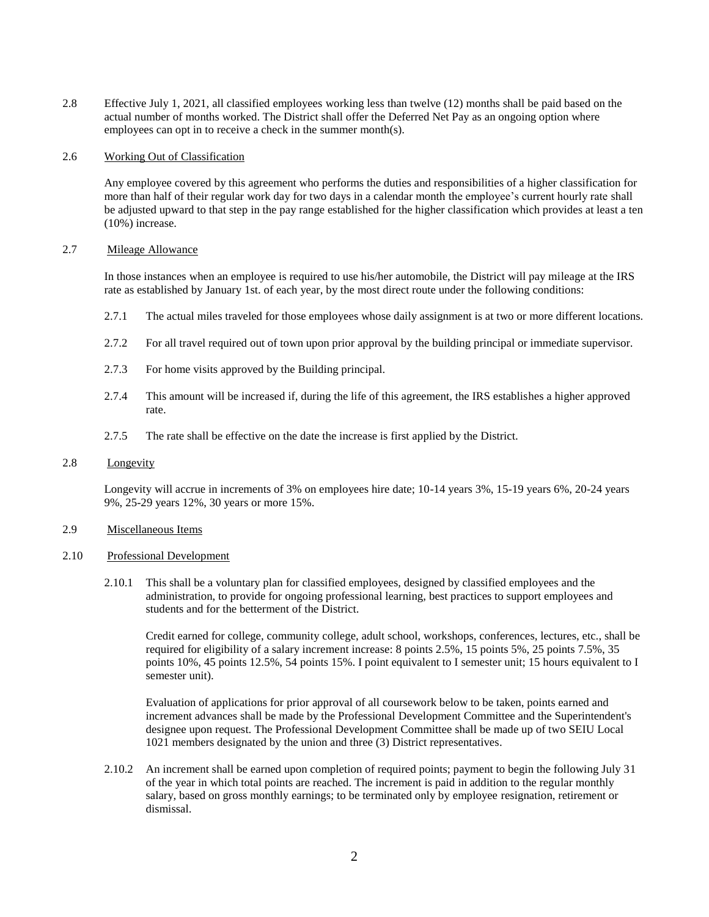2.8 Effective July 1, 2021, all classified employees working less than twelve (12) months shall be paid based on the actual number of months worked. The District shall offer the Deferred Net Pay as an ongoing option where employees can opt in to receive a check in the summer month(s).

2.6 Working Out of Classification

Any employee covered by this agreement who performs the duties and responsibilities of a higher classification for more than half of their regular work day for two days in a calendar month the employee's current hourly rate shall be adjusted upward to that step in the pay range established for the higher classification which provides at least a ten (10%) increase.

2.7 Mileage Allowance

In those instances when an employee is required to use his/her automobile, the District will pay mileage at the IRS rate as established by January 1st. of each year, by the most direct route under the following conditions:

2.7.1 The actual miles traveled for those employees whose daily assignment is at two or more different locations.

2.7.2 For all travel required out of town upon prior approval by the building principal or immediate supervisor.

2.7.3 For home visits approved by the Building principal.

2.7.4 This amount will be increased if, during the life of this agreement, the IRS establishes a higher approved rate.

2.7.5 The rate shall be effective on the date the increase is first applied by the District.

2.8 Longevity

Longevity will accrue in increments of 3% on employees hire date; 10-14 years 3%, 15-19 years 6%, 20-24 years 9%, 25-29 years 12%, 30 years or more 15%.

2.9 Miscellaneous Items

2.10 Professional Development

2.10.1 This shall be a voluntary plan for classified employees, designed by classified employees and the administration, to provide for ongoing professional learning, best practices to support employees and students and for the betterment of the District.

Credit earned for college, community college, adult school, workshops, conferences, lectures, etc., shall be required for eligibility of a salary increment increase: 8 points 2.5%, 15 points 5%, 25 points 7.5%, 35 points 10%, 45 points 12.5%, 54 points 15%. I point equivalent to I semester unit; 15 hours equivalent to I semester unit).

Evaluation of applications for prior approval of all coursework below to be taken, points earned and increment advances shall be made by the Professional Development Committee and the Superintendent's designee upon request. The Professional Development Committee shall be made up of two SEIU Local 1021 members designated by the union and three (3) District representatives.

2.10.2 An increment shall be earned upon completion of required points; payment to begin the following July 31 of the year in which total points are reached. The increment is paid in addition to the regular monthly salary, based on gross monthly earnings; to be terminated only by employee resignation, retirement or dismissal.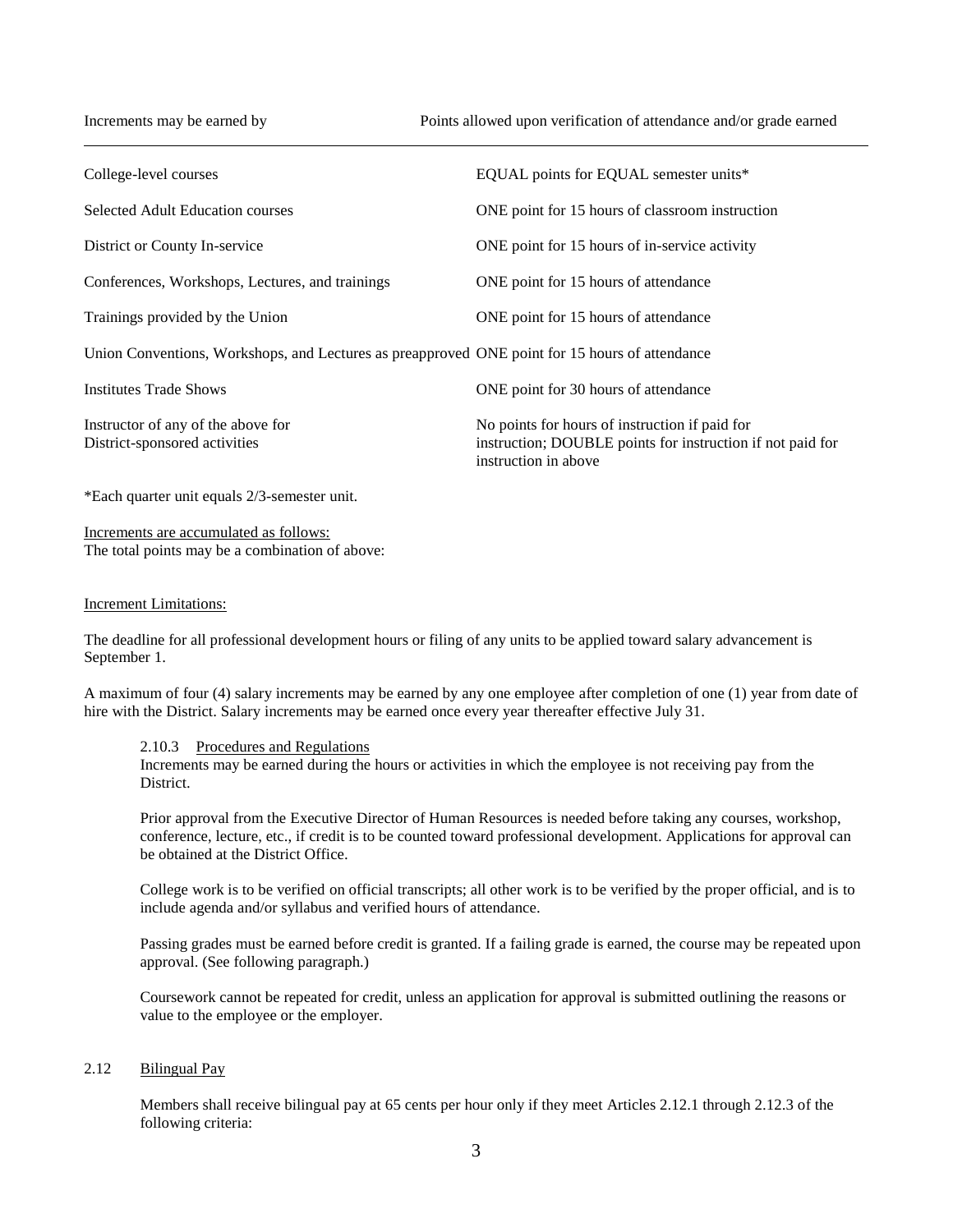| Increments may be earned by | Points allowed upon verification of attendance and/or grade earned |
|---|---|
| College-level courses | EQUAL points for EQUAL semester units* |
| Selected Adult Education courses | ONE point for 15 hours of classroom instruction |
| District or County In-service | ONE point for 15 hours of in-service activity |
| Conferences, Workshops, Lectures, and trainings | ONE point for 15 hours of attendance |
| Trainings provided by the Union | ONE point for 15 hours of attendance |
| Union Conventions, Workshops, and Lectures as preapproved | ONE point for 15 hours of attendance |
| Institutes Trade Shows | ONE point for 30 hours of attendance |
| Instructor of any of the above for District-sponsored activities | No points for hours of instruction if paid for instruction; DOUBLE points for instruction if not paid for instruction in above |

*Each quarter unit equals 2/3-semester unit.

Increments are accumulated as follows:
The total points may be a combination of above:

Increment Limitations:

The deadline for all professional development hours or filing of any units to be applied toward salary advancement is September 1.

A maximum of four (4) salary increments may be earned by any one employee after completion of one (1) year from date of hire with the District. Salary increments may be earned once every year thereafter effective July 31.

2.10.3 Procedures and Regulations

Increments may be earned during the hours or activities in which the employee is not receiving pay from the District.

Prior approval from the Executive Director of Human Resources is needed before taking any courses, workshop, conference, lecture, etc., if credit is to be counted toward professional development. Applications for approval can be obtained at the District Office.

College work is to be verified on official transcripts; all other work is to be verified by the proper official, and is to include agenda and/or syllabus and verified hours of attendance.

Passing grades must be earned before credit is granted. If a failing grade is earned, the course may be repeated upon approval. (See following paragraph.)

Coursework cannot be repeated for credit, unless an application for approval is submitted outlining the reasons or value to the employee or the employer.

## 2.12 Bilingual Pay

Members shall receive bilingual pay at 65 cents per hour only if they meet Articles 2.12.1 through 2.12.3 of the following criteria: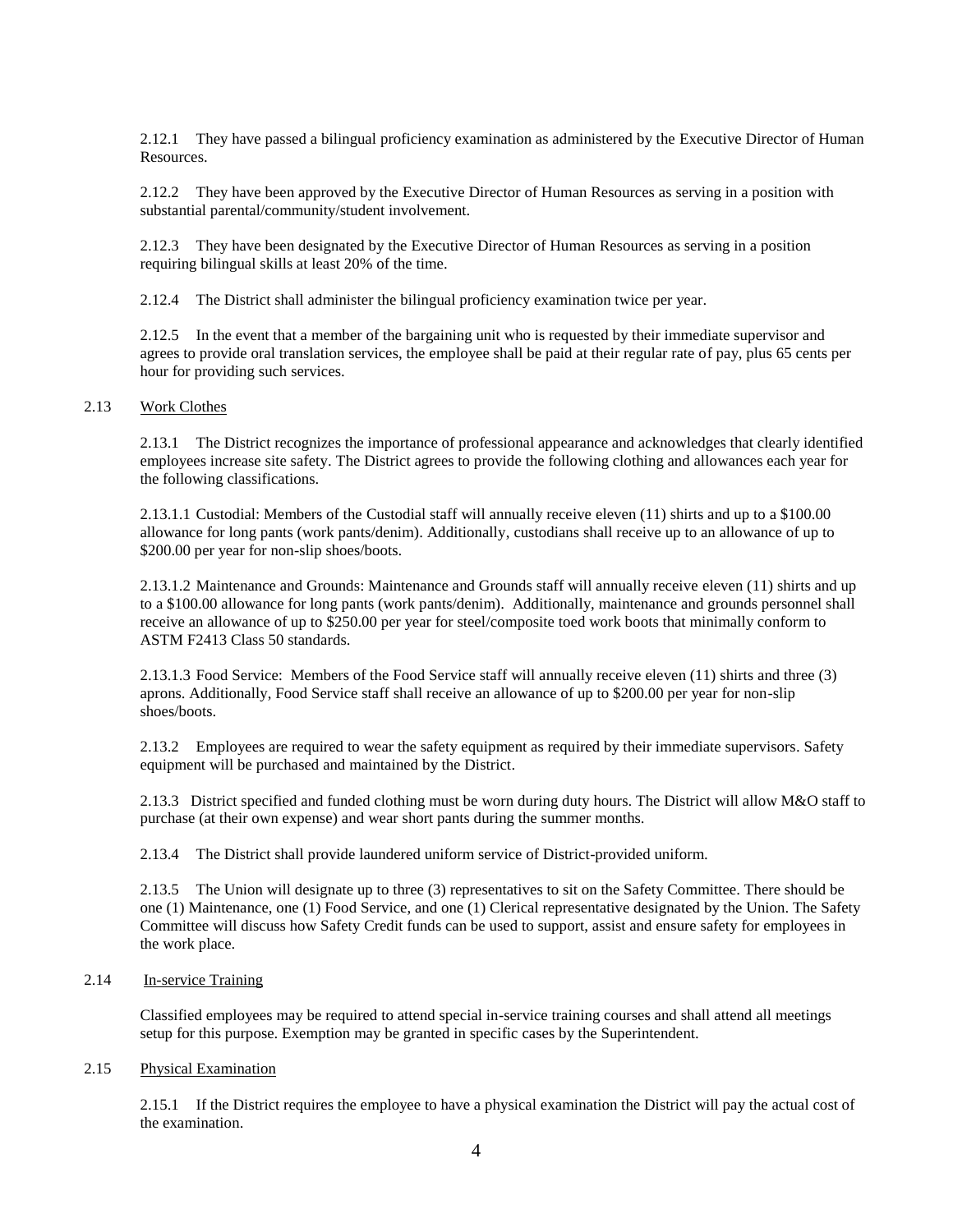2.12.1 They have passed a bilingual proficiency examination as administered by the Executive Director of Human Resources.

2.12.2 They have been approved by the Executive Director of Human Resources as serving in a position with substantial parental/community/student involvement.

2.12.3 They have been designated by the Executive Director of Human Resources as serving in a position requiring bilingual skills at least 20% of the time.

2.12.4 The District shall administer the bilingual proficiency examination twice per year.

2.12.5 In the event that a member of the bargaining unit who is requested by their immediate supervisor and agrees to provide oral translation services, the employee shall be paid at their regular rate of pay, plus 65 cents per hour for providing such services.

2.13 Work Clothes

2.13.1 The District recognizes the importance of professional appearance and acknowledges that clearly identified employees increase site safety. The District agrees to provide the following clothing and allowances each year for the following classifications.

2.13.1.1 Custodial: Members of the Custodial staff will annually receive eleven (11) shirts and up to a $100.00 allowance for long pants (work pants/denim). Additionally, custodians shall receive up to an allowance of up to $200.00 per year for non-slip shoes/boots.

2.13.1.2 Maintenance and Grounds: Maintenance and Grounds staff will annually receive eleven (11) shirts and up to a $100.00 allowance for long pants (work pants/denim). Additionally, maintenance and grounds personnel shall receive an allowance of up to $250.00 per year for steel/composite toed work boots that minimally conform to ASTM F2413 Class 50 standards.

2.13.1.3 Food Service: Members of the Food Service staff will annually receive eleven (11) shirts and three (3) aprons. Additionally, Food Service staff shall receive an allowance of up to $200.00 per year for non-slip shoes/boots.

2.13.2 Employees are required to wear the safety equipment as required by their immediate supervisors. Safety equipment will be purchased and maintained by the District.

2.13.3 District specified and funded clothing must be worn during duty hours. The District will allow M&O staff to purchase (at their own expense) and wear short pants during the summer months.

2.13.4 The District shall provide laundered uniform service of District-provided uniform.

2.13.5 The Union will designate up to three (3) representatives to sit on the Safety Committee. There should be one (1) Maintenance, one (1) Food Service, and one (1) Clerical representative designated by the Union. The Safety Committee will discuss how Safety Credit funds can be used to support, assist and ensure safety for employees in the work place.

2.14 In-service Training

Classified employees may be required to attend special in-service training courses and shall attend all meetings setup for this purpose. Exemption may be granted in specific cases by the Superintendent.

2.15 Physical Examination

2.15.1 If the District requires the employee to have a physical examination the District will pay the actual cost of the examination.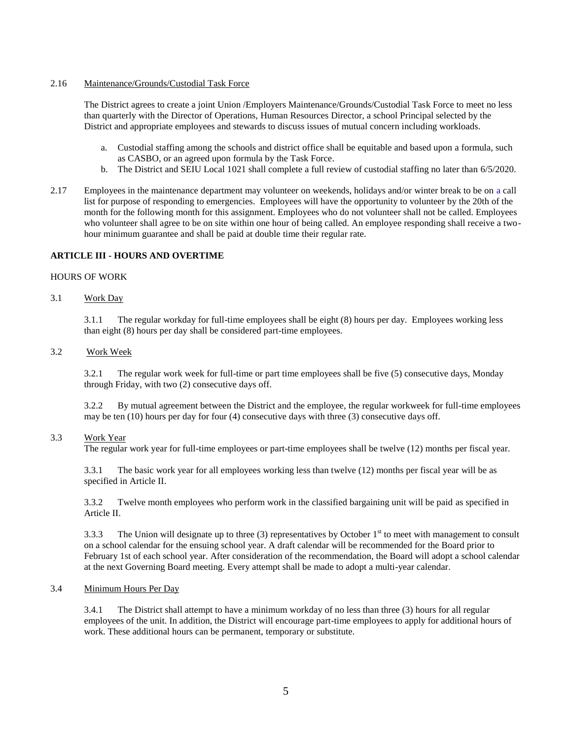2.16 Maintenance/Grounds/Custodial Task Force

The District agrees to create a joint Union /Employers Maintenance/Grounds/Custodial Task Force to meet no less than quarterly with the Director of Operations, Human Resources Director, a school Principal selected by the District and appropriate employees and stewards to discuss issues of mutual concern including workloads.

a. Custodial staffing among the schools and district office shall be equitable and based upon a formula, such as CASBO, or an agreed upon formula by the Task Force.
b. The District and SEIU Local 1021 shall complete a full review of custodial staffing no later than 6/5/2020.

2.17 Employees in the maintenance department may volunteer on weekends, holidays and/or winter break to be on a call list for purpose of responding to emergencies. Employees will have the opportunity to volunteer by the 20th of the month for the following month for this assignment. Employees who do not volunteer shall not be called. Employees who volunteer shall agree to be on site within one hour of being called. An employee responding shall receive a two-hour minimum guarantee and shall be paid at double time their regular rate.

## ARTICLE III - HOURS AND OVERTIME

HOURS OF WORK

3.1 Work Day

3.1.1 The regular workday for full-time employees shall be eight (8) hours per day. Employees working less than eight (8) hours per day shall be considered part-time employees.

3.2 Work Week

3.2.1 The regular work week for full-time or part time employees shall be five (5) consecutive days, Monday through Friday, with two (2) consecutive days off.

3.2.2 By mutual agreement between the District and the employee, the regular workweek for full-time employees may be ten (10) hours per day for four (4) consecutive days with three (3) consecutive days off.

3.3 Work Year

The regular work year for full-time employees or part-time employees shall be twelve (12) months per fiscal year.

3.3.1 The basic work year for all employees working less than twelve (12) months per fiscal year will be as specified in Article II.

3.3.2 Twelve month employees who perform work in the classified bargaining unit will be paid as specified in Article II.

3.3.3 The Union will designate up to three (3) representatives by October 1st to meet with management to consult on a school calendar for the ensuing school year. A draft calendar will be recommended for the Board prior to February 1st of each school year. After consideration of the recommendation, the Board will adopt a school calendar at the next Governing Board meeting. Every attempt shall be made to adopt a multi-year calendar.

3.4 Minimum Hours Per Day

3.4.1 The District shall attempt to have a minimum workday of no less than three (3) hours for all regular employees of the unit. In addition, the District will encourage part-time employees to apply for additional hours of work. These additional hours can be permanent, temporary or substitute.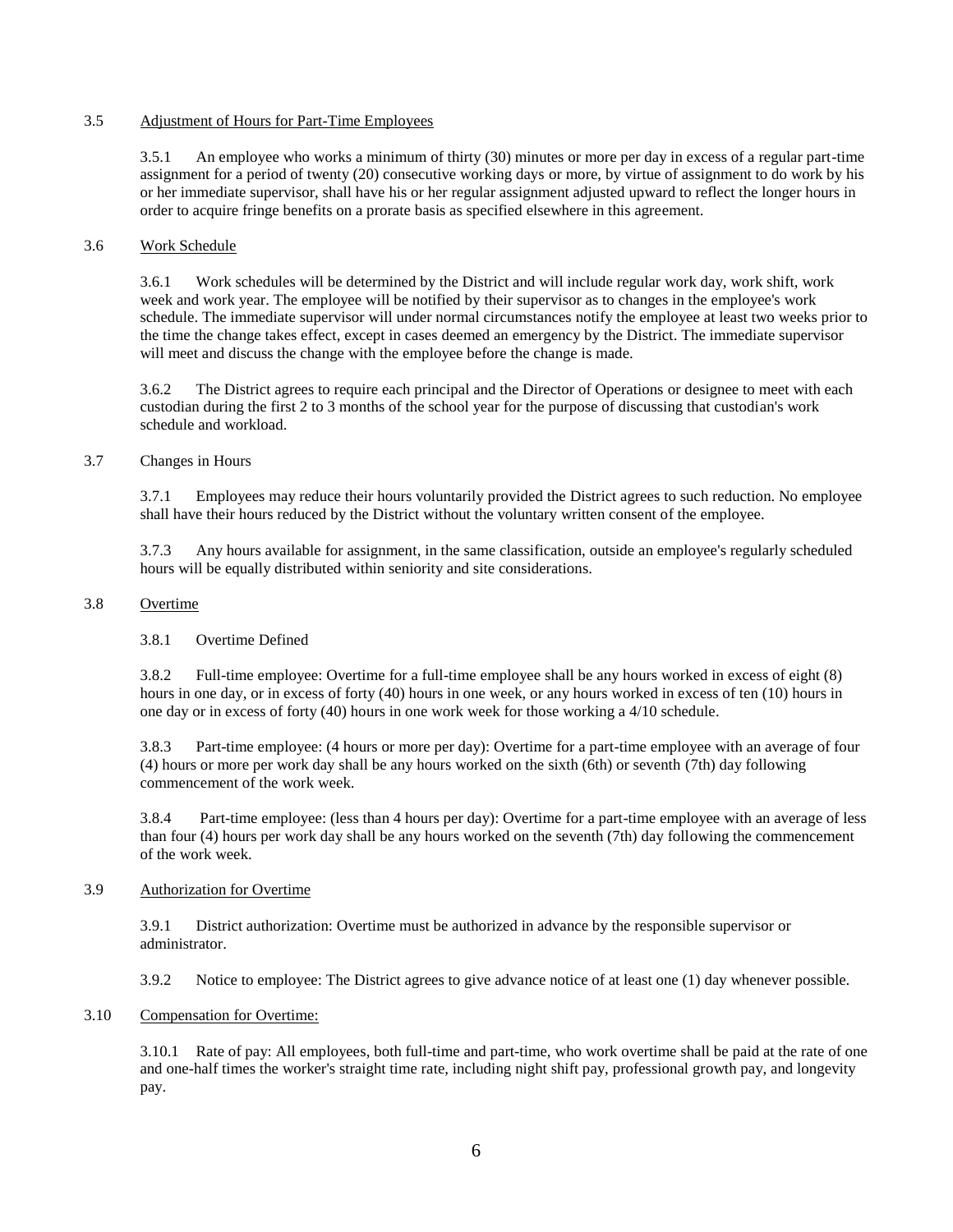3.5 Adjustment of Hours for Part-Time Employees

3.5.1 An employee who works a minimum of thirty (30) minutes or more per day in excess of a regular part-time assignment for a period of twenty (20) consecutive working days or more, by virtue of assignment to do work by his or her immediate supervisor, shall have his or her regular assignment adjusted upward to reflect the longer hours in order to acquire fringe benefits on a prorate basis as specified elsewhere in this agreement.

3.6 Work Schedule

3.6.1 Work schedules will be determined by the District and will include regular work day, work shift, work week and work year. The employee will be notified by their supervisor as to changes in the employee's work schedule. The immediate supervisor will under normal circumstances notify the employee at least two weeks prior to the time the change takes effect, except in cases deemed an emergency by the District. The immediate supervisor will meet and discuss the change with the employee before the change is made.

3.6.2 The District agrees to require each principal and the Director of Operations or designee to meet with each custodian during the first 2 to 3 months of the school year for the purpose of discussing that custodian's work schedule and workload.

3.7 Changes in Hours

3.7.1 Employees may reduce their hours voluntarily provided the District agrees to such reduction. No employee shall have their hours reduced by the District without the voluntary written consent of the employee.

3.7.3 Any hours available for assignment, in the same classification, outside an employee's regularly scheduled hours will be equally distributed within seniority and site considerations.

3.8 Overtime

3.8.1 Overtime Defined

3.8.2 Full-time employee: Overtime for a full-time employee shall be any hours worked in excess of eight (8) hours in one day, or in excess of forty (40) hours in one week, or any hours worked in excess of ten (10) hours in one day or in excess of forty (40) hours in one work week for those working a 4/10 schedule.

3.8.3 Part-time employee: (4 hours or more per day): Overtime for a part-time employee with an average of four (4) hours or more per work day shall be any hours worked on the sixth (6th) or seventh (7th) day following commencement of the work week.

3.8.4 Part-time employee: (less than 4 hours per day): Overtime for a part-time employee with an average of less than four (4) hours per work day shall be any hours worked on the seventh (7th) day following the commencement of the work week.

3.9 Authorization for Overtime

3.9.1 District authorization: Overtime must be authorized in advance by the responsible supervisor or administrator.

3.9.2 Notice to employee: The District agrees to give advance notice of at least one (1) day whenever possible.

3.10 Compensation for Overtime:

3.10.1 Rate of pay: All employees, both full-time and part-time, who work overtime shall be paid at the rate of one and one-half times the worker's straight time rate, including night shift pay, professional growth pay, and longevity pay.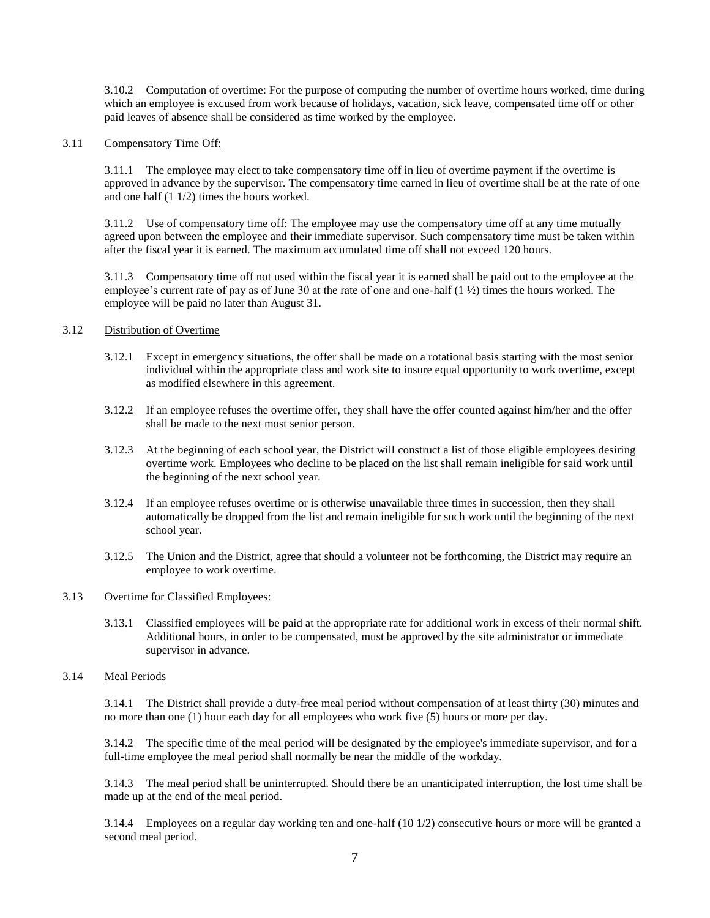3.10.2 Computation of overtime: For the purpose of computing the number of overtime hours worked, time during which an employee is excused from work because of holidays, vacation, sick leave, compensated time off or other paid leaves of absence shall be considered as time worked by the employee.

3.11 Compensatory Time Off:

3.11.1 The employee may elect to take compensatory time off in lieu of overtime payment if the overtime is approved in advance by the supervisor. The compensatory time earned in lieu of overtime shall be at the rate of one and one half (1 1/2) times the hours worked.

3.11.2 Use of compensatory time off: The employee may use the compensatory time off at any time mutually agreed upon between the employee and their immediate supervisor. Such compensatory time must be taken within after the fiscal year it is earned. The maximum accumulated time off shall not exceed 120 hours.

3.11.3 Compensatory time off not used within the fiscal year it is earned shall be paid out to the employee at the employee's current rate of pay as of June 30 at the rate of one and one-half (1 ½) times the hours worked. The employee will be paid no later than August 31.

3.12 Distribution of Overtime

3.12.1 Except in emergency situations, the offer shall be made on a rotational basis starting with the most senior individual within the appropriate class and work site to insure equal opportunity to work overtime, except as modified elsewhere in this agreement.

3.12.2 If an employee refuses the overtime offer, they shall have the offer counted against him/her and the offer shall be made to the next most senior person.

3.12.3 At the beginning of each school year, the District will construct a list of those eligible employees desiring overtime work. Employees who decline to be placed on the list shall remain ineligible for said work until the beginning of the next school year.

3.12.4 If an employee refuses overtime or is otherwise unavailable three times in succession, then they shall automatically be dropped from the list and remain ineligible for such work until the beginning of the next school year.

3.12.5 The Union and the District, agree that should a volunteer not be forthcoming, the District may require an employee to work overtime.

3.13 Overtime for Classified Employees:

3.13.1 Classified employees will be paid at the appropriate rate for additional work in excess of their normal shift. Additional hours, in order to be compensated, must be approved by the site administrator or immediate supervisor in advance.

3.14 Meal Periods

3.14.1 The District shall provide a duty-free meal period without compensation of at least thirty (30) minutes and no more than one (1) hour each day for all employees who work five (5) hours or more per day.

3.14.2 The specific time of the meal period will be designated by the employee's immediate supervisor, and for a full-time employee the meal period shall normally be near the middle of the workday.

3.14.3 The meal period shall be uninterrupted. Should there be an unanticipated interruption, the lost time shall be made up at the end of the meal period.

3.14.4 Employees on a regular day working ten and one-half (10 1/2) consecutive hours or more will be granted a second meal period.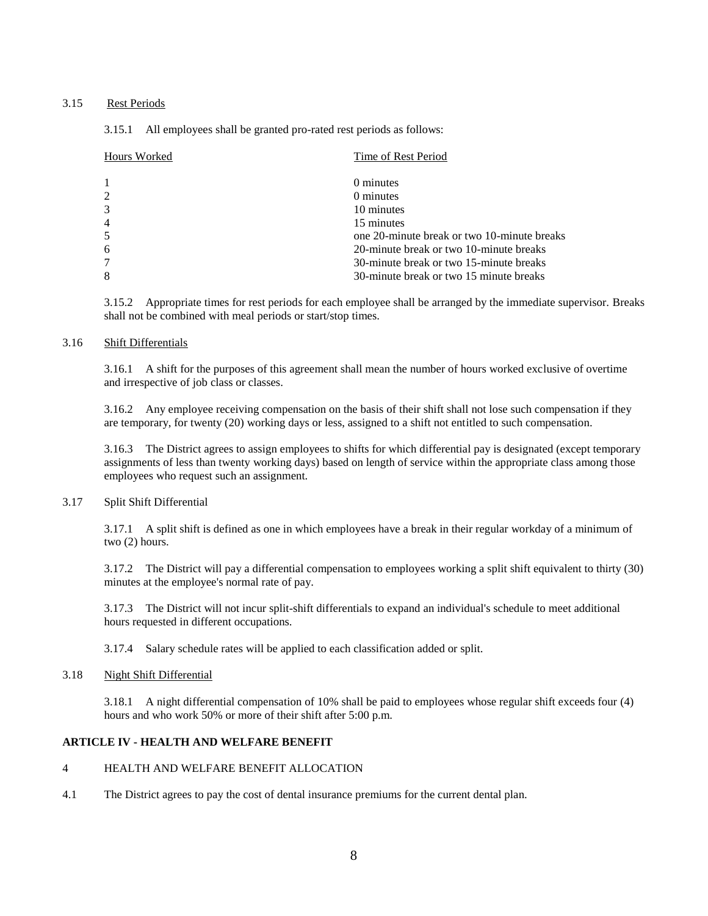3.15 Rest Periods

3.15.1 All employees shall be granted pro-rated rest periods as follows:

| Hours Worked | Time of Rest Period |
|---|---|
| 1 | 0 minutes |
| 2 | 0 minutes |
| 3 | 10 minutes |
| 4 | 15 minutes |
| 5 | one 20-minute break or two 10-minute breaks |
| 6 | 20-minute break or two 10-minute breaks |
| 7 | 30-minute break or two 15-minute breaks |
| 8 | 30-minute break or two 15 minute breaks |

3.15.2 Appropriate times for rest periods for each employee shall be arranged by the immediate supervisor. Breaks shall not be combined with meal periods or start/stop times.

3.16 Shift Differentials

3.16.1 A shift for the purposes of this agreement shall mean the number of hours worked exclusive of overtime and irrespective of job class or classes.

3.16.2 Any employee receiving compensation on the basis of their shift shall not lose such compensation if they are temporary, for twenty (20) working days or less, assigned to a shift not entitled to such compensation.

3.16.3 The District agrees to assign employees to shifts for which differential pay is designated (except temporary assignments of less than twenty working days) based on length of service within the appropriate class among those employees who request such an assignment.

3.17 Split Shift Differential

3.17.1 A split shift is defined as one in which employees have a break in their regular workday of a minimum of two (2) hours.

3.17.2 The District will pay a differential compensation to employees working a split shift equivalent to thirty (30) minutes at the employee's normal rate of pay.

3.17.3 The District will not incur split-shift differentials to expand an individual's schedule to meet additional hours requested in different occupations.

3.17.4 Salary schedule rates will be applied to each classification added or split.

3.18 Night Shift Differential

3.18.1 A night differential compensation of 10% shall be paid to employees whose regular shift exceeds four (4) hours and who work 50% or more of their shift after 5:00 p.m.

**ARTICLE IV - HEALTH AND WELFARE BENEFIT**

4 HEALTH AND WELFARE BENEFIT ALLOCATION

4.1 The District agrees to pay the cost of dental insurance premiums for the current dental plan.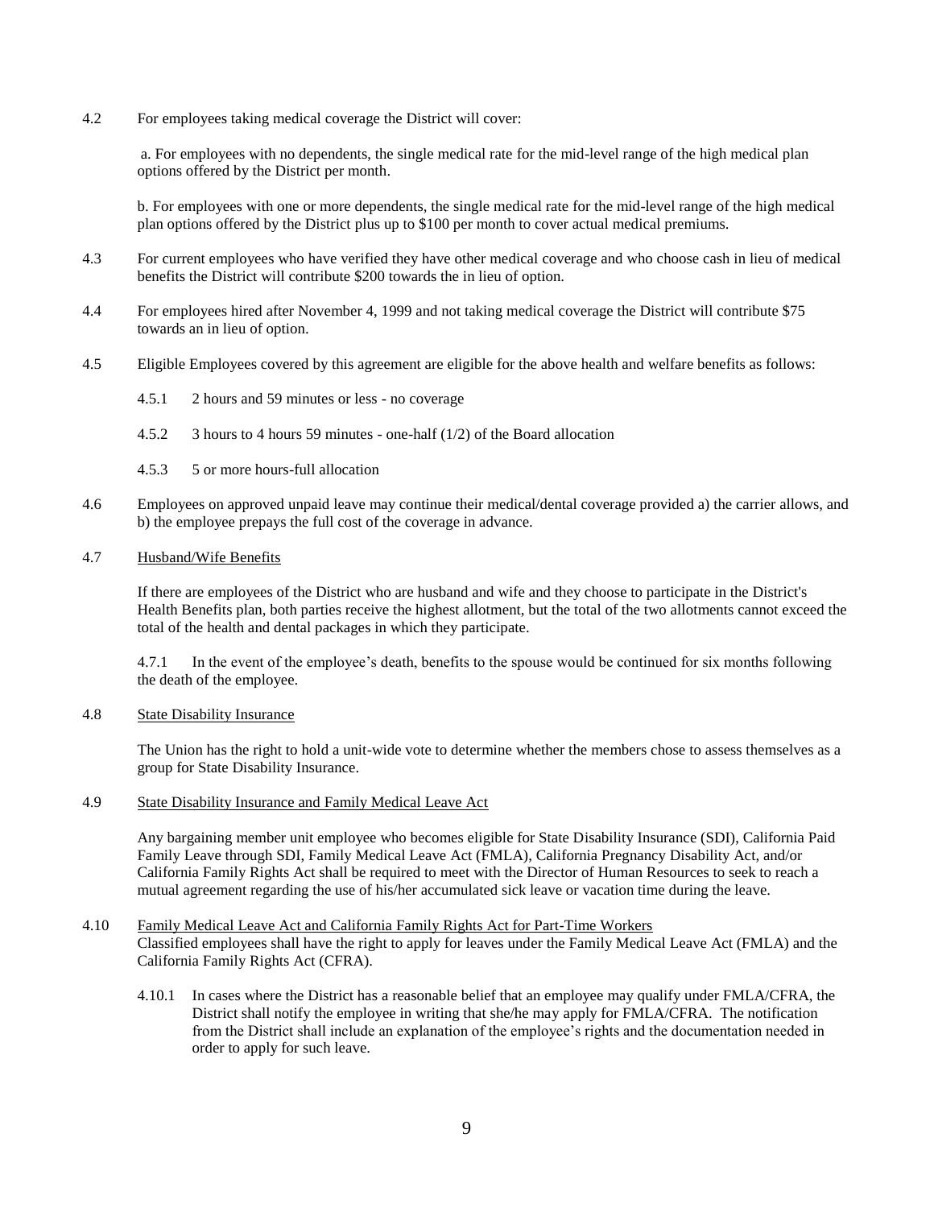4.2 For employees taking medical coverage the District will cover:

a. For employees with no dependents, the single medical rate for the mid-level range of the high medical plan options offered by the District per month.

b. For employees with one or more dependents, the single medical rate for the mid-level range of the high medical plan options offered by the District plus up to $100 per month to cover actual medical premiums.

4.3 For current employees who have verified they have other medical coverage and who choose cash in lieu of medical benefits the District will contribute $200 towards the in lieu of option.

4.4 For employees hired after November 4, 1999 and not taking medical coverage the District will contribute $75 towards an in lieu of option.

4.5 Eligible Employees covered by this agreement are eligible for the above health and welfare benefits as follows:

4.5.1 2 hours and 59 minutes or less - no coverage

4.5.2 3 hours to 4 hours 59 minutes - one-half (1/2) of the Board allocation

4.5.3 5 or more hours-full allocation

4.6 Employees on approved unpaid leave may continue their medical/dental coverage provided a) the carrier allows, and b) the employee prepays the full cost of the coverage in advance.

4.7 Husband/Wife Benefits

If there are employees of the District who are husband and wife and they choose to participate in the District's Health Benefits plan, both parties receive the highest allotment, but the total of the two allotments cannot exceed the total of the health and dental packages in which they participate.

4.7.1 In the event of the employee's death, benefits to the spouse would be continued for six months following the death of the employee.

4.8 State Disability Insurance

The Union has the right to hold a unit-wide vote to determine whether the members chose to assess themselves as a group for State Disability Insurance.

4.9 State Disability Insurance and Family Medical Leave Act

Any bargaining member unit employee who becomes eligible for State Disability Insurance (SDI), California Paid Family Leave through SDI, Family Medical Leave Act (FMLA), California Pregnancy Disability Act, and/or California Family Rights Act shall be required to meet with the Director of Human Resources to seek to reach a mutual agreement regarding the use of his/her accumulated sick leave or vacation time during the leave.

4.10 Family Medical Leave Act and California Family Rights Act for Part-Time Workers

Classified employees shall have the right to apply for leaves under the Family Medical Leave Act (FMLA) and the California Family Rights Act (CFRA).

4.10.1 In cases where the District has a reasonable belief that an employee may qualify under FMLA/CFRA, the District shall notify the employee in writing that she/he may apply for FMLA/CFRA. The notification from the District shall include an explanation of the employee's rights and the documentation needed in order to apply for such leave.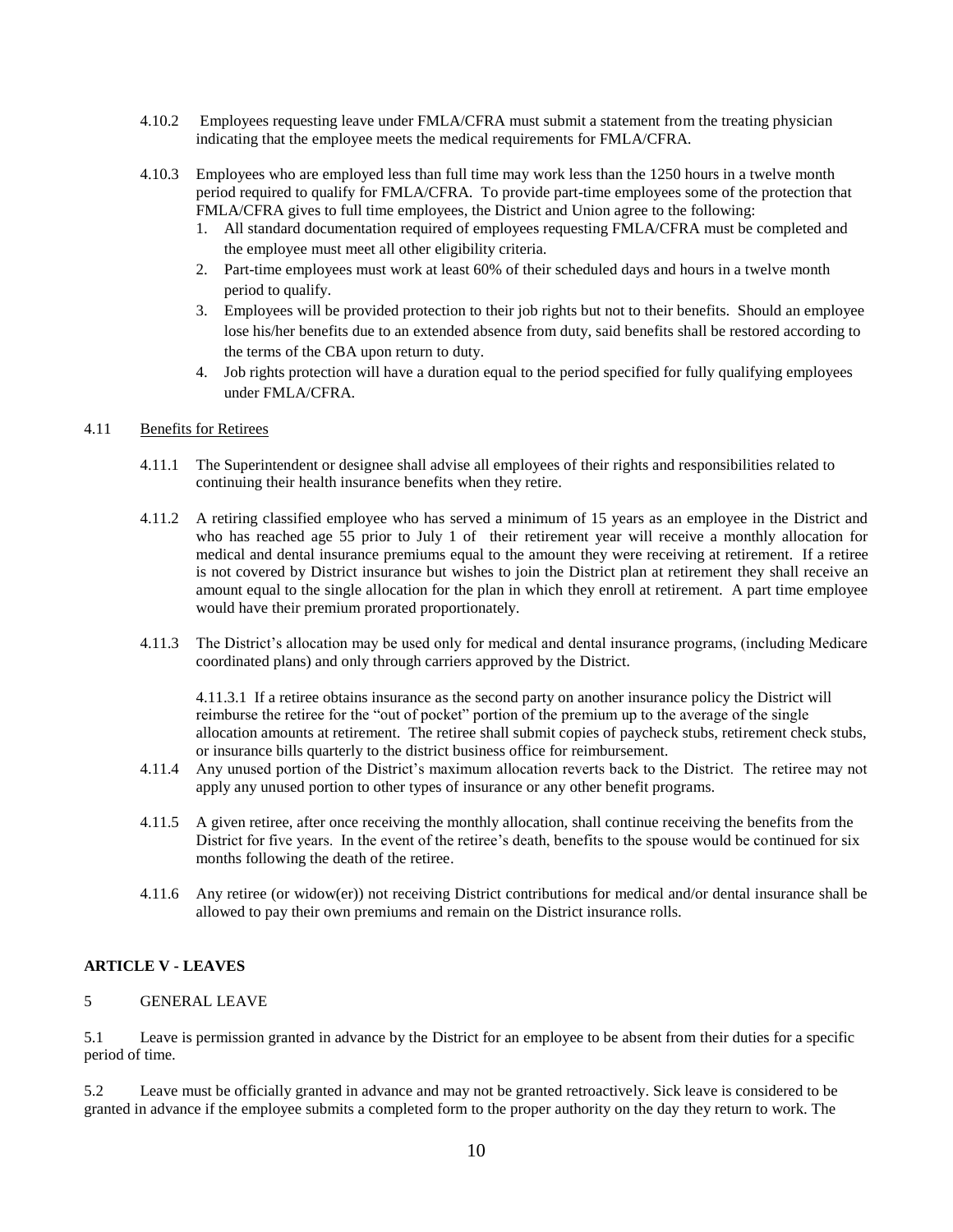4.10.2 Employees requesting leave under FMLA/CFRA must submit a statement from the treating physician indicating that the employee meets the medical requirements for FMLA/CFRA.

4.10.3 Employees who are employed less than full time may work less than the 1250 hours in a twelve month period required to qualify for FMLA/CFRA. To provide part-time employees some of the protection that FMLA/CFRA gives to full time employees, the District and Union agree to the following:

1. All standard documentation required of employees requesting FMLA/CFRA must be completed and the employee must meet all other eligibility criteria.
2. Part-time employees must work at least 60% of their scheduled days and hours in a twelve month period to qualify.
3. Employees will be provided protection to their job rights but not to their benefits. Should an employee lose his/her benefits due to an extended absence from duty, said benefits shall be restored according to the terms of the CBA upon return to duty.
4. Job rights protection will have a duration equal to the period specified for fully qualifying employees under FMLA/CFRA.

4.11 Benefits for Retirees

4.11.1 The Superintendent or designee shall advise all employees of their rights and responsibilities related to continuing their health insurance benefits when they retire.

4.11.2 A retiring classified employee who has served a minimum of 15 years as an employee in the District and who has reached age 55 prior to July 1 of their retirement year will receive a monthly allocation for medical and dental insurance premiums equal to the amount they were receiving at retirement. If a retiree is not covered by District insurance but wishes to join the District plan at retirement they shall receive an amount equal to the single allocation for the plan in which they enroll at retirement. A part time employee would have their premium prorated proportionately.

4.11.3 The District's allocation may be used only for medical and dental insurance programs, (including Medicare coordinated plans) and only through carriers approved by the District.

4.11.3.1 If a retiree obtains insurance as the second party on another insurance policy the District will reimburse the retiree for the "out of pocket" portion of the premium up to the average of the single allocation amounts at retirement. The retiree shall submit copies of paycheck stubs, retirement check stubs, or insurance bills quarterly to the district business office for reimbursement.

4.11.4 Any unused portion of the District's maximum allocation reverts back to the District. The retiree may not apply any unused portion to other types of insurance or any other benefit programs.

4.11.5 A given retiree, after once receiving the monthly allocation, shall continue receiving the benefits from the District for five years. In the event of the retiree's death, benefits to the spouse would be continued for six months following the death of the retiree.

4.11.6 Any retiree (or widow(er)) not receiving District contributions for medical and/or dental insurance shall be allowed to pay their own premiums and remain on the District insurance rolls.

## ARTICLE V - LEAVES

5 GENERAL LEAVE

5.1 Leave is permission granted in advance by the District for an employee to be absent from their duties for a specific period of time.

5.2 Leave must be officially granted in advance and may not be granted retroactively. Sick leave is considered to be granted in advance if the employee submits a completed form to the proper authority on the day they return to work. The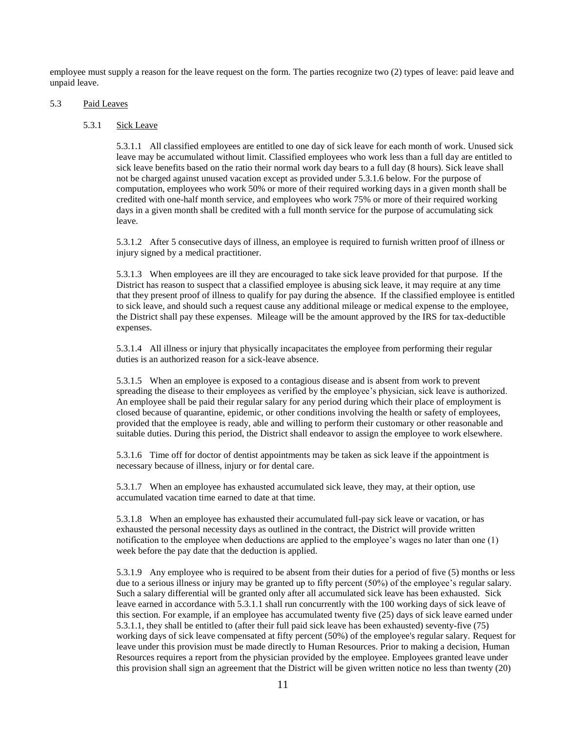employee must supply a reason for the leave request on the form. The parties recognize two (2) types of leave: paid leave and unpaid leave.

5.3 Paid Leaves

5.3.1 Sick Leave

5.3.1.1 All classified employees are entitled to one day of sick leave for each month of work. Unused sick leave may be accumulated without limit. Classified employees who work less than a full day are entitled to sick leave benefits based on the ratio their normal work day bears to a full day (8 hours). Sick leave shall not be charged against unused vacation except as provided under 5.3.1.6 below. For the purpose of computation, employees who work 50% or more of their required working days in a given month shall be credited with one-half month service, and employees who work 75% or more of their required working days in a given month shall be credited with a full month service for the purpose of accumulating sick leave.

5.3.1.2 After 5 consecutive days of illness, an employee is required to furnish written proof of illness or injury signed by a medical practitioner.

5.3.1.3 When employees are ill they are encouraged to take sick leave provided for that purpose. If the District has reason to suspect that a classified employee is abusing sick leave, it may require at any time that they present proof of illness to qualify for pay during the absence. If the classified employee is entitled to sick leave, and should such a request cause any additional mileage or medical expense to the employee, the District shall pay these expenses. Mileage will be the amount approved by the IRS for tax-deductible expenses.

5.3.1.4 All illness or injury that physically incapacitates the employee from performing their regular duties is an authorized reason for a sick-leave absence.

5.3.1.5 When an employee is exposed to a contagious disease and is absent from work to prevent spreading the disease to their employees as verified by the employee's physician, sick leave is authorized. An employee shall be paid their regular salary for any period during which their place of employment is closed because of quarantine, epidemic, or other conditions involving the health or safety of employees, provided that the employee is ready, able and willing to perform their customary or other reasonable and suitable duties. During this period, the District shall endeavor to assign the employee to work elsewhere.

5.3.1.6 Time off for doctor of dentist appointments may be taken as sick leave if the appointment is necessary because of illness, injury or for dental care.

5.3.1.7 When an employee has exhausted accumulated sick leave, they may, at their option, use accumulated vacation time earned to date at that time.

5.3.1.8 When an employee has exhausted their accumulated full-pay sick leave or vacation, or has exhausted the personal necessity days as outlined in the contract, the District will provide written notification to the employee when deductions are applied to the employee's wages no later than one (1) week before the pay date that the deduction is applied.

5.3.1.9 Any employee who is required to be absent from their duties for a period of five (5) months or less due to a serious illness or injury may be granted up to fifty percent (50%) of the employee's regular salary. Such a salary differential will be granted only after all accumulated sick leave has been exhausted. Sick leave earned in accordance with 5.3.1.1 shall run concurrently with the 100 working days of sick leave of this section. For example, if an employee has accumulated twenty five (25) days of sick leave earned under 5.3.1.1, they shall be entitled to (after their full paid sick leave has been exhausted) seventy-five (75) working days of sick leave compensated at fifty percent (50%) of the employee's regular salary. Request for leave under this provision must be made directly to Human Resources. Prior to making a decision, Human Resources requires a report from the physician provided by the employee. Employees granted leave under this provision shall sign an agreement that the District will be given written notice no less than twenty (20)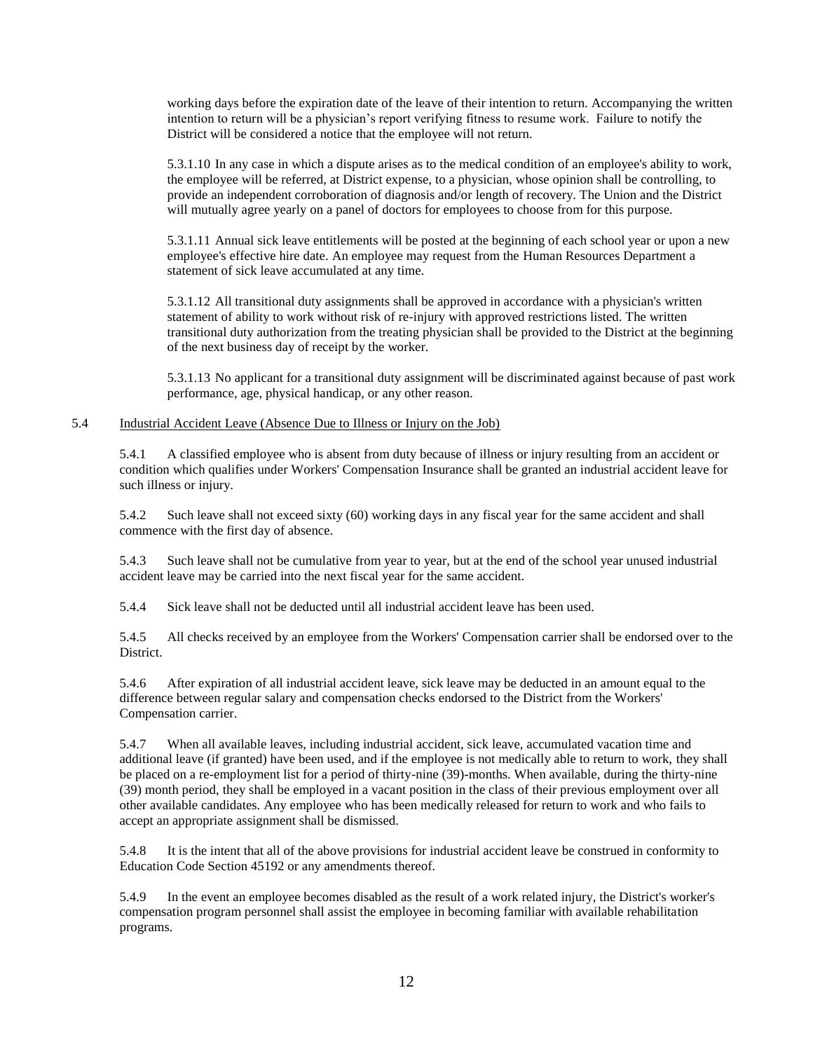working days before the expiration date of the leave of their intention to return. Accompanying the written intention to return will be a physician's report verifying fitness to resume work. Failure to notify the District will be considered a notice that the employee will not return.

5.3.1.10 In any case in which a dispute arises as to the medical condition of an employee's ability to work, the employee will be referred, at District expense, to a physician, whose opinion shall be controlling, to provide an independent corroboration of diagnosis and/or length of recovery. The Union and the District will mutually agree yearly on a panel of doctors for employees to choose from for this purpose.

5.3.1.11 Annual sick leave entitlements will be posted at the beginning of each school year or upon a new employee's effective hire date. An employee may request from the Human Resources Department a statement of sick leave accumulated at any time.

5.3.1.12 All transitional duty assignments shall be approved in accordance with a physician's written statement of ability to work without risk of re-injury with approved restrictions listed. The written transitional duty authorization from the treating physician shall be provided to the District at the beginning of the next business day of receipt by the worker.

5.3.1.13 No applicant for a transitional duty assignment will be discriminated against because of past work performance, age, physical handicap, or any other reason.

5.4 Industrial Accident Leave (Absence Due to Illness or Injury on the Job)

5.4.1 A classified employee who is absent from duty because of illness or injury resulting from an accident or condition which qualifies under Workers' Compensation Insurance shall be granted an industrial accident leave for such illness or injury.

5.4.2 Such leave shall not exceed sixty (60) working days in any fiscal year for the same accident and shall commence with the first day of absence.

5.4.3 Such leave shall not be cumulative from year to year, but at the end of the school year unused industrial accident leave may be carried into the next fiscal year for the same accident.

5.4.4 Sick leave shall not be deducted until all industrial accident leave has been used.

5.4.5 All checks received by an employee from the Workers' Compensation carrier shall be endorsed over to the District.

5.4.6 After expiration of all industrial accident leave, sick leave may be deducted in an amount equal to the difference between regular salary and compensation checks endorsed to the District from the Workers' Compensation carrier.

5.4.7 When all available leaves, including industrial accident, sick leave, accumulated vacation time and additional leave (if granted) have been used, and if the employee is not medically able to return to work, they shall be placed on a re-employment list for a period of thirty-nine (39)-months. When available, during the thirty-nine (39) month period, they shall be employed in a vacant position in the class of their previous employment over all other available candidates. Any employee who has been medically released for return to work and who fails to accept an appropriate assignment shall be dismissed.

5.4.8 It is the intent that all of the above provisions for industrial accident leave be construed in conformity to Education Code Section 45192 or any amendments thereof.

5.4.9 In the event an employee becomes disabled as the result of a work related injury, the District's worker's compensation program personnel shall assist the employee in becoming familiar with available rehabilitation programs.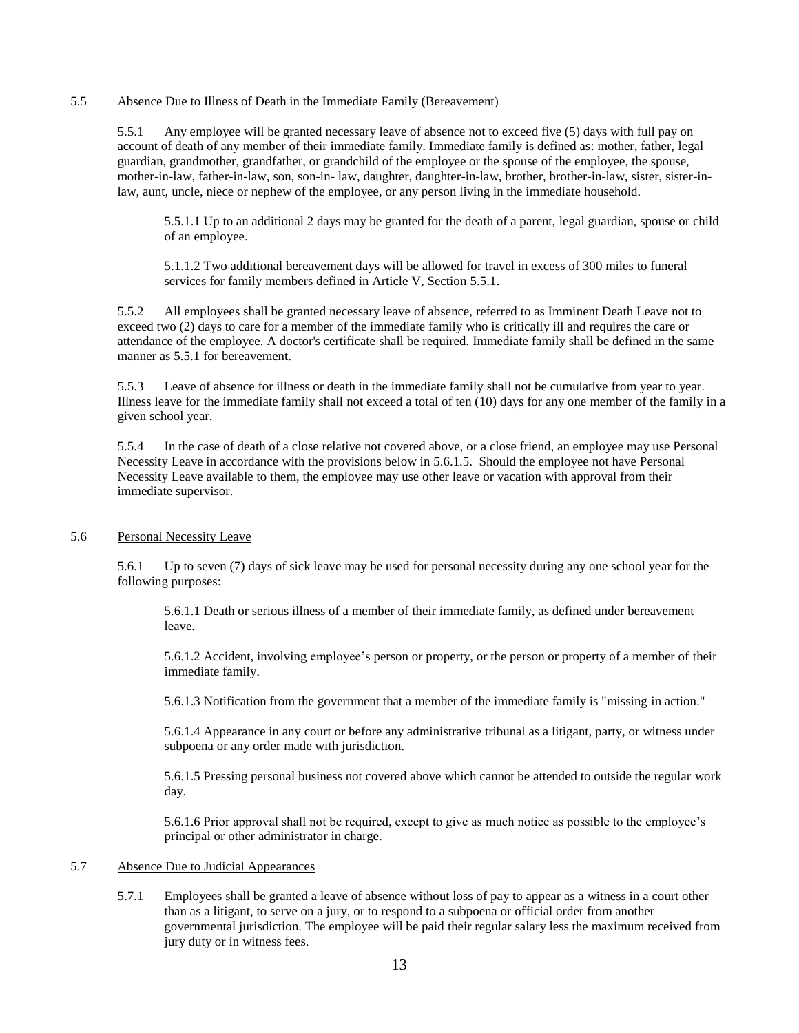5.5 Absence Due to Illness of Death in the Immediate Family (Bereavement)

5.5.1 Any employee will be granted necessary leave of absence not to exceed five (5) days with full pay on account of death of any member of their immediate family. Immediate family is defined as: mother, father, legal guardian, grandmother, grandfather, or grandchild of the employee or the spouse of the employee, the spouse, mother-in-law, father-in-law, son, son-in- law, daughter, daughter-in-law, brother, brother-in-law, sister, sister-in-law, aunt, uncle, niece or nephew of the employee, or any person living in the immediate household.

5.5.1.1 Up to an additional 2 days may be granted for the death of a parent, legal guardian, spouse or child of an employee.

5.1.1.2 Two additional bereavement days will be allowed for travel in excess of 300 miles to funeral services for family members defined in Article V, Section 5.5.1.

5.5.2 All employees shall be granted necessary leave of absence, referred to as Imminent Death Leave not to exceed two (2) days to care for a member of the immediate family who is critically ill and requires the care or attendance of the employee. A doctor's certificate shall be required. Immediate family shall be defined in the same manner as 5.5.1 for bereavement.

5.5.3 Leave of absence for illness or death in the immediate family shall not be cumulative from year to year. Illness leave for the immediate family shall not exceed a total of ten (10) days for any one member of the family in a given school year.

5.5.4 In the case of death of a close relative not covered above, or a close friend, an employee may use Personal Necessity Leave in accordance with the provisions below in 5.6.1.5. Should the employee not have Personal Necessity Leave available to them, the employee may use other leave or vacation with approval from their immediate supervisor.

5.6 Personal Necessity Leave

5.6.1 Up to seven (7) days of sick leave may be used for personal necessity during any one school year for the following purposes:

5.6.1.1 Death or serious illness of a member of their immediate family, as defined under bereavement leave.

5.6.1.2 Accident, involving employee's person or property, or the person or property of a member of their immediate family.

5.6.1.3 Notification from the government that a member of the immediate family is "missing in action."

5.6.1.4 Appearance in any court or before any administrative tribunal as a litigant, party, or witness under subpoena or any order made with jurisdiction.

5.6.1.5 Pressing personal business not covered above which cannot be attended to outside the regular work day.

5.6.1.6 Prior approval shall not be required, except to give as much notice as possible to the employee's principal or other administrator in charge.

5.7 Absence Due to Judicial Appearances

5.7.1 Employees shall be granted a leave of absence without loss of pay to appear as a witness in a court other than as a litigant, to serve on a jury, or to respond to a subpoena or official order from another governmental jurisdiction. The employee will be paid their regular salary less the maximum received from jury duty or in witness fees.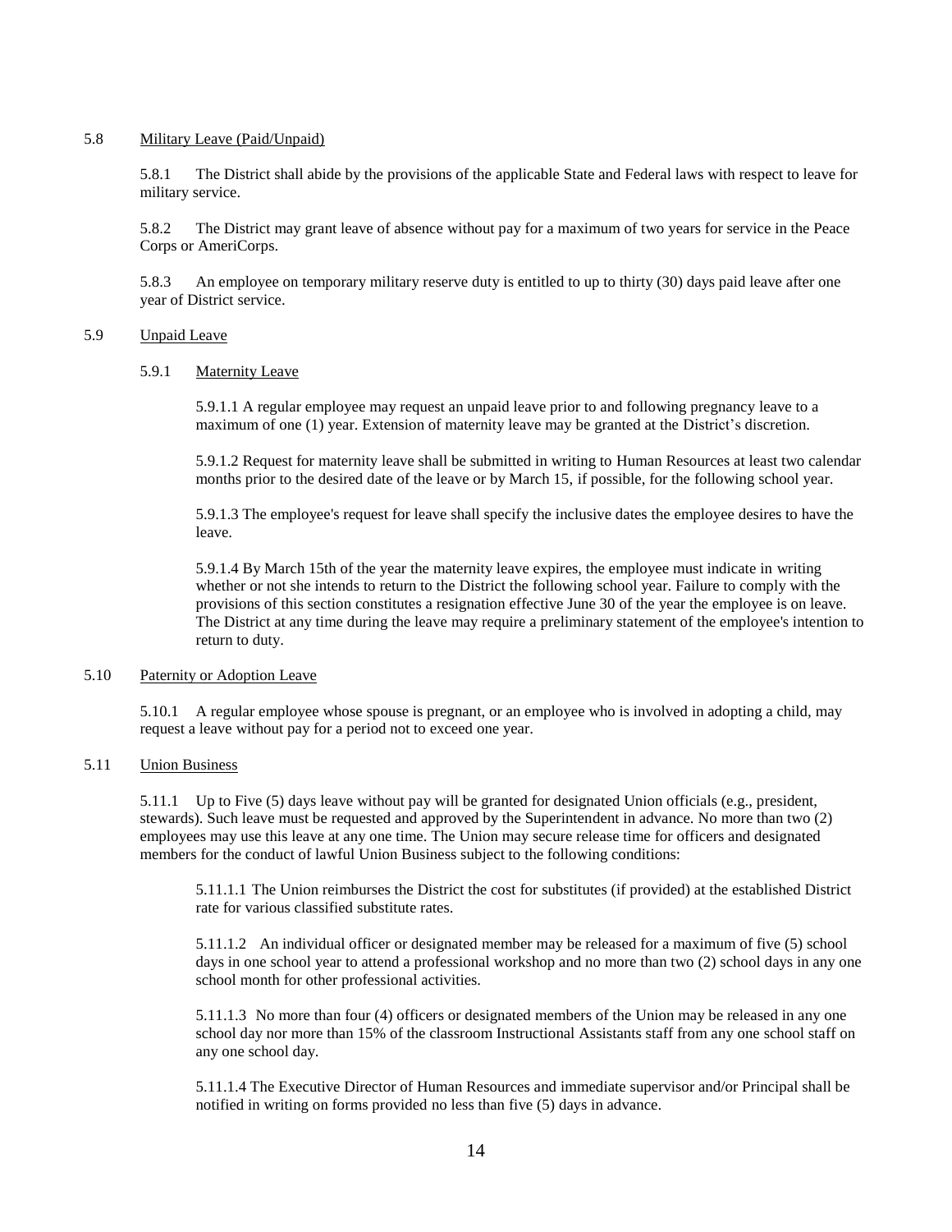5.8 Military Leave (Paid/Unpaid)

5.8.1 The District shall abide by the provisions of the applicable State and Federal laws with respect to leave for military service.

5.8.2 The District may grant leave of absence without pay for a maximum of two years for service in the Peace Corps or AmeriCorps.

5.8.3 An employee on temporary military reserve duty is entitled to up to thirty (30) days paid leave after one year of District service.

5.9 Unpaid Leave

5.9.1 Maternity Leave

5.9.1.1 A regular employee may request an unpaid leave prior to and following pregnancy leave to a maximum of one (1) year. Extension of maternity leave may be granted at the District's discretion.

5.9.1.2 Request for maternity leave shall be submitted in writing to Human Resources at least two calendar months prior to the desired date of the leave or by March 15, if possible, for the following school year.

5.9.1.3 The employee's request for leave shall specify the inclusive dates the employee desires to have the leave.

5.9.1.4 By March 15th of the year the maternity leave expires, the employee must indicate in writing whether or not she intends to return to the District the following school year. Failure to comply with the provisions of this section constitutes a resignation effective June 30 of the year the employee is on leave. The District at any time during the leave may require a preliminary statement of the employee's intention to return to duty.

5.10 Paternity or Adoption Leave

5.10.1 A regular employee whose spouse is pregnant, or an employee who is involved in adopting a child, may request a leave without pay for a period not to exceed one year.

5.11 Union Business

5.11.1 Up to Five (5) days leave without pay will be granted for designated Union officials (e.g., president, stewards). Such leave must be requested and approved by the Superintendent in advance. No more than two (2) employees may use this leave at any one time. The Union may secure release time for officers and designated members for the conduct of lawful Union Business subject to the following conditions:

5.11.1.1 The Union reimburses the District the cost for substitutes (if provided) at the established District rate for various classified substitute rates.

5.11.1.2 An individual officer or designated member may be released for a maximum of five (5) school days in one school year to attend a professional workshop and no more than two (2) school days in any one school month for other professional activities.

5.11.1.3 No more than four (4) officers or designated members of the Union may be released in any one school day nor more than 15% of the classroom Instructional Assistants staff from any one school staff on any one school day.

5.11.1.4 The Executive Director of Human Resources and immediate supervisor and/or Principal shall be notified in writing on forms provided no less than five (5) days in advance.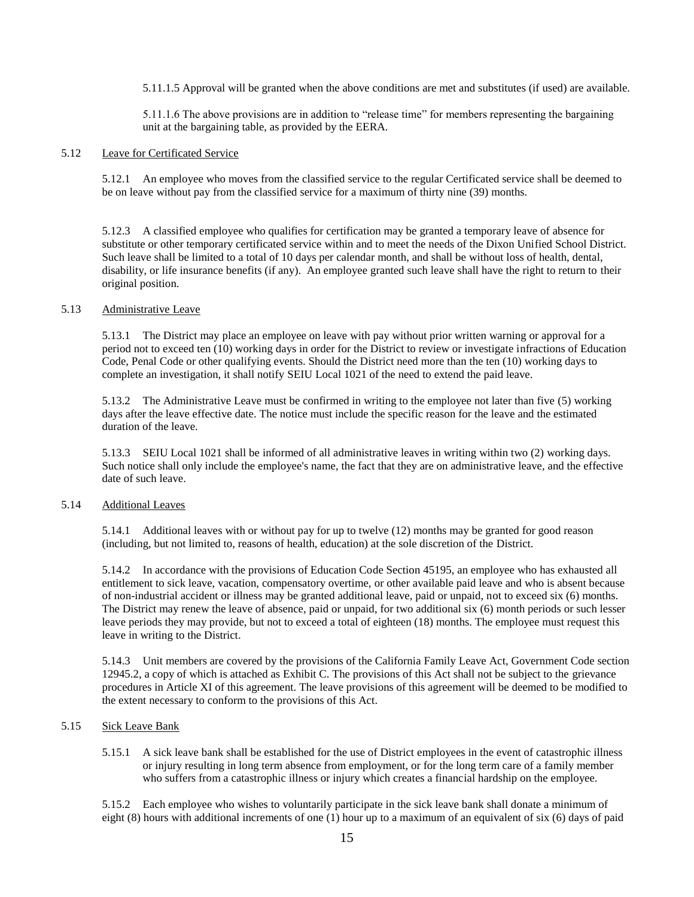5.11.1.5 Approval will be granted when the above conditions are met and substitutes (if used) are available.

5.11.1.6 The above provisions are in addition to "release time" for members representing the bargaining unit at the bargaining table, as provided by the EERA.

5.12 Leave for Certificated Service

5.12.1 An employee who moves from the classified service to the regular Certificated service shall be deemed to be on leave without pay from the classified service for a maximum of thirty nine (39) months.

5.12.3 A classified employee who qualifies for certification may be granted a temporary leave of absence for substitute or other temporary certificated service within and to meet the needs of the Dixon Unified School District. Such leave shall be limited to a total of 10 days per calendar month, and shall be without loss of health, dental, disability, or life insurance benefits (if any). An employee granted such leave shall have the right to return to their original position.

5.13 Administrative Leave

5.13.1 The District may place an employee on leave with pay without prior written warning or approval for a period not to exceed ten (10) working days in order for the District to review or investigate infractions of Education Code, Penal Code or other qualifying events. Should the District need more than the ten (10) working days to complete an investigation, it shall notify SEIU Local 1021 of the need to extend the paid leave.

5.13.2 The Administrative Leave must be confirmed in writing to the employee not later than five (5) working days after the leave effective date. The notice must include the specific reason for the leave and the estimated duration of the leave.

5.13.3 SEIU Local 1021 shall be informed of all administrative leaves in writing within two (2) working days. Such notice shall only include the employee's name, the fact that they are on administrative leave, and the effective date of such leave.

5.14 Additional Leaves

5.14.1 Additional leaves with or without pay for up to twelve (12) months may be granted for good reason (including, but not limited to, reasons of health, education) at the sole discretion of the District.

5.14.2 In accordance with the provisions of Education Code Section 45195, an employee who has exhausted all entitlement to sick leave, vacation, compensatory overtime, or other available paid leave and who is absent because of non-industrial accident or illness may be granted additional leave, paid or unpaid, not to exceed six (6) months. The District may renew the leave of absence, paid or unpaid, for two additional six (6) month periods or such lesser leave periods they may provide, but not to exceed a total of eighteen (18) months. The employee must request this leave in writing to the District.

5.14.3 Unit members are covered by the provisions of the California Family Leave Act, Government Code section 12945.2, a copy of which is attached as Exhibit C. The provisions of this Act shall not be subject to the grievance procedures in Article XI of this agreement. The leave provisions of this agreement will be deemed to be modified to the extent necessary to conform to the provisions of this Act.

5.15 Sick Leave Bank

5.15.1 A sick leave bank shall be established for the use of District employees in the event of catastrophic illness or injury resulting in long term absence from employment, or for the long term care of a family member who suffers from a catastrophic illness or injury which creates a financial hardship on the employee.

5.15.2 Each employee who wishes to voluntarily participate in the sick leave bank shall donate a minimum of eight (8) hours with additional increments of one (1) hour up to a maximum of an equivalent of six (6) days of paid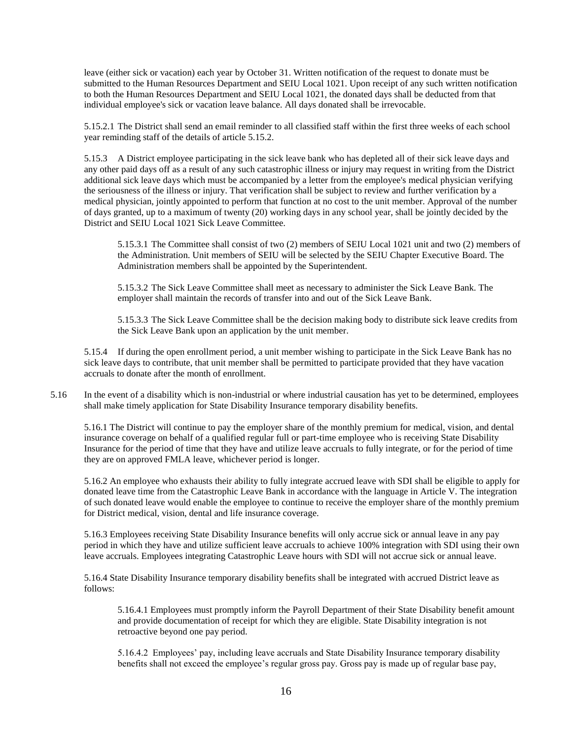leave (either sick or vacation) each year by October 31. Written notification of the request to donate must be submitted to the Human Resources Department and SEIU Local 1021. Upon receipt of any such written notification to both the Human Resources Department and SEIU Local 1021, the donated days shall be deducted from that individual employee's sick or vacation leave balance. All days donated shall be irrevocable.

5.15.2.1 The District shall send an email reminder to all classified staff within the first three weeks of each school year reminding staff of the details of article 5.15.2.

5.15.3 A District employee participating in the sick leave bank who has depleted all of their sick leave days and any other paid days off as a result of any such catastrophic illness or injury may request in writing from the District additional sick leave days which must be accompanied by a letter from the employee's medical physician verifying the seriousness of the illness or injury. That verification shall be subject to review and further verification by a medical physician, jointly appointed to perform that function at no cost to the unit member. Approval of the number of days granted, up to a maximum of twenty (20) working days in any school year, shall be jointly decided by the District and SEIU Local 1021 Sick Leave Committee.

> 5.15.3.1 The Committee shall consist of two (2) members of SEIU Local 1021 unit and two (2) members of the Administration. Unit members of SEIU will be selected by the SEIU Chapter Executive Board. The Administration members shall be appointed by the Superintendent.
>
> 5.15.3.2 The Sick Leave Committee shall meet as necessary to administer the Sick Leave Bank. The employer shall maintain the records of transfer into and out of the Sick Leave Bank.
>
> 5.15.3.3 The Sick Leave Committee shall be the decision making body to distribute sick leave credits from the Sick Leave Bank upon an application by the unit member.

5.15.4 If during the open enrollment period, a unit member wishing to participate in the Sick Leave Bank has no sick leave days to contribute, that unit member shall be permitted to participate provided that they have vacation accruals to donate after the month of enrollment.

5.16 In the event of a disability which is non-industrial or where industrial causation has yet to be determined, employees shall make timely application for State Disability Insurance temporary disability benefits.

5.16.1 The District will continue to pay the employer share of the monthly premium for medical, vision, and dental insurance coverage on behalf of a qualified regular full or part-time employee who is receiving State Disability Insurance for the period of time that they have and utilize leave accruals to fully integrate, or for the period of time they are on approved FMLA leave, whichever period is longer.

5.16.2 An employee who exhausts their ability to fully integrate accrued leave with SDI shall be eligible to apply for donated leave time from the Catastrophic Leave Bank in accordance with the language in Article V. The integration of such donated leave would enable the employee to continue to receive the employer share of the monthly premium for District medical, vision, dental and life insurance coverage.

5.16.3 Employees receiving State Disability Insurance benefits will only accrue sick or annual leave in any pay period in which they have and utilize sufficient leave accruals to achieve 100% integration with SDI using their own leave accruals. Employees integrating Catastrophic Leave hours with SDI will not accrue sick or annual leave.

5.16.4 State Disability Insurance temporary disability benefits shall be integrated with accrued District leave as follows:

> 5.16.4.1 Employees must promptly inform the Payroll Department of their State Disability benefit amount and provide documentation of receipt for which they are eligible. State Disability integration is not retroactive beyond one pay period.
>
> 5.16.4.2 Employees' pay, including leave accruals and State Disability Insurance temporary disability benefits shall not exceed the employee's regular gross pay. Gross pay is made up of regular base pay,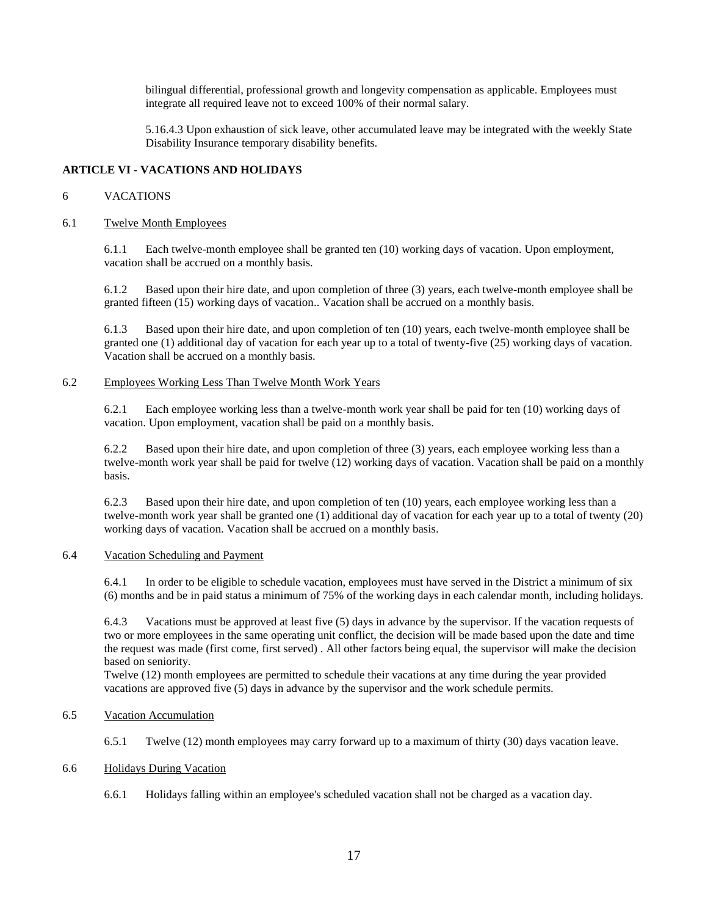bilingual differential, professional growth and longevity compensation as applicable. Employees must integrate all required leave not to exceed 100% of their normal salary.

5.16.4.3 Upon exhaustion of sick leave, other accumulated leave may be integrated with the weekly State Disability Insurance temporary disability benefits.

## ARTICLE VI - VACATIONS AND HOLIDAYS

6 VACATIONS

6.1 Twelve Month Employees

6.1.1 Each twelve-month employee shall be granted ten (10) working days of vacation. Upon employment, vacation shall be accrued on a monthly basis.

6.1.2 Based upon their hire date, and upon completion of three (3) years, each twelve-month employee shall be granted fifteen (15) working days of vacation.. Vacation shall be accrued on a monthly basis.

6.1.3 Based upon their hire date, and upon completion of ten (10) years, each twelve-month employee shall be granted one (1) additional day of vacation for each year up to a total of twenty-five (25) working days of vacation. Vacation shall be accrued on a monthly basis.

6.2 Employees Working Less Than Twelve Month Work Years

6.2.1 Each employee working less than a twelve-month work year shall be paid for ten (10) working days of vacation. Upon employment, vacation shall be paid on a monthly basis.

6.2.2 Based upon their hire date, and upon completion of three (3) years, each employee working less than a twelve-month work year shall be paid for twelve (12) working days of vacation. Vacation shall be paid on a monthly basis.

6.2.3 Based upon their hire date, and upon completion of ten (10) years, each employee working less than a twelve-month work year shall be granted one (1) additional day of vacation for each year up to a total of twenty (20) working days of vacation. Vacation shall be accrued on a monthly basis.

6.4 Vacation Scheduling and Payment

6.4.1 In order to be eligible to schedule vacation, employees must have served in the District a minimum of six (6) months and be in paid status a minimum of 75% of the working days in each calendar month, including holidays.

6.4.3 Vacations must be approved at least five (5) days in advance by the supervisor. If the vacation requests of two or more employees in the same operating unit conflict, the decision will be made based upon the date and time the request was made (first come, first served) . All other factors being equal, the supervisor will make the decision based on seniority.
Twelve (12) month employees are permitted to schedule their vacations at any time during the year provided vacations are approved five (5) days in advance by the supervisor and the work schedule permits.

6.5 Vacation Accumulation

6.5.1 Twelve (12) month employees may carry forward up to a maximum of thirty (30) days vacation leave.

6.6 Holidays During Vacation

6.6.1 Holidays falling within an employee's scheduled vacation shall not be charged as a vacation day.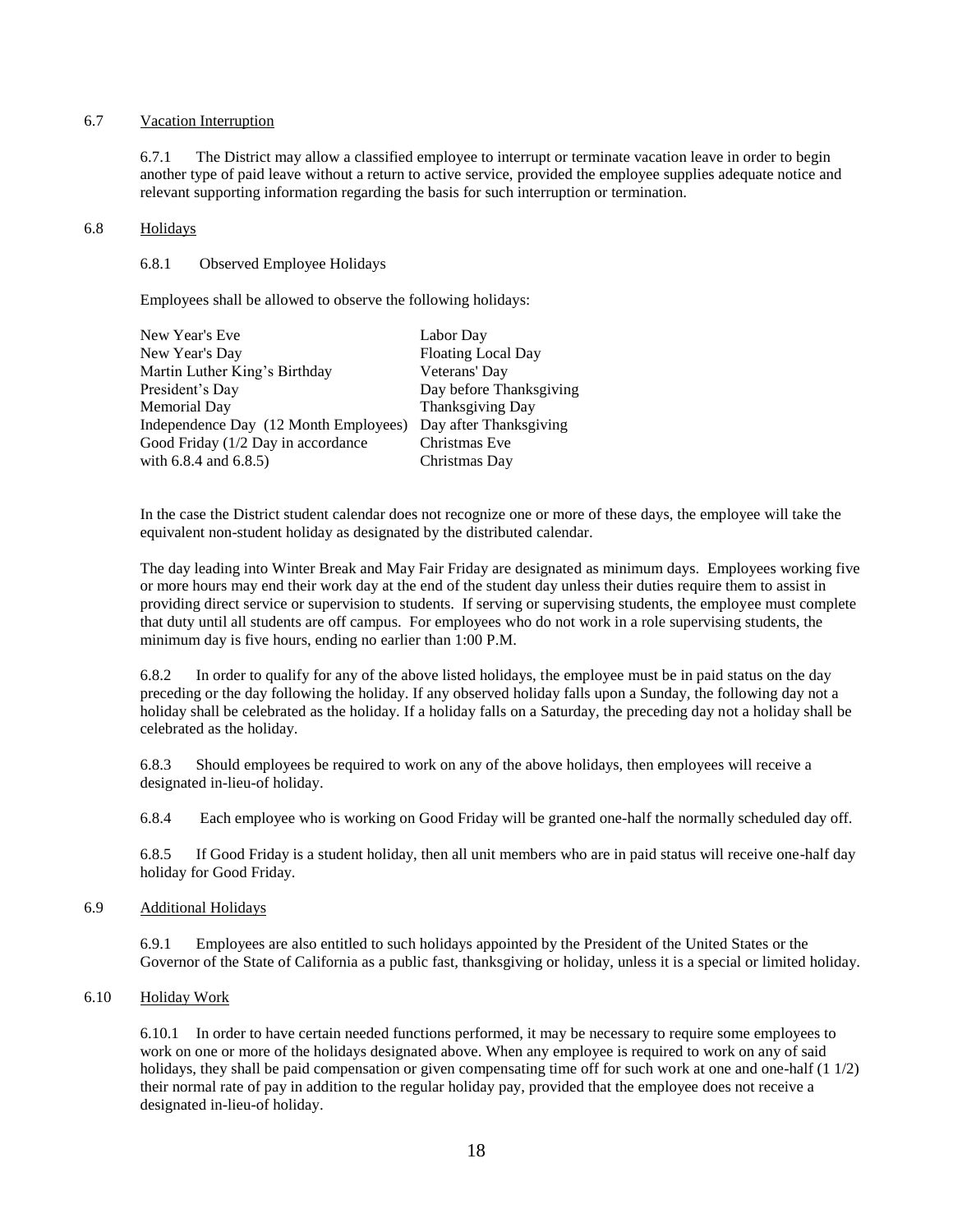6.7 Vacation Interruption

6.7.1 The District may allow a classified employee to interrupt or terminate vacation leave in order to begin another type of paid leave without a return to active service, provided the employee supplies adequate notice and relevant supporting information regarding the basis for such interruption or termination.

6.8 Holidays

6.8.1 Observed Employee Holidays

Employees shall be allowed to observe the following holidays:

| | |
|---|---|
| New Year's Eve | Labor Day |
| New Year's Day | Floating Local Day |
| Martin Luther King's Birthday | Veterans' Day |
| President's Day | Day before Thanksgiving |
| Memorial Day | Thanksgiving Day |
| Independence Day (12 Month Employees) | Day after Thanksgiving |
| Good Friday (1/2 Day in accordance with 6.8.4 and 6.8.5) | Christmas Eve |
| | Christmas Day |

In the case the District student calendar does not recognize one or more of these days, the employee will take the equivalent non-student holiday as designated by the distributed calendar.

The day leading into Winter Break and May Fair Friday are designated as minimum days. Employees working five or more hours may end their work day at the end of the student day unless their duties require them to assist in providing direct service or supervision to students. If serving or supervising students, the employee must complete that duty until all students are off campus. For employees who do not work in a role supervising students, the minimum day is five hours, ending no earlier than 1:00 P.M.

6.8.2 In order to qualify for any of the above listed holidays, the employee must be in paid status on the day preceding or the day following the holiday. If any observed holiday falls upon a Sunday, the following day not a holiday shall be celebrated as the holiday. If a holiday falls on a Saturday, the preceding day not a holiday shall be celebrated as the holiday.

6.8.3 Should employees be required to work on any of the above holidays, then employees will receive a designated in-lieu-of holiday.

6.8.4 Each employee who is working on Good Friday will be granted one-half the normally scheduled day off.

6.8.5 If Good Friday is a student holiday, then all unit members who are in paid status will receive one-half day holiday for Good Friday.

6.9 Additional Holidays

6.9.1 Employees are also entitled to such holidays appointed by the President of the United States or the Governor of the State of California as a public fast, thanksgiving or holiday, unless it is a special or limited holiday.

6.10 Holiday Work

6.10.1 In order to have certain needed functions performed, it may be necessary to require some employees to work on one or more of the holidays designated above. When any employee is required to work on any of said holidays, they shall be paid compensation or given compensating time off for such work at one and one-half (1 1/2) their normal rate of pay in addition to the regular holiday pay, provided that the employee does not receive a designated in-lieu-of holiday.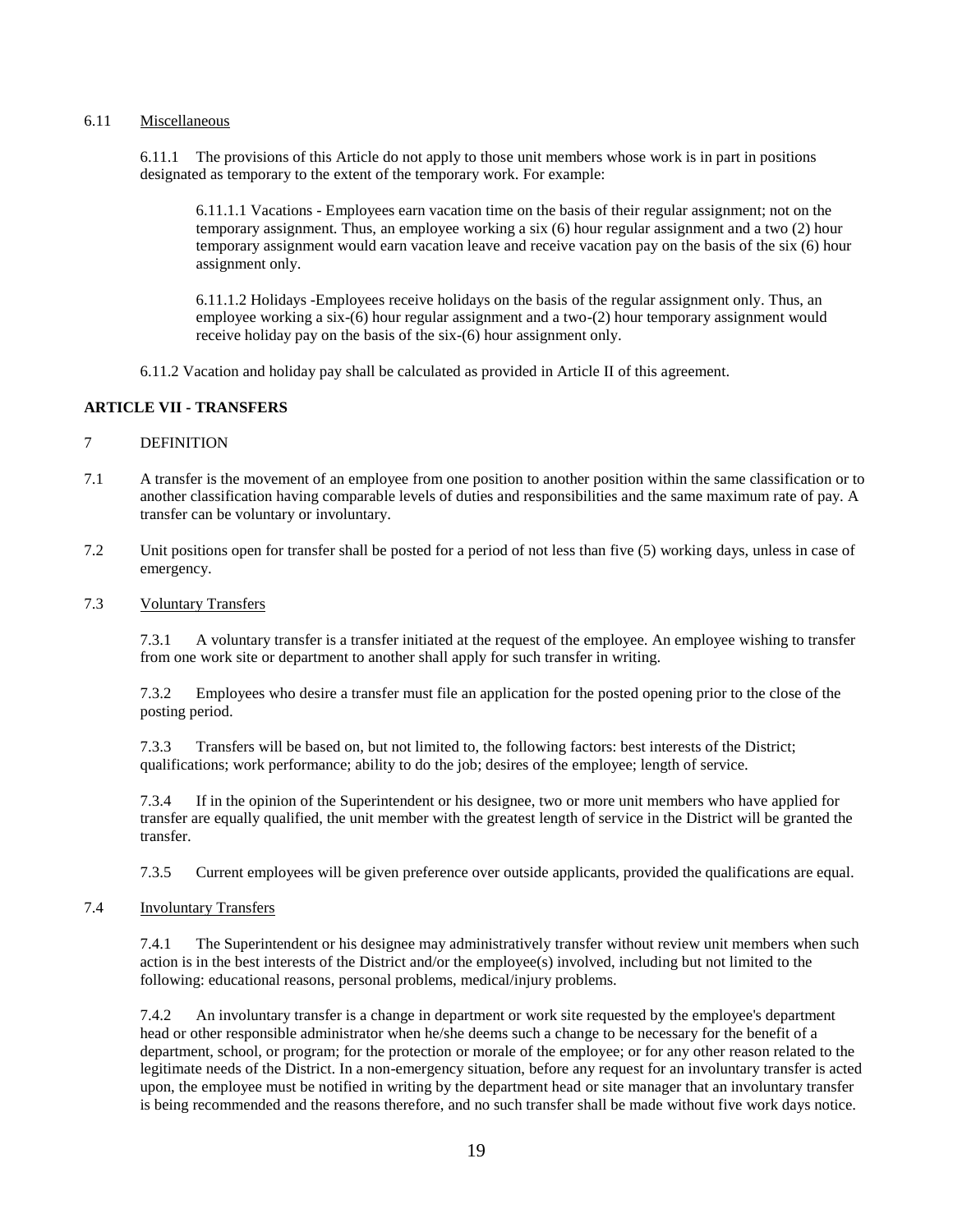6.11 Miscellaneous

6.11.1 The provisions of this Article do not apply to those unit members whose work is in part in positions designated as temporary to the extent of the temporary work. For example:

6.11.1.1 Vacations - Employees earn vacation time on the basis of their regular assignment; not on the temporary assignment. Thus, an employee working a six (6) hour regular assignment and a two (2) hour temporary assignment would earn vacation leave and receive vacation pay on the basis of the six (6) hour assignment only.

6.11.1.2 Holidays -Employees receive holidays on the basis of the regular assignment only. Thus, an employee working a six-(6) hour regular assignment and a two-(2) hour temporary assignment would receive holiday pay on the basis of the six-(6) hour assignment only.

6.11.2 Vacation and holiday pay shall be calculated as provided in Article II of this agreement.

**ARTICLE VII - TRANSFERS**

7 DEFINITION

7.1 A transfer is the movement of an employee from one position to another position within the same classification or to another classification having comparable levels of duties and responsibilities and the same maximum rate of pay. A transfer can be voluntary or involuntary.

7.2 Unit positions open for transfer shall be posted for a period of not less than five (5) working days, unless in case of emergency.

7.3 Voluntary Transfers

7.3.1 A voluntary transfer is a transfer initiated at the request of the employee. An employee wishing to transfer from one work site or department to another shall apply for such transfer in writing.

7.3.2 Employees who desire a transfer must file an application for the posted opening prior to the close of the posting period.

7.3.3 Transfers will be based on, but not limited to, the following factors: best interests of the District; qualifications; work performance; ability to do the job; desires of the employee; length of service.

7.3.4 If in the opinion of the Superintendent or his designee, two or more unit members who have applied for transfer are equally qualified, the unit member with the greatest length of service in the District will be granted the transfer.

7.3.5 Current employees will be given preference over outside applicants, provided the qualifications are equal.

7.4 Involuntary Transfers

7.4.1 The Superintendent or his designee may administratively transfer without review unit members when such action is in the best interests of the District and/or the employee(s) involved, including but not limited to the following: educational reasons, personal problems, medical/injury problems.

7.4.2 An involuntary transfer is a change in department or work site requested by the employee's department head or other responsible administrator when he/she deems such a change to be necessary for the benefit of a department, school, or program; for the protection or morale of the employee; or for any other reason related to the legitimate needs of the District. In a non-emergency situation, before any request for an involuntary transfer is acted upon, the employee must be notified in writing by the department head or site manager that an involuntary transfer is being recommended and the reasons therefore, and no such transfer shall be made without five work days notice.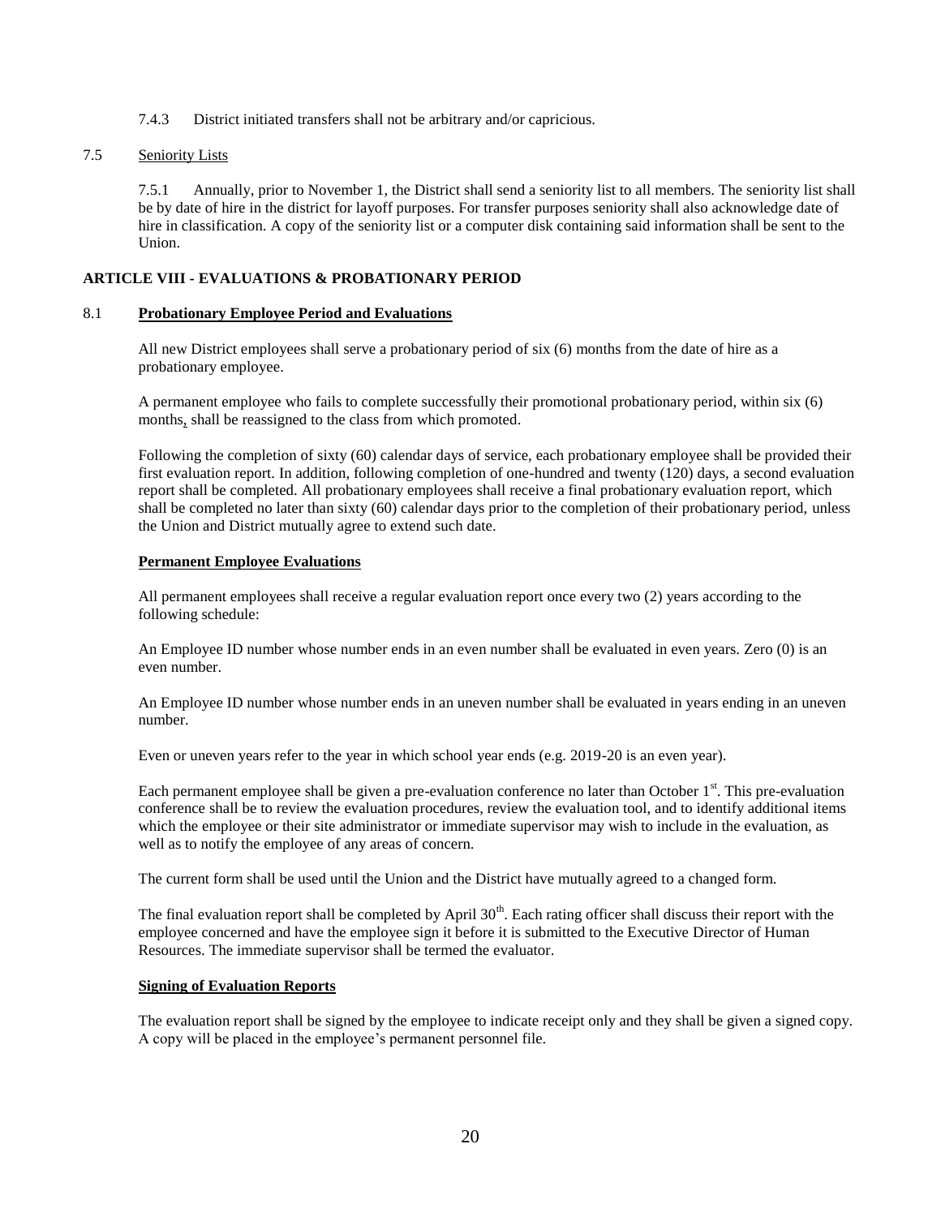7.4.3 District initiated transfers shall not be arbitrary and/or capricious.

7.5 Seniority Lists

7.5.1 Annually, prior to November 1, the District shall send a seniority list to all members. The seniority list shall be by date of hire in the district for layoff purposes. For transfer purposes seniority shall also acknowledge date of hire in classification. A copy of the seniority list or a computer disk containing said information shall be sent to the Union.

## ARTICLE VIII - EVALUATIONS & PROBATIONARY PERIOD

### 8.1 Probationary Employee Period and Evaluations

All new District employees shall serve a probationary period of six (6) months from the date of hire as a probationary employee.

A permanent employee who fails to complete successfully their promotional probationary period, within six (6) months, shall be reassigned to the class from which promoted.

Following the completion of sixty (60) calendar days of service, each probationary employee shall be provided their first evaluation report. In addition, following completion of one-hundred and twenty (120) days, a second evaluation report shall be completed. All probationary employees shall receive a final probationary evaluation report, which shall be completed no later than sixty (60) calendar days prior to the completion of their probationary period, unless the Union and District mutually agree to extend such date.

**Permanent Employee Evaluations**

All permanent employees shall receive a regular evaluation report once every two (2) years according to the following schedule:

An Employee ID number whose number ends in an even number shall be evaluated in even years. Zero (0) is an even number.

An Employee ID number whose number ends in an uneven number shall be evaluated in years ending in an uneven number.

Even or uneven years refer to the year in which school year ends (e.g. 2019-20 is an even year).

Each permanent employee shall be given a pre-evaluation conference no later than October 1st. This pre-evaluation conference shall be to review the evaluation procedures, review the evaluation tool, and to identify additional items which the employee or their site administrator or immediate supervisor may wish to include in the evaluation, as well as to notify the employee of any areas of concern.

The current form shall be used until the Union and the District have mutually agreed to a changed form.

The final evaluation report shall be completed by April 30th. Each rating officer shall discuss their report with the employee concerned and have the employee sign it before it is submitted to the Executive Director of Human Resources. The immediate supervisor shall be termed the evaluator.

**Signing of Evaluation Reports**

The evaluation report shall be signed by the employee to indicate receipt only and they shall be given a signed copy. A copy will be placed in the employee's permanent personnel file.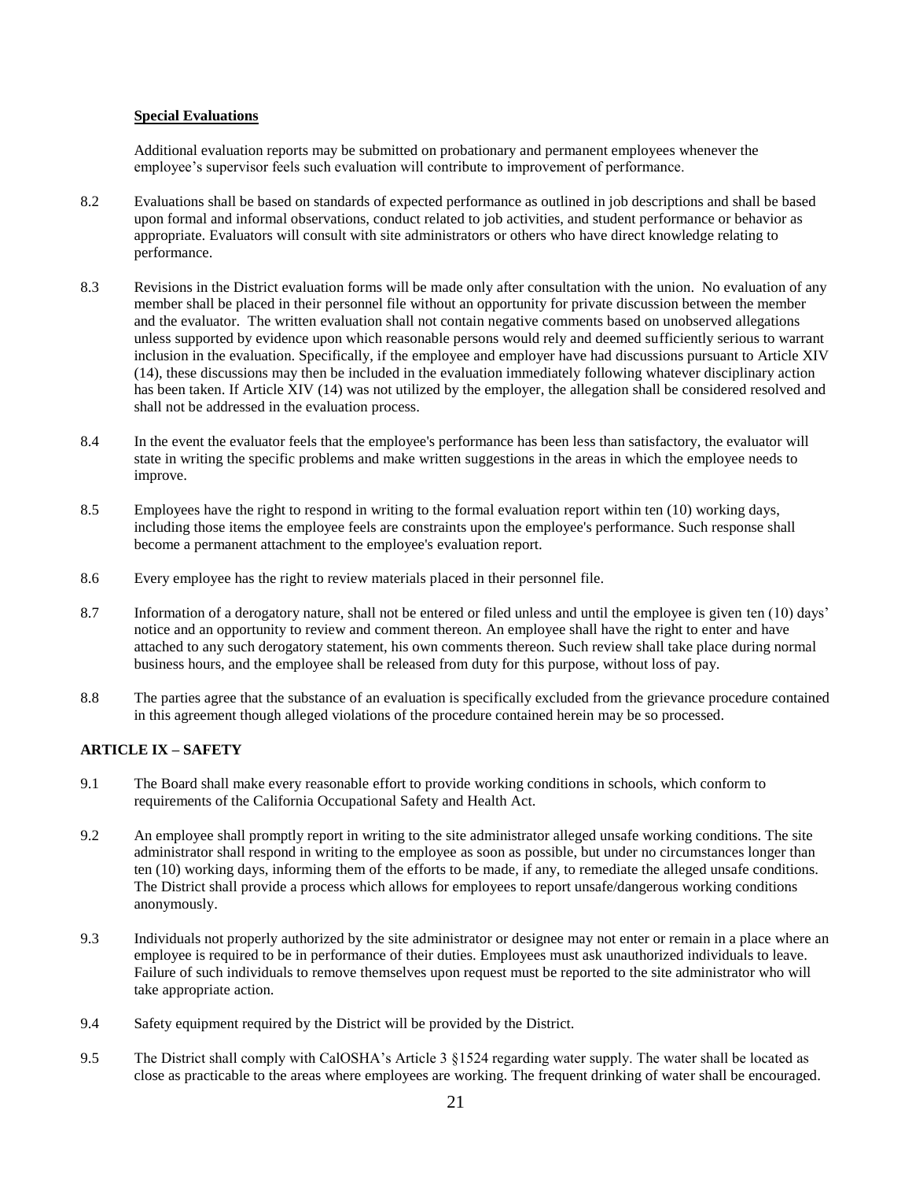**Special Evaluations**

Additional evaluation reports may be submitted on probationary and permanent employees whenever the employee's supervisor feels such evaluation will contribute to improvement of performance.

8.2 Evaluations shall be based on standards of expected performance as outlined in job descriptions and shall be based upon formal and informal observations, conduct related to job activities, and student performance or behavior as appropriate. Evaluators will consult with site administrators or others who have direct knowledge relating to performance.

8.3 Revisions in the District evaluation forms will be made only after consultation with the union. No evaluation of any member shall be placed in their personnel file without an opportunity for private discussion between the member and the evaluator. The written evaluation shall not contain negative comments based on unobserved allegations unless supported by evidence upon which reasonable persons would rely and deemed sufficiently serious to warrant inclusion in the evaluation. Specifically, if the employee and employer have had discussions pursuant to Article XIV (14), these discussions may then be included in the evaluation immediately following whatever disciplinary action has been taken. If Article XIV (14) was not utilized by the employer, the allegation shall be considered resolved and shall not be addressed in the evaluation process.

8.4 In the event the evaluator feels that the employee's performance has been less than satisfactory, the evaluator will state in writing the specific problems and make written suggestions in the areas in which the employee needs to improve.

8.5 Employees have the right to respond in writing to the formal evaluation report within ten (10) working days, including those items the employee feels are constraints upon the employee's performance. Such response shall become a permanent attachment to the employee's evaluation report.

8.6 Every employee has the right to review materials placed in their personnel file.

8.7 Information of a derogatory nature, shall not be entered or filed unless and until the employee is given ten (10) days' notice and an opportunity to review and comment thereon. An employee shall have the right to enter and have attached to any such derogatory statement, his own comments thereon. Such review shall take place during normal business hours, and the employee shall be released from duty for this purpose, without loss of pay.

8.8 The parties agree that the substance of an evaluation is specifically excluded from the grievance procedure contained in this agreement though alleged violations of the procedure contained herein may be so processed.

**ARTICLE IX – SAFETY**

9.1 The Board shall make every reasonable effort to provide working conditions in schools, which conform to requirements of the California Occupational Safety and Health Act.

9.2 An employee shall promptly report in writing to the site administrator alleged unsafe working conditions. The site administrator shall respond in writing to the employee as soon as possible, but under no circumstances longer than ten (10) working days, informing them of the efforts to be made, if any, to remediate the alleged unsafe conditions. The District shall provide a process which allows for employees to report unsafe/dangerous working conditions anonymously.

9.3 Individuals not properly authorized by the site administrator or designee may not enter or remain in a place where an employee is required to be in performance of their duties. Employees must ask unauthorized individuals to leave. Failure of such individuals to remove themselves upon request must be reported to the site administrator who will take appropriate action.

9.4 Safety equipment required by the District will be provided by the District.

9.5 The District shall comply with CalOSHA's Article 3 §1524 regarding water supply. The water shall be located as close as practicable to the areas where employees are working. The frequent drinking of water shall be encouraged.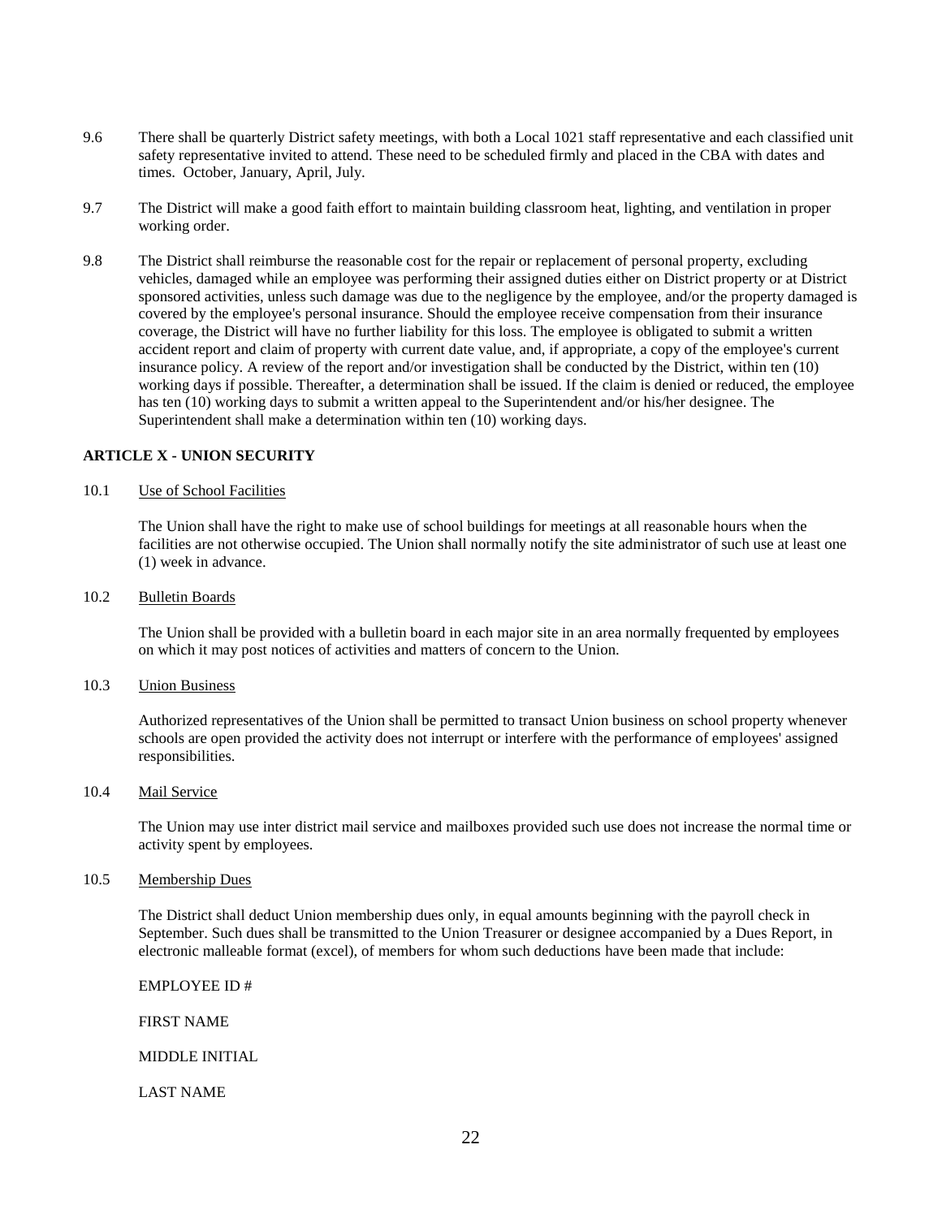9.6 There shall be quarterly District safety meetings, with both a Local 1021 staff representative and each classified unit safety representative invited to attend. These need to be scheduled firmly and placed in the CBA with dates and times. October, January, April, July.

9.7 The District will make a good faith effort to maintain building classroom heat, lighting, and ventilation in proper working order.

9.8 The District shall reimburse the reasonable cost for the repair or replacement of personal property, excluding vehicles, damaged while an employee was performing their assigned duties either on District property or at District sponsored activities, unless such damage was due to the negligence by the employee, and/or the property damaged is covered by the employee's personal insurance. Should the employee receive compensation from their insurance coverage, the District will have no further liability for this loss. The employee is obligated to submit a written accident report and claim of property with current date value, and, if appropriate, a copy of the employee's current insurance policy. A review of the report and/or investigation shall be conducted by the District, within ten (10) working days if possible. Thereafter, a determination shall be issued. If the claim is denied or reduced, the employee has ten (10) working days to submit a written appeal to the Superintendent and/or his/her designee. The Superintendent shall make a determination within ten (10) working days.

## ARTICLE X - UNION SECURITY

10.1 Use of School Facilities

The Union shall have the right to make use of school buildings for meetings at all reasonable hours when the facilities are not otherwise occupied. The Union shall normally notify the site administrator of such use at least one (1) week in advance.

10.2 Bulletin Boards

The Union shall be provided with a bulletin board in each major site in an area normally frequented by employees on which it may post notices of activities and matters of concern to the Union.

10.3 Union Business

Authorized representatives of the Union shall be permitted to transact Union business on school property whenever schools are open provided the activity does not interrupt or interfere with the performance of employees' assigned responsibilities.

10.4 Mail Service

The Union may use inter district mail service and mailboxes provided such use does not increase the normal time or activity spent by employees.

10.5 Membership Dues

The District shall deduct Union membership dues only, in equal amounts beginning with the payroll check in September. Such dues shall be transmitted to the Union Treasurer or designee accompanied by a Dues Report, in electronic malleable format (excel), of members for whom such deductions have been made that include:

EMPLOYEE ID #

FIRST NAME

MIDDLE INITIAL

LAST NAME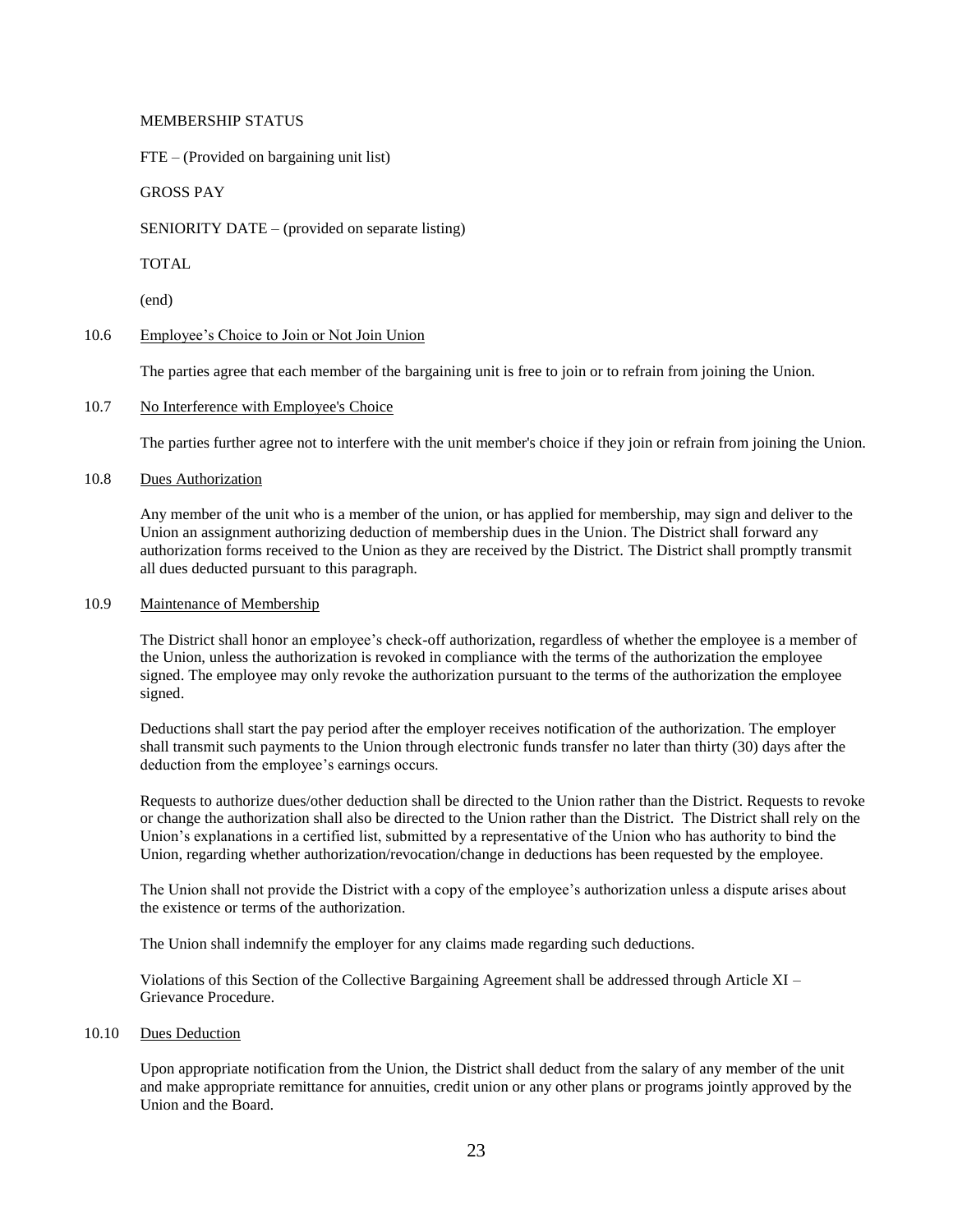MEMBERSHIP STATUS

FTE – (Provided on bargaining unit list)

GROSS PAY

SENIORITY DATE – (provided on separate listing)

TOTAL

(end)

10.6 Employee's Choice to Join or Not Join Union

The parties agree that each member of the bargaining unit is free to join or to refrain from joining the Union.

10.7 No Interference with Employee's Choice

The parties further agree not to interfere with the unit member's choice if they join or refrain from joining the Union.

10.8 Dues Authorization

Any member of the unit who is a member of the union, or has applied for membership, may sign and deliver to the Union an assignment authorizing deduction of membership dues in the Union. The District shall forward any authorization forms received to the Union as they are received by the District. The District shall promptly transmit all dues deducted pursuant to this paragraph.

10.9 Maintenance of Membership

The District shall honor an employee's check-off authorization, regardless of whether the employee is a member of the Union, unless the authorization is revoked in compliance with the terms of the authorization the employee signed. The employee may only revoke the authorization pursuant to the terms of the authorization the employee signed.

Deductions shall start the pay period after the employer receives notification of the authorization. The employer shall transmit such payments to the Union through electronic funds transfer no later than thirty (30) days after the deduction from the employee's earnings occurs.

Requests to authorize dues/other deduction shall be directed to the Union rather than the District. Requests to revoke or change the authorization shall also be directed to the Union rather than the District. The District shall rely on the Union's explanations in a certified list, submitted by a representative of the Union who has authority to bind the Union, regarding whether authorization/revocation/change in deductions has been requested by the employee.

The Union shall not provide the District with a copy of the employee's authorization unless a dispute arises about the existence or terms of the authorization.

The Union shall indemnify the employer for any claims made regarding such deductions.

Violations of this Section of the Collective Bargaining Agreement shall be addressed through Article XI – Grievance Procedure.

10.10 Dues Deduction

Upon appropriate notification from the Union, the District shall deduct from the salary of any member of the unit and make appropriate remittance for annuities, credit union or any other plans or programs jointly approved by the Union and the Board.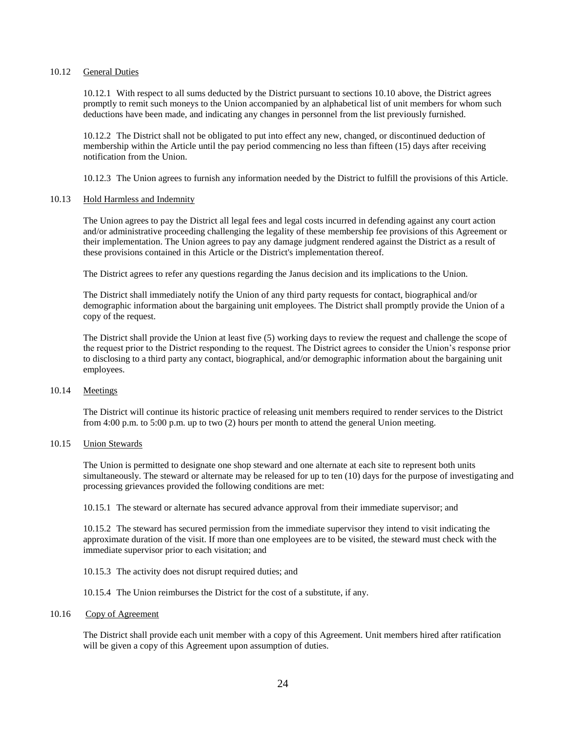### 10.12 General Duties

10.12.1 With respect to all sums deducted by the District pursuant to sections 10.10 above, the District agrees promptly to remit such moneys to the Union accompanied by an alphabetical list of unit members for whom such deductions have been made, and indicating any changes in personnel from the list previously furnished.

10.12.2 The District shall not be obligated to put into effect any new, changed, or discontinued deduction of membership within the Article until the pay period commencing no less than fifteen (15) days after receiving notification from the Union.

10.12.3 The Union agrees to furnish any information needed by the District to fulfill the provisions of this Article.

### 10.13 Hold Harmless and Indemnity

The Union agrees to pay the District all legal fees and legal costs incurred in defending against any court action and/or administrative proceeding challenging the legality of these membership fee provisions of this Agreement or their implementation. The Union agrees to pay any damage judgment rendered against the District as a result of these provisions contained in this Article or the District's implementation thereof.

The District agrees to refer any questions regarding the Janus decision and its implications to the Union.

The District shall immediately notify the Union of any third party requests for contact, biographical and/or demographic information about the bargaining unit employees. The District shall promptly provide the Union of a copy of the request.

The District shall provide the Union at least five (5) working days to review the request and challenge the scope of the request prior to the District responding to the request. The District agrees to consider the Union's response prior to disclosing to a third party any contact, biographical, and/or demographic information about the bargaining unit employees.

### 10.14 Meetings

The District will continue its historic practice of releasing unit members required to render services to the District from 4:00 p.m. to 5:00 p.m. up to two (2) hours per month to attend the general Union meeting.

### 10.15 Union Stewards

The Union is permitted to designate one shop steward and one alternate at each site to represent both units simultaneously. The steward or alternate may be released for up to ten (10) days for the purpose of investigating and processing grievances provided the following conditions are met:

10.15.1 The steward or alternate has secured advance approval from their immediate supervisor; and

10.15.2 The steward has secured permission from the immediate supervisor they intend to visit indicating the approximate duration of the visit. If more than one employees are to be visited, the steward must check with the immediate supervisor prior to each visitation; and

10.15.3 The activity does not disrupt required duties; and

10.15.4 The Union reimburses the District for the cost of a substitute, if any.

### 10.16 Copy of Agreement

The District shall provide each unit member with a copy of this Agreement. Unit members hired after ratification will be given a copy of this Agreement upon assumption of duties.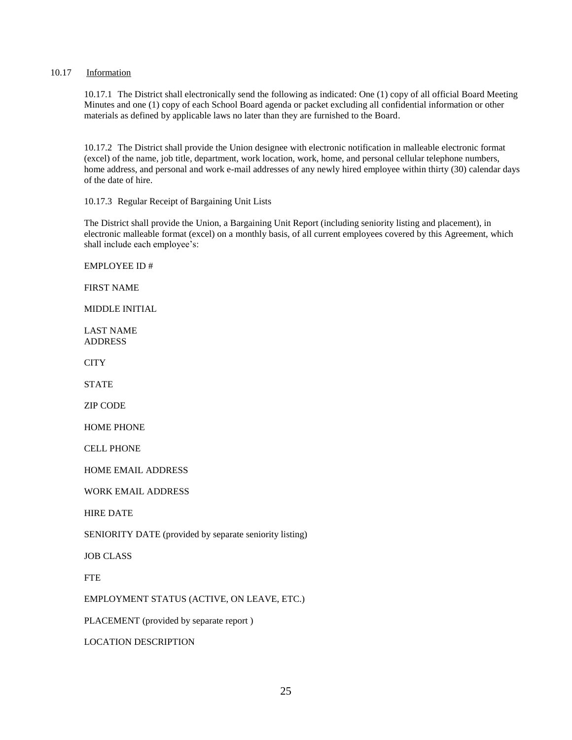10.17 Information

10.17.1 The District shall electronically send the following as indicated: One (1) copy of all official Board Meeting Minutes and one (1) copy of each School Board agenda or packet excluding all confidential information or other materials as defined by applicable laws no later than they are furnished to the Board.

10.17.2 The District shall provide the Union designee with electronic notification in malleable electronic format (excel) of the name, job title, department, work location, work, home, and personal cellular telephone numbers, home address, and personal and work e-mail addresses of any newly hired employee within thirty (30) calendar days of the date of hire.

10.17.3 Regular Receipt of Bargaining Unit Lists

The District shall provide the Union, a Bargaining Unit Report (including seniority listing and placement), in electronic malleable format (excel) on a monthly basis, of all current employees covered by this Agreement, which shall include each employee's:

EMPLOYEE ID #

FIRST NAME

MIDDLE INITIAL

LAST NAME
ADDRESS

CITY

STATE

ZIP CODE

HOME PHONE

CELL PHONE

HOME EMAIL ADDRESS

WORK EMAIL ADDRESS

HIRE DATE

SENIORITY DATE (provided by separate seniority listing)

JOB CLASS

FTE

EMPLOYMENT STATUS (ACTIVE, ON LEAVE, ETC.)

PLACEMENT (provided by separate report )

LOCATION DESCRIPTION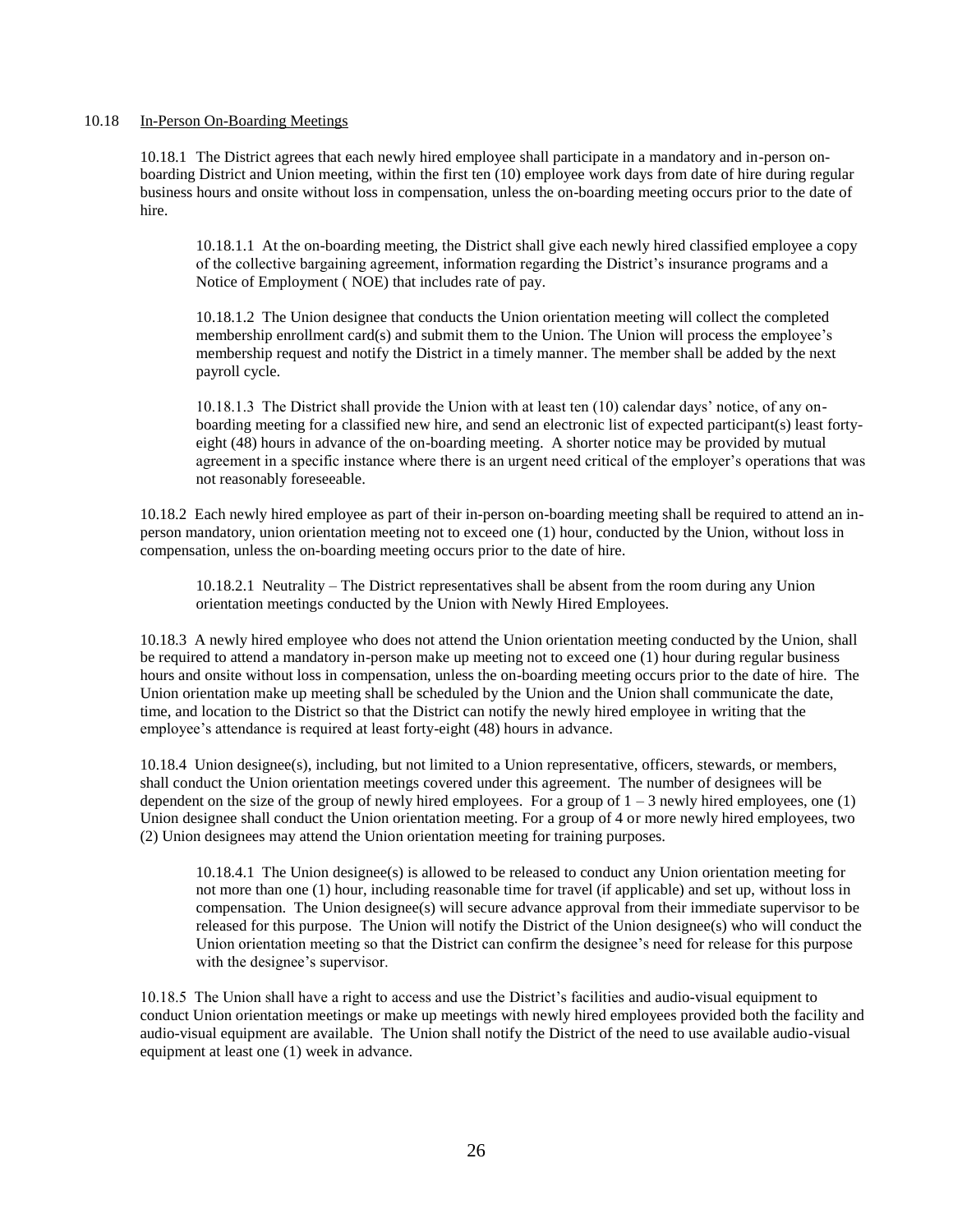10.18 <u>In-Person On-Boarding Meetings</u>

10.18.1 The District agrees that each newly hired employee shall participate in a mandatory and in-person on-boarding District and Union meeting, within the first ten (10) employee work days from date of hire during regular business hours and onsite without loss in compensation, unless the on-boarding meeting occurs prior to the date of hire.

10.18.1.1 At the on-boarding meeting, the District shall give each newly hired classified employee a copy of the collective bargaining agreement, information regarding the District's insurance programs and a Notice of Employment ( NOE) that includes rate of pay.

10.18.1.2 The Union designee that conducts the Union orientation meeting will collect the completed membership enrollment card(s) and submit them to the Union. The Union will process the employee's membership request and notify the District in a timely manner. The member shall be added by the next payroll cycle.

10.18.1.3 The District shall provide the Union with at least ten (10) calendar days' notice, of any on-boarding meeting for a classified new hire, and send an electronic list of expected participant(s) least forty-eight (48) hours in advance of the on-boarding meeting. A shorter notice may be provided by mutual agreement in a specific instance where there is an urgent need critical of the employer's operations that was not reasonably foreseeable.

10.18.2 Each newly hired employee as part of their in-person on-boarding meeting shall be required to attend an in-person mandatory, union orientation meeting not to exceed one (1) hour, conducted by the Union, without loss in compensation, unless the on-boarding meeting occurs prior to the date of hire.

10.18.2.1 Neutrality – The District representatives shall be absent from the room during any Union orientation meetings conducted by the Union with Newly Hired Employees.

10.18.3 A newly hired employee who does not attend the Union orientation meeting conducted by the Union, shall be required to attend a mandatory in-person make up meeting not to exceed one (1) hour during regular business hours and onsite without loss in compensation, unless the on-boarding meeting occurs prior to the date of hire. The Union orientation make up meeting shall be scheduled by the Union and the Union shall communicate the date, time, and location to the District so that the District can notify the newly hired employee in writing that the employee's attendance is required at least forty-eight (48) hours in advance.

10.18.4 Union designee(s), including, but not limited to a Union representative, officers, stewards, or members, shall conduct the Union orientation meetings covered under this agreement. The number of designees will be dependent on the size of the group of newly hired employees. For a group of 1 – 3 newly hired employees, one (1) Union designee shall conduct the Union orientation meeting. For a group of 4 or more newly hired employees, two (2) Union designees may attend the Union orientation meeting for training purposes.

10.18.4.1 The Union designee(s) is allowed to be released to conduct any Union orientation meeting for not more than one (1) hour, including reasonable time for travel (if applicable) and set up, without loss in compensation. The Union designee(s) will secure advance approval from their immediate supervisor to be released for this purpose. The Union will notify the District of the Union designee(s) who will conduct the Union orientation meeting so that the District can confirm the designee's need for release for this purpose with the designee's supervisor.

10.18.5 The Union shall have a right to access and use the District's facilities and audio-visual equipment to conduct Union orientation meetings or make up meetings with newly hired employees provided both the facility and audio-visual equipment are available. The Union shall notify the District of the need to use available audio-visual equipment at least one (1) week in advance.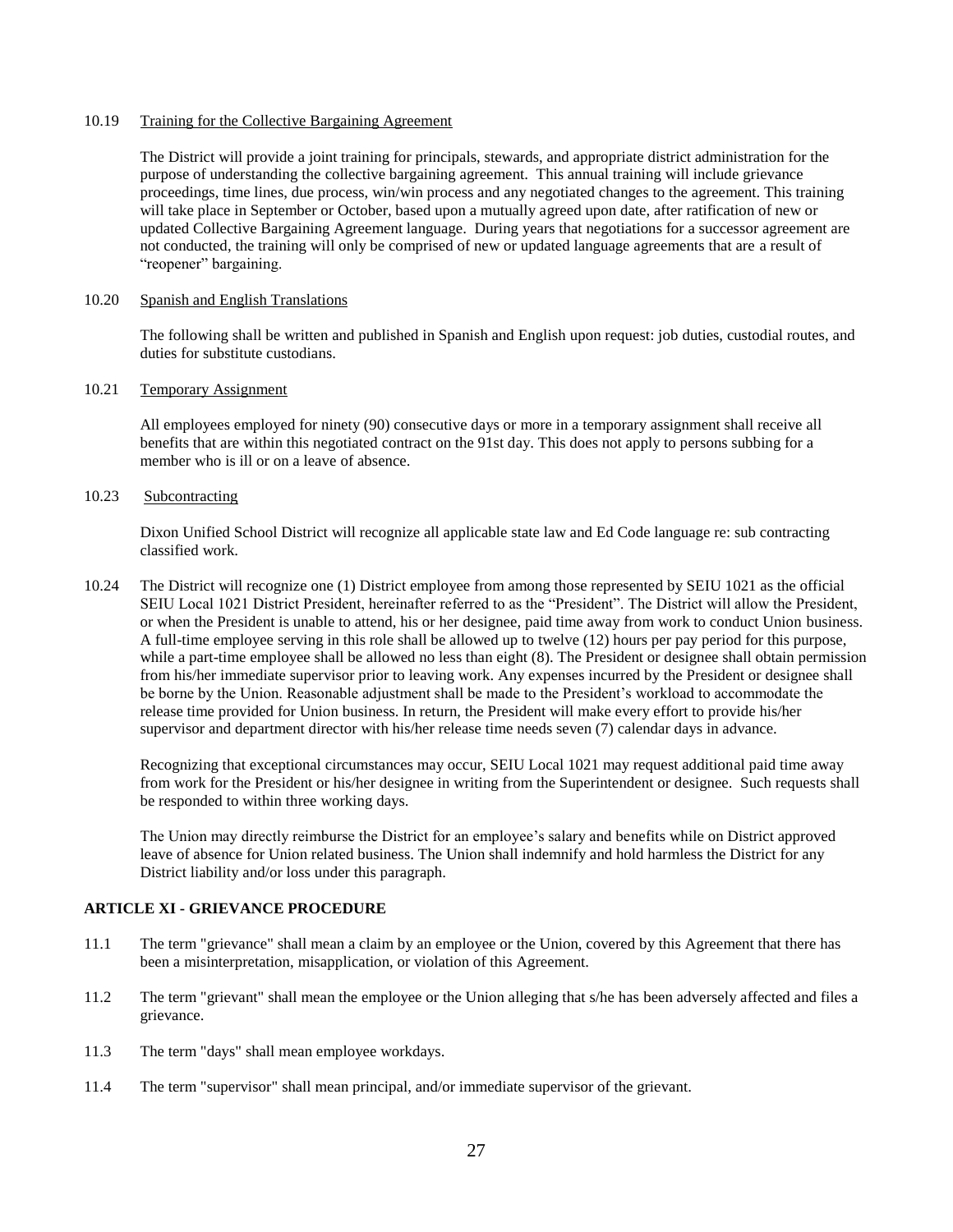10.19 Training for the Collective Bargaining Agreement

The District will provide a joint training for principals, stewards, and appropriate district administration for the purpose of understanding the collective bargaining agreement. This annual training will include grievance proceedings, time lines, due process, win/win process and any negotiated changes to the agreement. This training will take place in September or October, based upon a mutually agreed upon date, after ratification of new or updated Collective Bargaining Agreement language. During years that negotiations for a successor agreement are not conducted, the training will only be comprised of new or updated language agreements that are a result of "reopener" bargaining.

10.20 Spanish and English Translations

The following shall be written and published in Spanish and English upon request: job duties, custodial routes, and duties for substitute custodians.

10.21 Temporary Assignment

All employees employed for ninety (90) consecutive days or more in a temporary assignment shall receive all benefits that are within this negotiated contract on the 91st day. This does not apply to persons subbing for a member who is ill or on a leave of absence.

10.23 Subcontracting

Dixon Unified School District will recognize all applicable state law and Ed Code language re: sub contracting classified work.

10.24 The District will recognize one (1) District employee from among those represented by SEIU 1021 as the official SEIU Local 1021 District President, hereinafter referred to as the "President". The District will allow the President, or when the President is unable to attend, his or her designee, paid time away from work to conduct Union business. A full-time employee serving in this role shall be allowed up to twelve (12) hours per pay period for this purpose, while a part-time employee shall be allowed no less than eight (8). The President or designee shall obtain permission from his/her immediate supervisor prior to leaving work. Any expenses incurred by the President or designee shall be borne by the Union. Reasonable adjustment shall be made to the President's workload to accommodate the release time provided for Union business. In return, the President will make every effort to provide his/her supervisor and department director with his/her release time needs seven (7) calendar days in advance.

Recognizing that exceptional circumstances may occur, SEIU Local 1021 may request additional paid time away from work for the President or his/her designee in writing from the Superintendent or designee. Such requests shall be responded to within three working days.

The Union may directly reimburse the District for an employee's salary and benefits while on District approved leave of absence for Union related business. The Union shall indemnify and hold harmless the District for any District liability and/or loss under this paragraph.

## ARTICLE XI - GRIEVANCE PROCEDURE

11.1 The term "grievance" shall mean a claim by an employee or the Union, covered by this Agreement that there has been a misinterpretation, misapplication, or violation of this Agreement.

11.2 The term "grievant" shall mean the employee or the Union alleging that s/he has been adversely affected and files a grievance.

11.3 The term "days" shall mean employee workdays.

11.4 The term "supervisor" shall mean principal, and/or immediate supervisor of the grievant.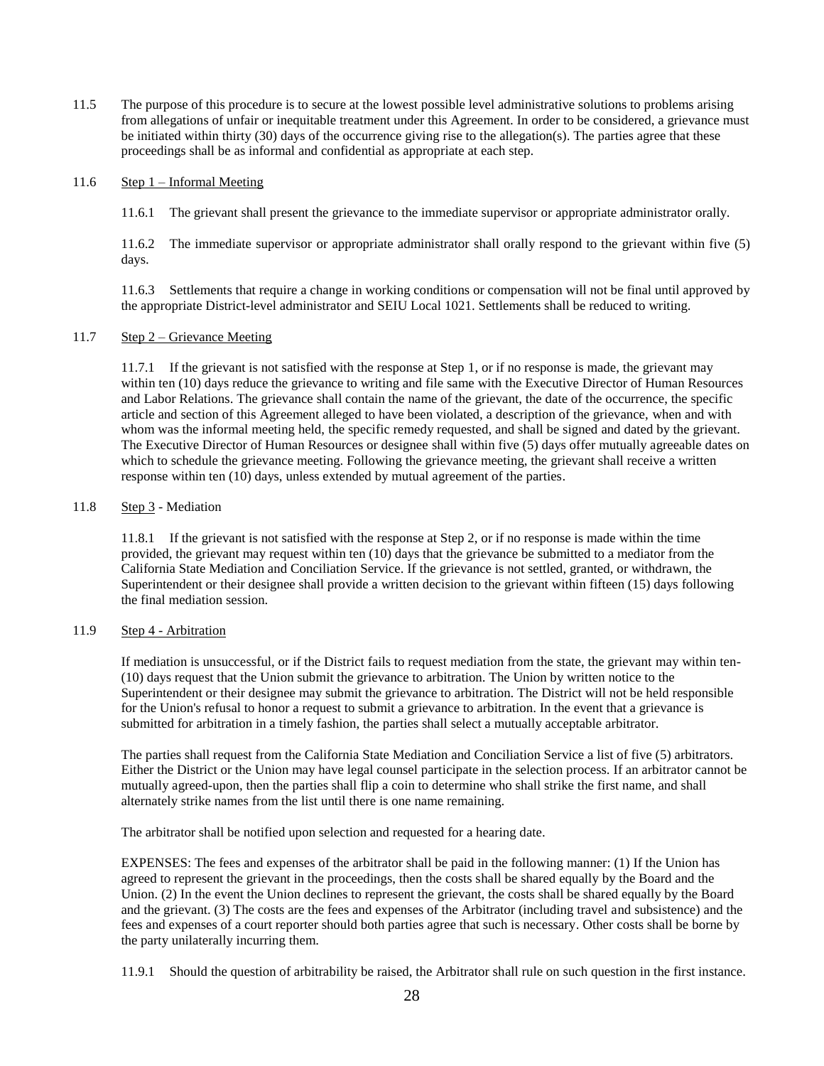11.5 The purpose of this procedure is to secure at the lowest possible level administrative solutions to problems arising from allegations of unfair or inequitable treatment under this Agreement. In order to be considered, a grievance must be initiated within thirty (30) days of the occurrence giving rise to the allegation(s). The parties agree that these proceedings shall be as informal and confidential as appropriate at each step.

11.6 Step 1 – Informal Meeting

11.6.1 The grievant shall present the grievance to the immediate supervisor or appropriate administrator orally.

11.6.2 The immediate supervisor or appropriate administrator shall orally respond to the grievant within five (5) days.

11.6.3 Settlements that require a change in working conditions or compensation will not be final until approved by the appropriate District-level administrator and SEIU Local 1021. Settlements shall be reduced to writing.

11.7 Step 2 – Grievance Meeting

11.7.1 If the grievant is not satisfied with the response at Step 1, or if no response is made, the grievant may within ten (10) days reduce the grievance to writing and file same with the Executive Director of Human Resources and Labor Relations. The grievance shall contain the name of the grievant, the date of the occurrence, the specific article and section of this Agreement alleged to have been violated, a description of the grievance, when and with whom was the informal meeting held, the specific remedy requested, and shall be signed and dated by the grievant. The Executive Director of Human Resources or designee shall within five (5) days offer mutually agreeable dates on which to schedule the grievance meeting. Following the grievance meeting, the grievant shall receive a written response within ten (10) days, unless extended by mutual agreement of the parties.

11.8 Step 3 - Mediation

11.8.1 If the grievant is not satisfied with the response at Step 2, or if no response is made within the time provided, the grievant may request within ten (10) days that the grievance be submitted to a mediator from the California State Mediation and Conciliation Service. If the grievance is not settled, granted, or withdrawn, the Superintendent or their designee shall provide a written decision to the grievant within fifteen (15) days following the final mediation session.

11.9 Step 4 - Arbitration

If mediation is unsuccessful, or if the District fails to request mediation from the state, the grievant may within ten-(10) days request that the Union submit the grievance to arbitration. The Union by written notice to the Superintendent or their designee may submit the grievance to arbitration. The District will not be held responsible for the Union's refusal to honor a request to submit a grievance to arbitration. In the event that a grievance is submitted for arbitration in a timely fashion, the parties shall select a mutually acceptable arbitrator.

The parties shall request from the California State Mediation and Conciliation Service a list of five (5) arbitrators. Either the District or the Union may have legal counsel participate in the selection process. If an arbitrator cannot be mutually agreed-upon, then the parties shall flip a coin to determine who shall strike the first name, and shall alternately strike names from the list until there is one name remaining.

The arbitrator shall be notified upon selection and requested for a hearing date.

EXPENSES: The fees and expenses of the arbitrator shall be paid in the following manner: (1) If the Union has agreed to represent the grievant in the proceedings, then the costs shall be shared equally by the Board and the Union. (2) In the event the Union declines to represent the grievant, the costs shall be shared equally by the Board and the grievant. (3) The costs are the fees and expenses of the Arbitrator (including travel and subsistence) and the fees and expenses of a court reporter should both parties agree that such is necessary. Other costs shall be borne by the party unilaterally incurring them.

11.9.1 Should the question of arbitrability be raised, the Arbitrator shall rule on such question in the first instance.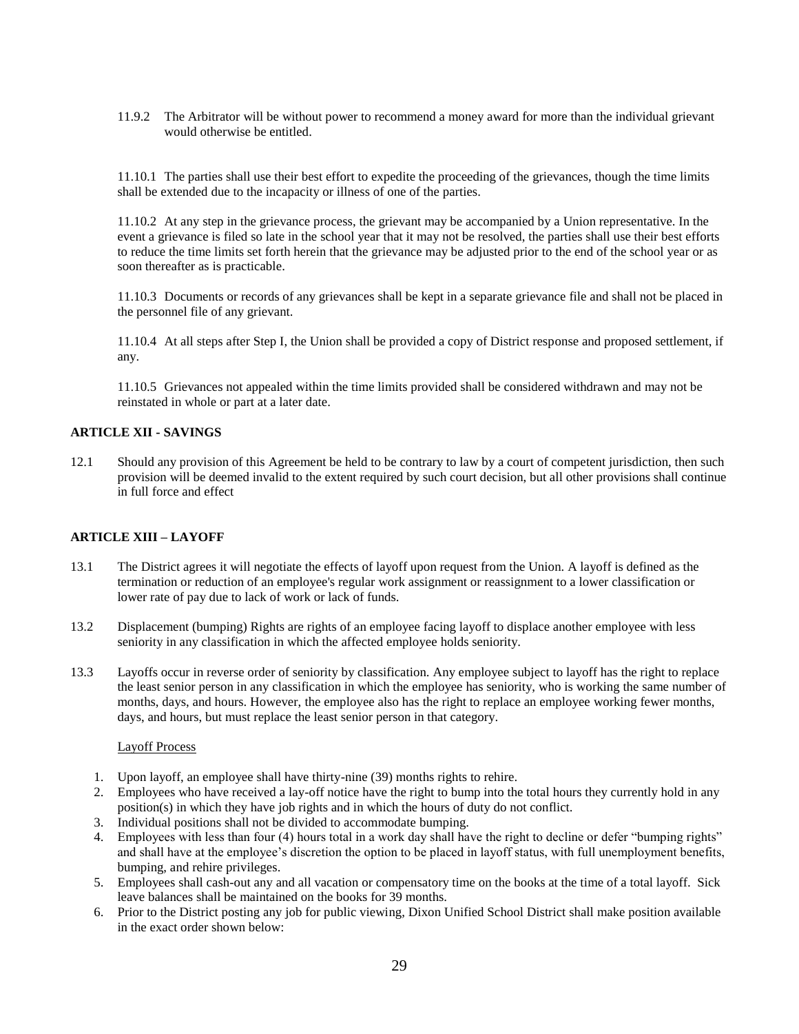11.9.2 The Arbitrator will be without power to recommend a money award for more than the individual grievant would otherwise be entitled.

11.10.1 The parties shall use their best effort to expedite the proceeding of the grievances, though the time limits shall be extended due to the incapacity or illness of one of the parties.

11.10.2 At any step in the grievance process, the grievant may be accompanied by a Union representative. In the event a grievance is filed so late in the school year that it may not be resolved, the parties shall use their best efforts to reduce the time limits set forth herein that the grievance may be adjusted prior to the end of the school year or as soon thereafter as is practicable.

11.10.3 Documents or records of any grievances shall be kept in a separate grievance file and shall not be placed in the personnel file of any grievant.

11.10.4 At all steps after Step I, the Union shall be provided a copy of District response and proposed settlement, if any.

11.10.5 Grievances not appealed within the time limits provided shall be considered withdrawn and may not be reinstated in whole or part at a later date.

**ARTICLE XII - SAVINGS**

12.1 Should any provision of this Agreement be held to be contrary to law by a court of competent jurisdiction, then such provision will be deemed invalid to the extent required by such court decision, but all other provisions shall continue in full force and effect

**ARTICLE XIII – LAYOFF**

13.1 The District agrees it will negotiate the effects of layoff upon request from the Union. A layoff is defined as the termination or reduction of an employee's regular work assignment or reassignment to a lower classification or lower rate of pay due to lack of work or lack of funds.

13.2 Displacement (bumping) Rights are rights of an employee facing layoff to displace another employee with less seniority in any classification in which the affected employee holds seniority.

13.3 Layoffs occur in reverse order of seniority by classification. Any employee subject to layoff has the right to replace the least senior person in any classification in which the employee has seniority, who is working the same number of months, days, and hours. However, the employee also has the right to replace an employee working fewer months, days, and hours, but must replace the least senior person in that category.

Layoff Process

1. Upon layoff, an employee shall have thirty-nine (39) months rights to rehire.
2. Employees who have received a lay-off notice have the right to bump into the total hours they currently hold in any position(s) in which they have job rights and in which the hours of duty do not conflict.
3. Individual positions shall not be divided to accommodate bumping.
4. Employees with less than four (4) hours total in a work day shall have the right to decline or defer "bumping rights" and shall have at the employee's discretion the option to be placed in layoff status, with full unemployment benefits, bumping, and rehire privileges.
5. Employees shall cash-out any and all vacation or compensatory time on the books at the time of a total layoff. Sick leave balances shall be maintained on the books for 39 months.
6. Prior to the District posting any job for public viewing, Dixon Unified School District shall make position available in the exact order shown below: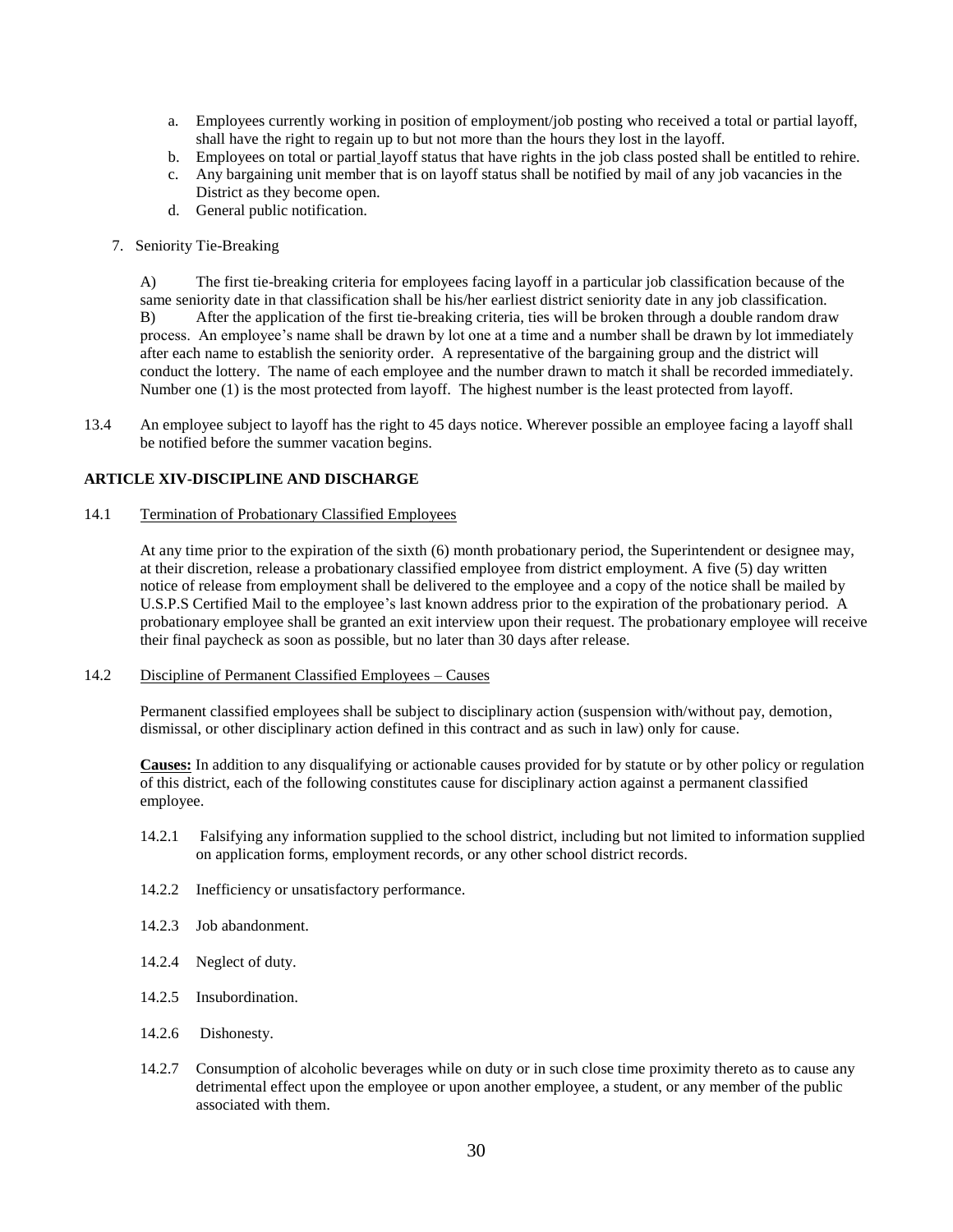a. Employees currently working in position of employment/job posting who received a total or partial layoff, shall have the right to regain up to but not more than the hours they lost in the layoff.
b. Employees on total or partial layoff status that have rights in the job class posted shall be entitled to rehire.
c. Any bargaining unit member that is on layoff status shall be notified by mail of any job vacancies in the District as they become open.
d. General public notification.

7. Seniority Tie-Breaking

A) The first tie-breaking criteria for employees facing layoff in a particular job classification because of the same seniority date in that classification shall be his/her earliest district seniority date in any job classification.
B) After the application of the first tie-breaking criteria, ties will be broken through a double random draw process. An employee's name shall be drawn by lot one at a time and a number shall be drawn by lot immediately after each name to establish the seniority order. A representative of the bargaining group and the district will conduct the lottery. The name of each employee and the number drawn to match it shall be recorded immediately. Number one (1) is the most protected from layoff. The highest number is the least protected from layoff.

13.4 An employee subject to layoff has the right to 45 days notice. Wherever possible an employee facing a layoff shall be notified before the summer vacation begins.

## ARTICLE XIV-DISCIPLINE AND DISCHARGE

14.1 Termination of Probationary Classified Employees

At any time prior to the expiration of the sixth (6) month probationary period, the Superintendent or designee may, at their discretion, release a probationary classified employee from district employment. A five (5) day written notice of release from employment shall be delivered to the employee and a copy of the notice shall be mailed by U.S.P.S Certified Mail to the employee's last known address prior to the expiration of the probationary period. A probationary employee shall be granted an exit interview upon their request. The probationary employee will receive their final paycheck as soon as possible, but no later than 30 days after release.

14.2 Discipline of Permanent Classified Employees – Causes

Permanent classified employees shall be subject to disciplinary action (suspension with/without pay, demotion, dismissal, or other disciplinary action defined in this contract and as such in law) only for cause.

**Causes:** In addition to any disqualifying or actionable causes provided for by statute or by other policy or regulation of this district, each of the following constitutes cause for disciplinary action against a permanent classified employee.

14.2.1 Falsifying any information supplied to the school district, including but not limited to information supplied on application forms, employment records, or any other school district records.

14.2.2 Inefficiency or unsatisfactory performance.

14.2.3 Job abandonment.

14.2.4 Neglect of duty.

14.2.5 Insubordination.

14.2.6 Dishonesty.

14.2.7 Consumption of alcoholic beverages while on duty or in such close time proximity thereto as to cause any detrimental effect upon the employee or upon another employee, a student, or any member of the public associated with them.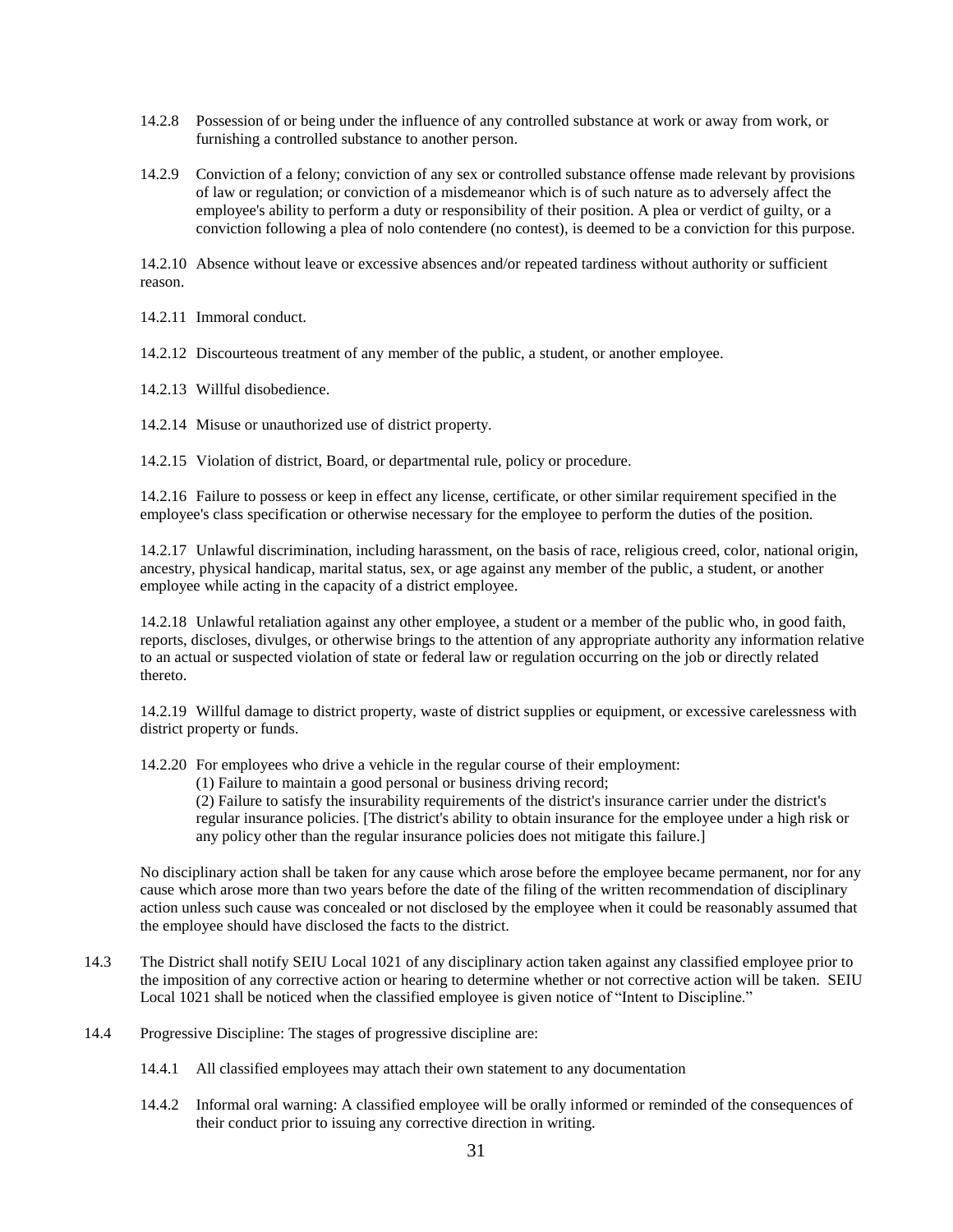14.2.8 Possession of or being under the influence of any controlled substance at work or away from work, or furnishing a controlled substance to another person.

14.2.9 Conviction of a felony; conviction of any sex or controlled substance offense made relevant by provisions of law or regulation; or conviction of a misdemeanor which is of such nature as to adversely affect the employee's ability to perform a duty or responsibility of their position. A plea or verdict of guilty, or a conviction following a plea of nolo contendere (no contest), is deemed to be a conviction for this purpose.

14.2.10 Absence without leave or excessive absences and/or repeated tardiness without authority or sufficient reason.

14.2.11 Immoral conduct.

14.2.12 Discourteous treatment of any member of the public, a student, or another employee.

14.2.13 Willful disobedience.

14.2.14 Misuse or unauthorized use of district property.

14.2.15 Violation of district, Board, or departmental rule, policy or procedure.

14.2.16 Failure to possess or keep in effect any license, certificate, or other similar requirement specified in the employee's class specification or otherwise necessary for the employee to perform the duties of the position.

14.2.17 Unlawful discrimination, including harassment, on the basis of race, religious creed, color, national origin, ancestry, physical handicap, marital status, sex, or age against any member of the public, a student, or another employee while acting in the capacity of a district employee.

14.2.18 Unlawful retaliation against any other employee, a student or a member of the public who, in good faith, reports, discloses, divulges, or otherwise brings to the attention of any appropriate authority any information relative to an actual or suspected violation of state or federal law or regulation occurring on the job or directly related thereto.

14.2.19 Willful damage to district property, waste of district supplies or equipment, or excessive carelessness with district property or funds.

14.2.20 For employees who drive a vehicle in the regular course of their employment:

(1) Failure to maintain a good personal or business driving record;

(2) Failure to satisfy the insurability requirements of the district's insurance carrier under the district's regular insurance policies. [The district's ability to obtain insurance for the employee under a high risk or any policy other than the regular insurance policies does not mitigate this failure.]

No disciplinary action shall be taken for any cause which arose before the employee became permanent, nor for any cause which arose more than two years before the date of the filing of the written recommendation of disciplinary action unless such cause was concealed or not disclosed by the employee when it could be reasonably assumed that the employee should have disclosed the facts to the district.

14.3 The District shall notify SEIU Local 1021 of any disciplinary action taken against any classified employee prior to the imposition of any corrective action or hearing to determine whether or not corrective action will be taken. SEIU Local 1021 shall be noticed when the classified employee is given notice of "Intent to Discipline."

14.4 Progressive Discipline: The stages of progressive discipline are:

14.4.1 All classified employees may attach their own statement to any documentation

14.4.2 Informal oral warning: A classified employee will be orally informed or reminded of the consequences of their conduct prior to issuing any corrective direction in writing.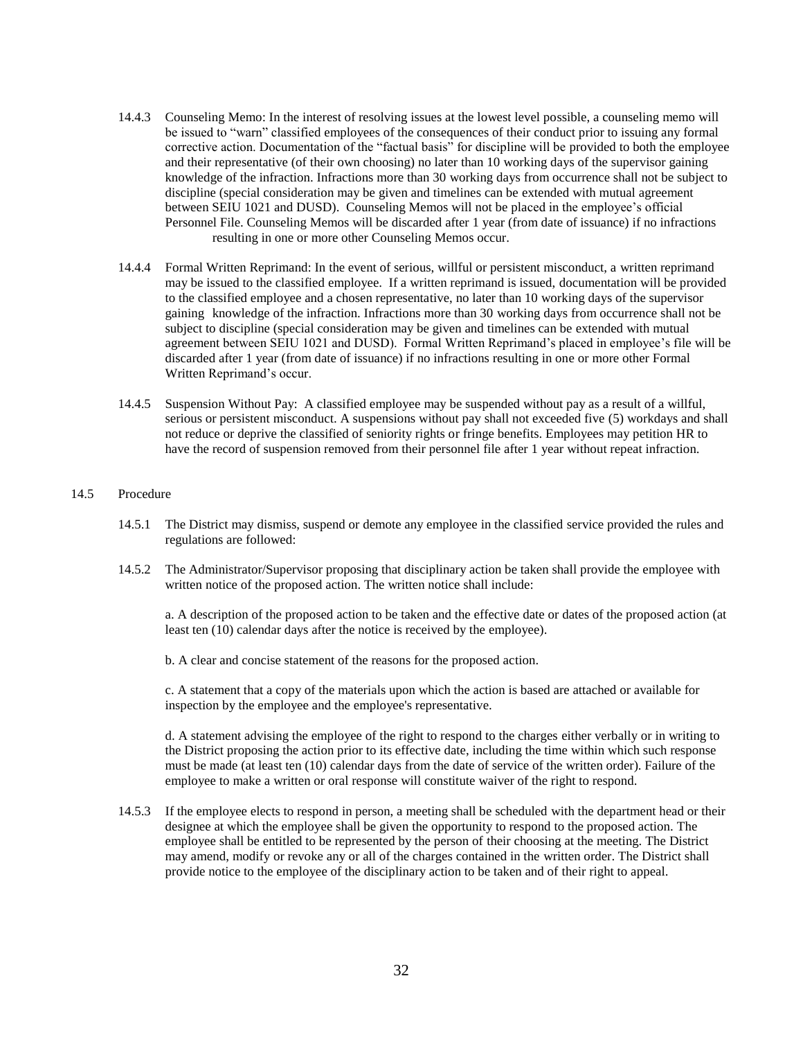14.4.3 Counseling Memo: In the interest of resolving issues at the lowest level possible, a counseling memo will be issued to "warn" classified employees of the consequences of their conduct prior to issuing any formal corrective action. Documentation of the "factual basis" for discipline will be provided to both the employee and their representative (of their own choosing) no later than 10 working days of the supervisor gaining knowledge of the infraction. Infractions more than 30 working days from occurrence shall not be subject to discipline (special consideration may be given and timelines can be extended with mutual agreement between SEIU 1021 and DUSD). Counseling Memos will not be placed in the employee's official Personnel File. Counseling Memos will be discarded after 1 year (from date of issuance) if no infractions resulting in one or more other Counseling Memos occur.

14.4.4 Formal Written Reprimand: In the event of serious, willful or persistent misconduct, a written reprimand may be issued to the classified employee. If a written reprimand is issued, documentation will be provided to the classified employee and a chosen representative, no later than 10 working days of the supervisor gaining knowledge of the infraction. Infractions more than 30 working days from occurrence shall not be subject to discipline (special consideration may be given and timelines can be extended with mutual agreement between SEIU 1021 and DUSD). Formal Written Reprimand's placed in employee's file will be discarded after 1 year (from date of issuance) if no infractions resulting in one or more other Formal Written Reprimand's occur.

14.4.5 Suspension Without Pay: A classified employee may be suspended without pay as a result of a willful, serious or persistent misconduct. A suspensions without pay shall not exceeded five (5) workdays and shall not reduce or deprive the classified of seniority rights or fringe benefits. Employees may petition HR to have the record of suspension removed from their personnel file after 1 year without repeat infraction.

14.5 Procedure

14.5.1 The District may dismiss, suspend or demote any employee in the classified service provided the rules and regulations are followed:

14.5.2 The Administrator/Supervisor proposing that disciplinary action be taken shall provide the employee with written notice of the proposed action. The written notice shall include:

a. A description of the proposed action to be taken and the effective date or dates of the proposed action (at least ten (10) calendar days after the notice is received by the employee).

b. A clear and concise statement of the reasons for the proposed action.

c. A statement that a copy of the materials upon which the action is based are attached or available for inspection by the employee and the employee's representative.

d. A statement advising the employee of the right to respond to the charges either verbally or in writing to the District proposing the action prior to its effective date, including the time within which such response must be made (at least ten (10) calendar days from the date of service of the written order). Failure of the employee to make a written or oral response will constitute waiver of the right to respond.

14.5.3 If the employee elects to respond in person, a meeting shall be scheduled with the department head or their designee at which the employee shall be given the opportunity to respond to the proposed action. The employee shall be entitled to be represented by the person of their choosing at the meeting. The District may amend, modify or revoke any or all of the charges contained in the written order. The District shall provide notice to the employee of the disciplinary action to be taken and of their right to appeal.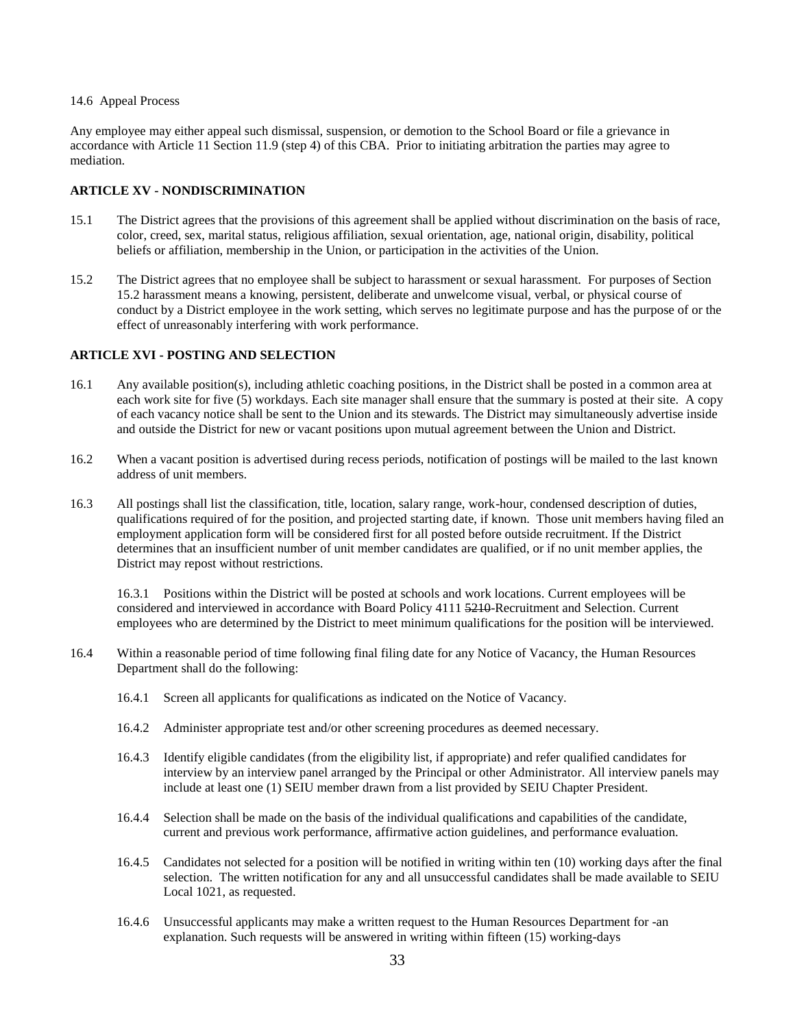14.6 Appeal Process

Any employee may either appeal such dismissal, suspension, or demotion to the School Board or file a grievance in accordance with Article 11 Section 11.9 (step 4) of this CBA. Prior to initiating arbitration the parties may agree to mediation.

**ARTICLE XV - NONDISCRIMINATION**

15.1 The District agrees that the provisions of this agreement shall be applied without discrimination on the basis of race, color, creed, sex, marital status, religious affiliation, sexual orientation, age, national origin, disability, political beliefs or affiliation, membership in the Union, or participation in the activities of the Union.

15.2 The District agrees that no employee shall be subject to harassment or sexual harassment. For purposes of Section 15.2 harassment means a knowing, persistent, deliberate and unwelcome visual, verbal, or physical course of conduct by a District employee in the work setting, which serves no legitimate purpose and has the purpose of or the effect of unreasonably interfering with work performance.

**ARTICLE XVI - POSTING AND SELECTION**

16.1 Any available position(s), including athletic coaching positions, in the District shall be posted in a common area at each work site for five (5) workdays. Each site manager shall ensure that the summary is posted at their site. A copy of each vacancy notice shall be sent to the Union and its stewards. The District may simultaneously advertise inside and outside the District for new or vacant positions upon mutual agreement between the Union and District.

16.2 When a vacant position is advertised during recess periods, notification of postings will be mailed to the last known address of unit members.

16.3 All postings shall list the classification, title, location, salary range, work-hour, condensed description of duties, qualifications required of for the position, and projected starting date, if known. Those unit members having filed an employment application form will be considered first for all posted before outside recruitment. If the District determines that an insufficient number of unit member candidates are qualified, or if no unit member applies, the District may repost without restrictions.

16.3.1 Positions within the District will be posted at schools and work locations. Current employees will be considered and interviewed in accordance with Board Policy 4111 ~~5210~~-Recruitment and Selection. Current employees who are determined by the District to meet minimum qualifications for the position will be interviewed.

16.4 Within a reasonable period of time following final filing date for any Notice of Vacancy, the Human Resources Department shall do the following:

16.4.1 Screen all applicants for qualifications as indicated on the Notice of Vacancy.

16.4.2 Administer appropriate test and/or other screening procedures as deemed necessary.

16.4.3 Identify eligible candidates (from the eligibility list, if appropriate) and refer qualified candidates for interview by an interview panel arranged by the Principal or other Administrator. All interview panels may include at least one (1) SEIU member drawn from a list provided by SEIU Chapter President.

16.4.4 Selection shall be made on the basis of the individual qualifications and capabilities of the candidate, current and previous work performance, affirmative action guidelines, and performance evaluation.

16.4.5 Candidates not selected for a position will be notified in writing within ten (10) working days after the final selection. The written notification for any and all unsuccessful candidates shall be made available to SEIU Local 1021, as requested.

16.4.6 Unsuccessful applicants may make a written request to the Human Resources Department for -an explanation. Such requests will be answered in writing within fifteen (15) working-days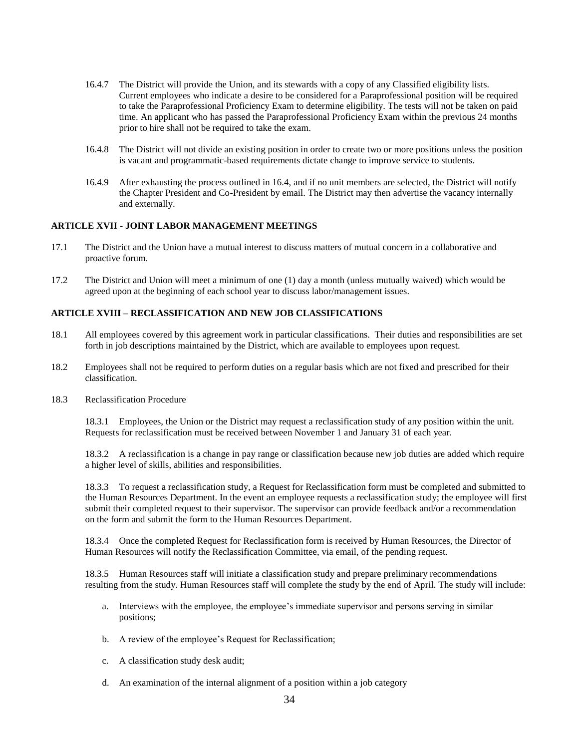16.4.7 The District will provide the Union, and its stewards with a copy of any Classified eligibility lists. Current employees who indicate a desire to be considered for a Paraprofessional position will be required to take the Paraprofessional Proficiency Exam to determine eligibility. The tests will not be taken on paid time. An applicant who has passed the Paraprofessional Proficiency Exam within the previous 24 months prior to hire shall not be required to take the exam.

16.4.8 The District will not divide an existing position in order to create two or more positions unless the position is vacant and programmatic-based requirements dictate change to improve service to students.

16.4.9 After exhausting the process outlined in 16.4, and if no unit members are selected, the District will notify the Chapter President and Co-President by email. The District may then advertise the vacancy internally and externally.

**ARTICLE XVII - JOINT LABOR MANAGEMENT MEETINGS**

17.1 The District and the Union have a mutual interest to discuss matters of mutual concern in a collaborative and proactive forum.

17.2 The District and Union will meet a minimum of one (1) day a month (unless mutually waived) which would be agreed upon at the beginning of each school year to discuss labor/management issues.

**ARTICLE XVIII – RECLASSIFICATION AND NEW JOB CLASSIFICATIONS**

18.1 All employees covered by this agreement work in particular classifications. Their duties and responsibilities are set forth in job descriptions maintained by the District, which are available to employees upon request.

18.2 Employees shall not be required to perform duties on a regular basis which are not fixed and prescribed for their classification.

18.3 Reclassification Procedure

18.3.1 Employees, the Union or the District may request a reclassification study of any position within the unit. Requests for reclassification must be received between November 1 and January 31 of each year.

18.3.2 A reclassification is a change in pay range or classification because new job duties are added which require a higher level of skills, abilities and responsibilities.

18.3.3 To request a reclassification study, a Request for Reclassification form must be completed and submitted to the Human Resources Department. In the event an employee requests a reclassification study; the employee will first submit their completed request to their supervisor. The supervisor can provide feedback and/or a recommendation on the form and submit the form to the Human Resources Department.

18.3.4 Once the completed Request for Reclassification form is received by Human Resources, the Director of Human Resources will notify the Reclassification Committee, via email, of the pending request.

18.3.5 Human Resources staff will initiate a classification study and prepare preliminary recommendations resulting from the study. Human Resources staff will complete the study by the end of April. The study will include:

a. Interviews with the employee, the employee's immediate supervisor and persons serving in similar positions;

b. A review of the employee's Request for Reclassification;

c. A classification study desk audit;

d. An examination of the internal alignment of a position within a job category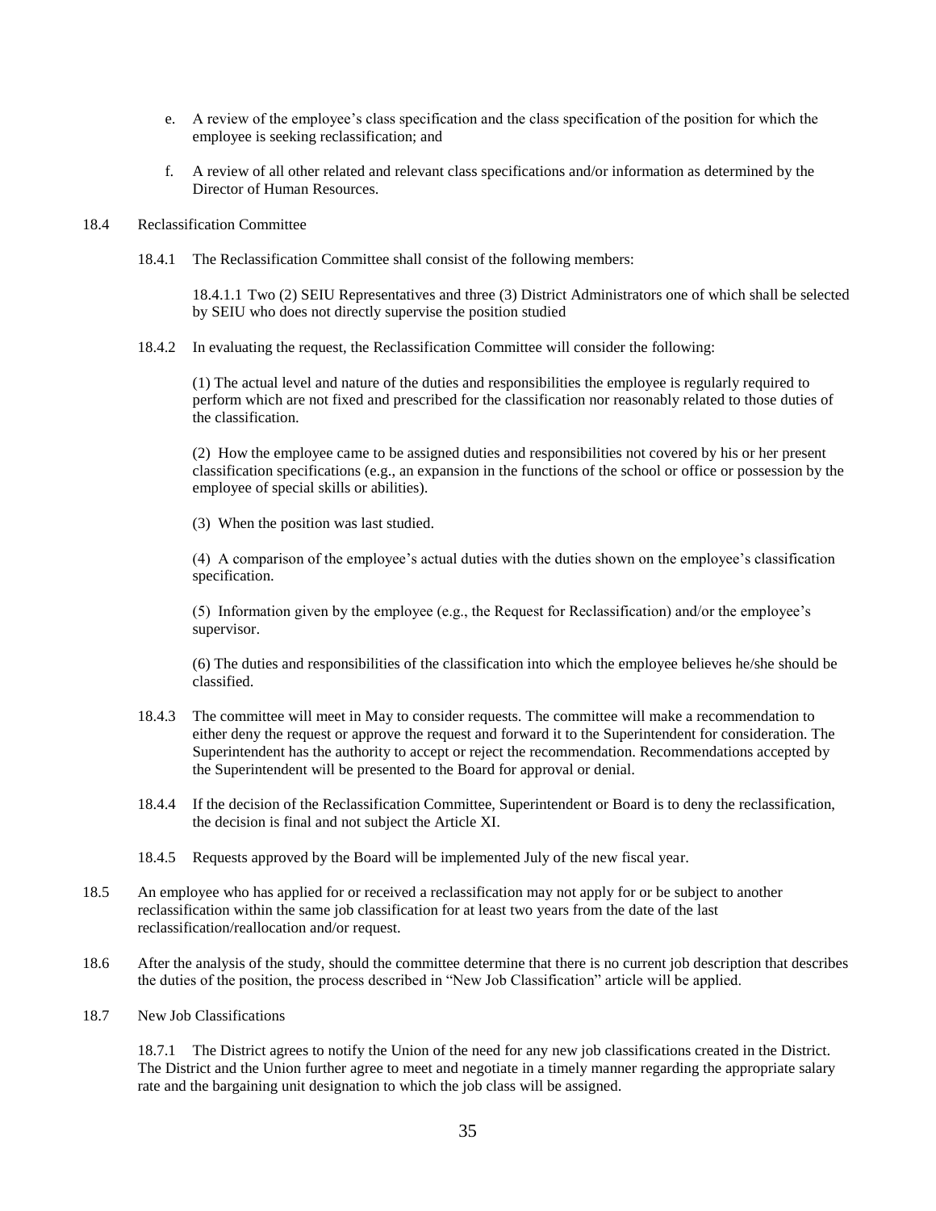e. A review of the employee's class specification and the class specification of the position for which the employee is seeking reclassification; and

f. A review of all other related and relevant class specifications and/or information as determined by the Director of Human Resources.

18.4 Reclassification Committee

18.4.1 The Reclassification Committee shall consist of the following members:

18.4.1.1 Two (2) SEIU Representatives and three (3) District Administrators one of which shall be selected by SEIU who does not directly supervise the position studied

18.4.2 In evaluating the request, the Reclassification Committee will consider the following:

(1) The actual level and nature of the duties and responsibilities the employee is regularly required to perform which are not fixed and prescribed for the classification nor reasonably related to those duties of the classification.

(2) How the employee came to be assigned duties and responsibilities not covered by his or her present classification specifications (e.g., an expansion in the functions of the school or office or possession by the employee of special skills or abilities).

(3) When the position was last studied.

(4) A comparison of the employee's actual duties with the duties shown on the employee's classification specification.

(5) Information given by the employee (e.g., the Request for Reclassification) and/or the employee's supervisor.

(6) The duties and responsibilities of the classification into which the employee believes he/she should be classified.

18.4.3 The committee will meet in May to consider requests. The committee will make a recommendation to either deny the request or approve the request and forward it to the Superintendent for consideration. The Superintendent has the authority to accept or reject the recommendation. Recommendations accepted by the Superintendent will be presented to the Board for approval or denial.

18.4.4 If the decision of the Reclassification Committee, Superintendent or Board is to deny the reclassification, the decision is final and not subject the Article XI.

18.4.5 Requests approved by the Board will be implemented July of the new fiscal year.

18.5 An employee who has applied for or received a reclassification may not apply for or be subject to another reclassification within the same job classification for at least two years from the date of the last reclassification/reallocation and/or request.

18.6 After the analysis of the study, should the committee determine that there is no current job description that describes the duties of the position, the process described in "New Job Classification" article will be applied.

18.7 New Job Classifications

18.7.1 The District agrees to notify the Union of the need for any new job classifications created in the District. The District and the Union further agree to meet and negotiate in a timely manner regarding the appropriate salary rate and the bargaining unit designation to which the job class will be assigned.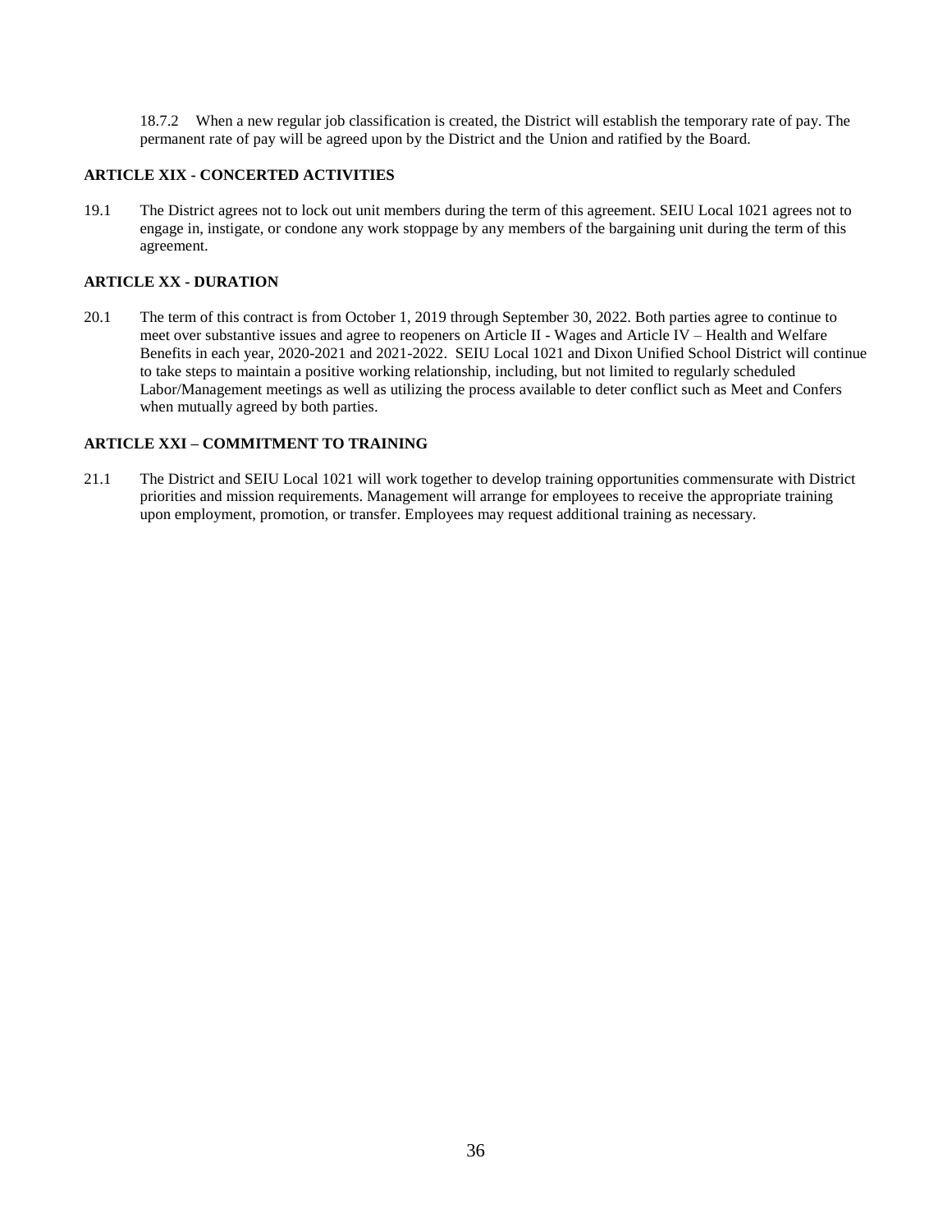18.7.2 When a new regular job classification is created, the District will establish the temporary rate of pay. The permanent rate of pay will be agreed upon by the District and the Union and ratified by the Board.

### ARTICLE XIX - CONCERTED ACTIVITIES

19.1 The District agrees not to lock out unit members during the term of this agreement. SEIU Local 1021 agrees not to engage in, instigate, or condone any work stoppage by any members of the bargaining unit during the term of this agreement.

### ARTICLE XX - DURATION

20.1 The term of this contract is from October 1, 2019 through September 30, 2022. Both parties agree to continue to meet over substantive issues and agree to reopeners on Article II - Wages and Article IV – Health and Welfare Benefits in each year, 2020-2021 and 2021-2022. SEIU Local 1021 and Dixon Unified School District will continue to take steps to maintain a positive working relationship, including, but not limited to regularly scheduled Labor/Management meetings as well as utilizing the process available to deter conflict such as Meet and Confers when mutually agreed by both parties.

### ARTICLE XXI – COMMITMENT TO TRAINING

21.1 The District and SEIU Local 1021 will work together to develop training opportunities commensurate with District priorities and mission requirements. Management will arrange for employees to receive the appropriate training upon employment, promotion, or transfer. Employees may request additional training as necessary.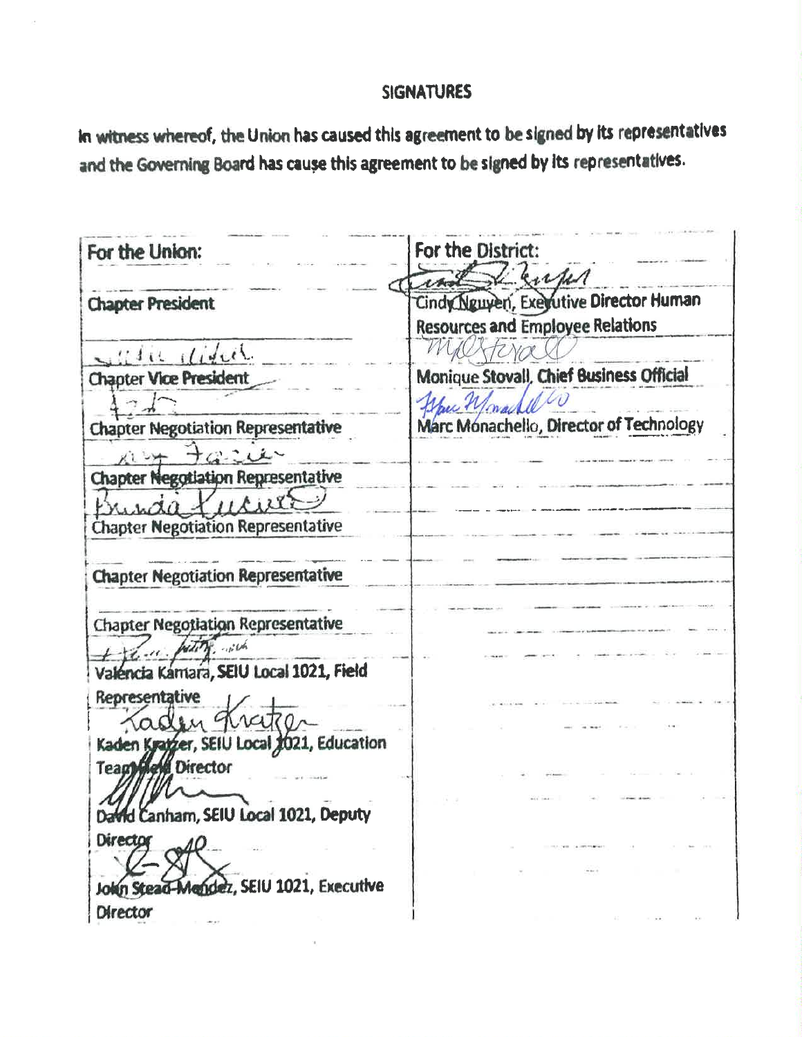## SIGNATURES

In witness whereof, the Union has caused this agreement to be signed by its representatives and the Governing Board has cause this agreement to be signed by its representatives.

| For the Union: | For the District: |
|---|---|
| Chapter President | Cindy Nguyen, Executive Director Human Resources and Employee Relations |
| Chapter Vice President | Monique Stovall, Chief Business Official |
| Chapter Negotiation Representative | Marc Monachello, Director of Technology |
| Chapter Negotiation Representative | |
| Chapter Negotiation Representative | |
| Chapter Negotiation Representative | |
| Chapter Negotiation Representative | |
| Valencia Kamara, SEIU Local 1021, Field Representative | |
| Kaden Kratzer, SEIU Local 1021, Education Team Field Director | |
| David Canham, SEIU Local 1021, Deputy Director | |
| John Stead-Mendez, SEIU 1021, Executive Director | |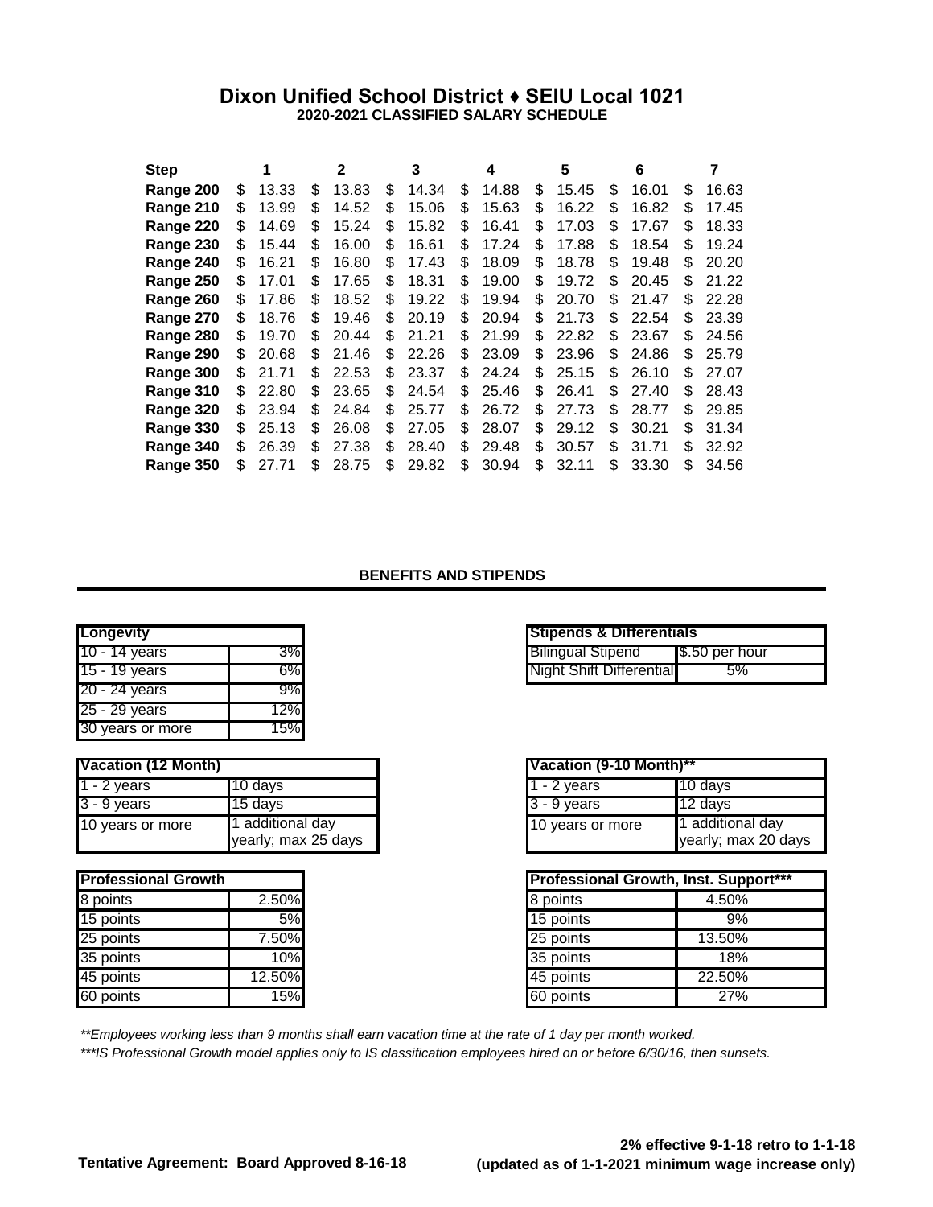# Dixon Unified School District ♦ SEIU Local 1021

**2020-2021 CLASSIFIED SALARY SCHEDULE**

| Step | 1 | 2 | 3 | 4 | 5 | 6 | 7 |
|---|---|---|---|---|---|---|---|
| **Range 200** | $ 13.33 | $ 13.83 | $ 14.34 | $ 14.88 | $ 15.45 | $ 16.01 | $ 16.63 |
| **Range 210** | $ 13.99 | $ 14.52 | $ 15.06 | $ 15.63 | $ 16.22 | $ 16.82 | $ 17.45 |
| **Range 220** | $ 14.69 | $ 15.24 | $ 15.82 | $ 16.41 | $ 17.03 | $ 17.67 | $ 18.33 |
| **Range 230** | $ 15.44 | $ 16.00 | $ 16.61 | $ 17.24 | $ 17.88 | $ 18.54 | $ 19.24 |
| **Range 240** | $ 16.21 | $ 16.80 | $ 17.43 | $ 18.09 | $ 18.78 | $ 19.48 | $ 20.20 |
| **Range 250** | $ 17.01 | $ 17.65 | $ 18.31 | $ 19.00 | $ 19.72 | $ 20.45 | $ 21.22 |
| **Range 260** | $ 17.86 | $ 18.52 | $ 19.22 | $ 19.94 | $ 20.70 | $ 21.47 | $ 22.28 |
| **Range 270** | $ 18.76 | $ 19.46 | $ 20.19 | $ 20.94 | $ 21.73 | $ 22.54 | $ 23.39 |
| **Range 280** | $ 19.70 | $ 20.44 | $ 21.21 | $ 21.99 | $ 22.82 | $ 23.67 | $ 24.56 |
| **Range 290** | $ 20.68 | $ 21.46 | $ 22.26 | $ 23.09 | $ 23.96 | $ 24.86 | $ 25.79 |
| **Range 300** | $ 21.71 | $ 22.53 | $ 23.37 | $ 24.24 | $ 25.15 | $ 26.10 | $ 27.07 |
| **Range 310** | $ 22.80 | $ 23.65 | $ 24.54 | $ 25.46 | $ 26.41 | $ 27.40 | $ 28.43 |
| **Range 320** | $ 23.94 | $ 24.84 | $ 25.77 | $ 26.72 | $ 27.73 | $ 28.77 | $ 29.85 |
| **Range 330** | $ 25.13 | $ 26.08 | $ 27.05 | $ 28.07 | $ 29.12 | $ 30.21 | $ 31.34 |
| **Range 340** | $ 26.39 | $ 27.38 | $ 28.40 | $ 29.48 | $ 30.57 | $ 31.71 | $ 32.92 |
| **Range 350** | $ 27.71 | $ 28.75 | $ 29.82 | $ 30.94 | $ 32.11 | $ 33.30 | $ 34.56 |

## BENEFITS AND STIPENDS

| Longevity | |
|---|---|
| 10 - 14 years | 3% |
| 15 - 19 years | 6% |
| 20 - 24 years | 9% |
| 25 - 29 years | 12% |
| 30 years or more | 15% |

| Stipends & Differentials | |
|---|---|
| Bilingual Stipend | $.50 per hour |
| Night Shift Differential | 5% |

| Vacation (12 Month) | |
|---|---|
| 1 - 2 years | 10 days |
| 3 - 9 years | 15 days |
| 10 years or more | 1 additional day yearly; max 25 days |

| Vacation (9-10 Month)** | |
|---|---|
| 1 - 2 years | 10 days |
| 3 - 9 years | 12 days |
| 10 years or more | 1 additional day yearly; max 20 days |

| Professional Growth | |
|---|---|
| 8 points | 2.50% |
| 15 points | 5% |
| 25 points | 7.50% |
| 35 points | 10% |
| 45 points | 12.50% |
| 60 points | 15% |

| Professional Growth, Inst. Support*** | |
|---|---|
| 8 points | 4.50% |
| 15 points | 9% |
| 25 points | 13.50% |
| 35 points | 18% |
| 45 points | 22.50% |
| 60 points | 27% |

*\*\*Employees working less than 9 months shall earn vacation time at the rate of 1 day per month worked.*

*\*\*\*IS Professional Growth model applies only to IS classification employees hired on or before 6/30/16, then sunsets.*

**Tentative Agreement: Board Approved 8-16-18**

**2% effective 9-1-18 retro to 1-1-18 (updated as of 1-1-2021 minimum wage increase only)**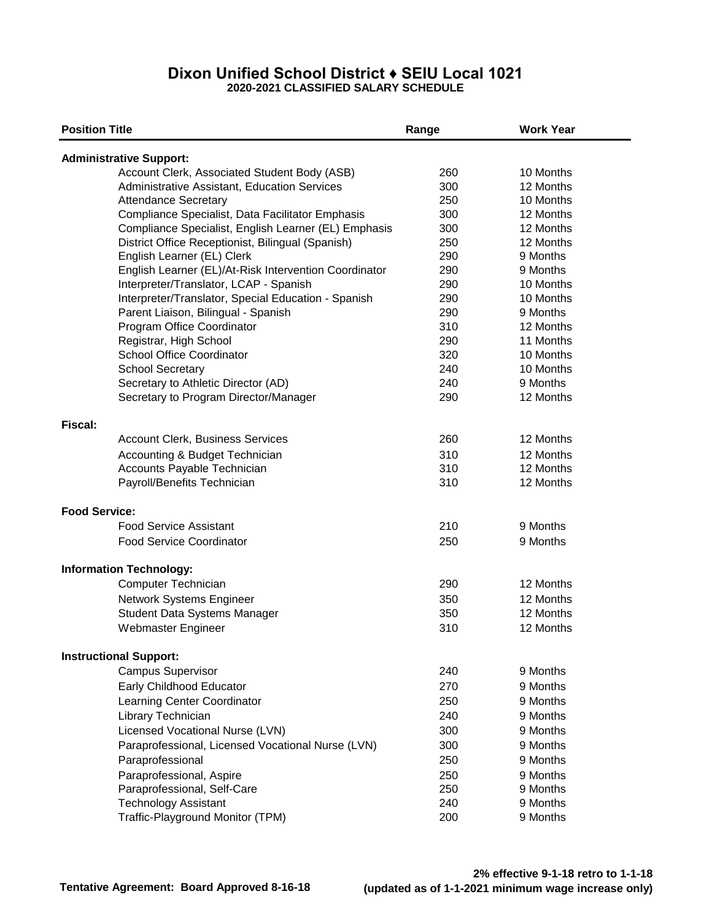# Dixon Unified School District ♦ SEIU Local 1021

**2020-2021 CLASSIFIED SALARY SCHEDULE**

| Position Title | Range | Work Year |
|---|---|---|
| **Administrative Support:** | | |
| Account Clerk, Associated Student Body (ASB) | 260 | 10 Months |
| Administrative Assistant, Education Services | 300 | 12 Months |
| Attendance Secretary | 250 | 10 Months |
| Compliance Specialist, Data Facilitator Emphasis | 300 | 12 Months |
| Compliance Specialist, English Learner (EL) Emphasis | 300 | 12 Months |
| District Office Receptionist, Bilingual (Spanish) | 250 | 12 Months |
| English Learner (EL) Clerk | 290 | 9 Months |
| English Learner (EL)/At-Risk Intervention Coordinator | 290 | 9 Months |
| Interpreter/Translator, LCAP - Spanish | 290 | 10 Months |
| Interpreter/Translator, Special Education - Spanish | 290 | 10 Months |
| Parent Liaison, Bilingual - Spanish | 290 | 9 Months |
| Program Office Coordinator | 310 | 12 Months |
| Registrar, High School | 290 | 11 Months |
| School Office Coordinator | 320 | 10 Months |
| School Secretary | 240 | 10 Months |
| Secretary to Athletic Director (AD) | 240 | 9 Months |
| Secretary to Program Director/Manager | 290 | 12 Months |
| **Fiscal:** | | |
| Account Clerk, Business Services | 260 | 12 Months |
| Accounting & Budget Technician | 310 | 12 Months |
| Accounts Payable Technician | 310 | 12 Months |
| Payroll/Benefits Technician | 310 | 12 Months |
| **Food Service:** | | |
| Food Service Assistant | 210 | 9 Months |
| Food Service Coordinator | 250 | 9 Months |
| **Information Technology:** | | |
| Computer Technician | 290 | 12 Months |
| Network Systems Engineer | 350 | 12 Months |
| Student Data Systems Manager | 350 | 12 Months |
| Webmaster Engineer | 310 | 12 Months |
| **Instructional Support:** | | |
| Campus Supervisor | 240 | 9 Months |
| Early Childhood Educator | 270 | 9 Months |
| Learning Center Coordinator | 250 | 9 Months |
| Library Technician | 240 | 9 Months |
| Licensed Vocational Nurse (LVN) | 300 | 9 Months |
| Paraprofessional, Licensed Vocational Nurse (LVN) | 300 | 9 Months |
| Paraprofessional | 250 | 9 Months |
| Paraprofessional, Aspire | 250 | 9 Months |
| Paraprofessional, Self-Care | 250 | 9 Months |
| Technology Assistant | 240 | 9 Months |
| Traffic-Playground Monitor (TPM) | 200 | 9 Months |

**Tentative Agreement: Board Approved 8-16-18**

**2% effective 9-1-18 retro to 1-1-18**
**(updated as of 1-1-2021 minimum wage increase only)**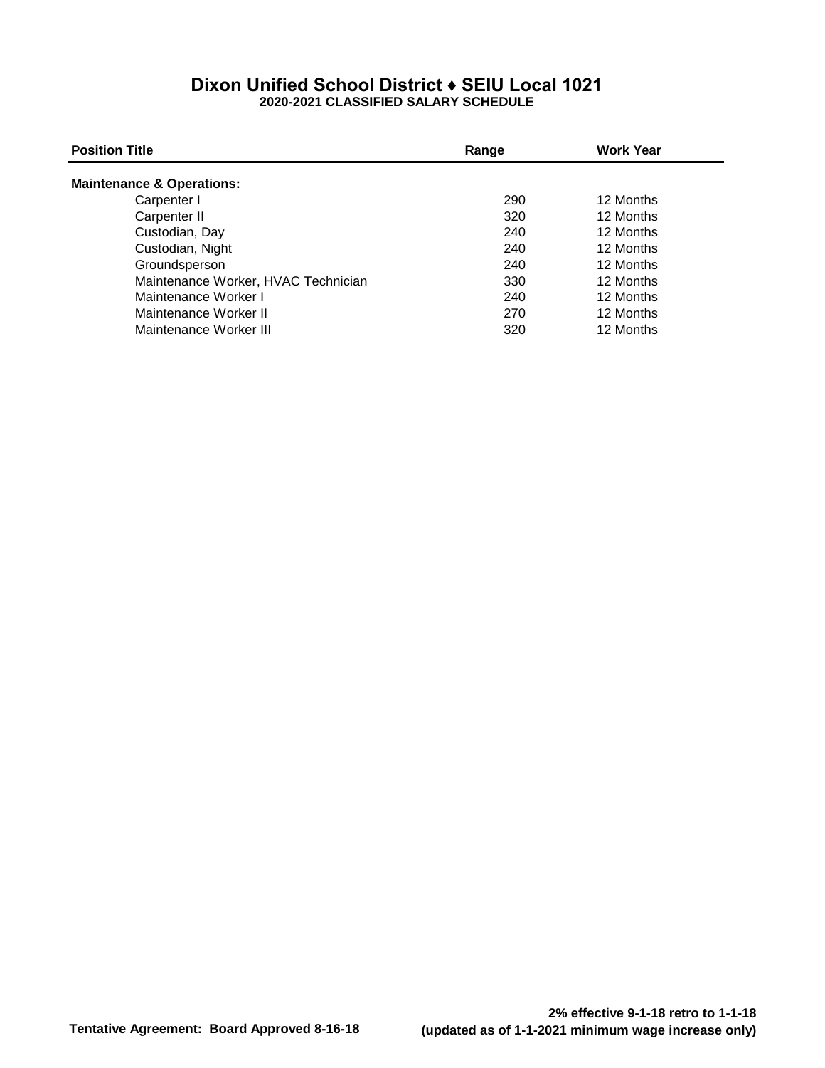# Dixon Unified School District ♦ SEIU Local 1021

**2020-2021 CLASSIFIED SALARY SCHEDULE**

| Position Title | Range | Work Year |
|---|---|---|
| **Maintenance & Operations:** | | |
| Carpenter I | 290 | 12 Months |
| Carpenter II | 320 | 12 Months |
| Custodian, Day | 240 | 12 Months |
| Custodian, Night | 240 | 12 Months |
| Groundsperson | 240 | 12 Months |
| Maintenance Worker, HVAC Technician | 330 | 12 Months |
| Maintenance Worker I | 240 | 12 Months |
| Maintenance Worker II | 270 | 12 Months |
| Maintenance Worker III | 320 | 12 Months |

**Tentative Agreement: Board Approved 8-16-18**

**2% effective 9-1-18 retro to 1-1-18**
**(updated as of 1-1-2021 minimum wage increase only)**